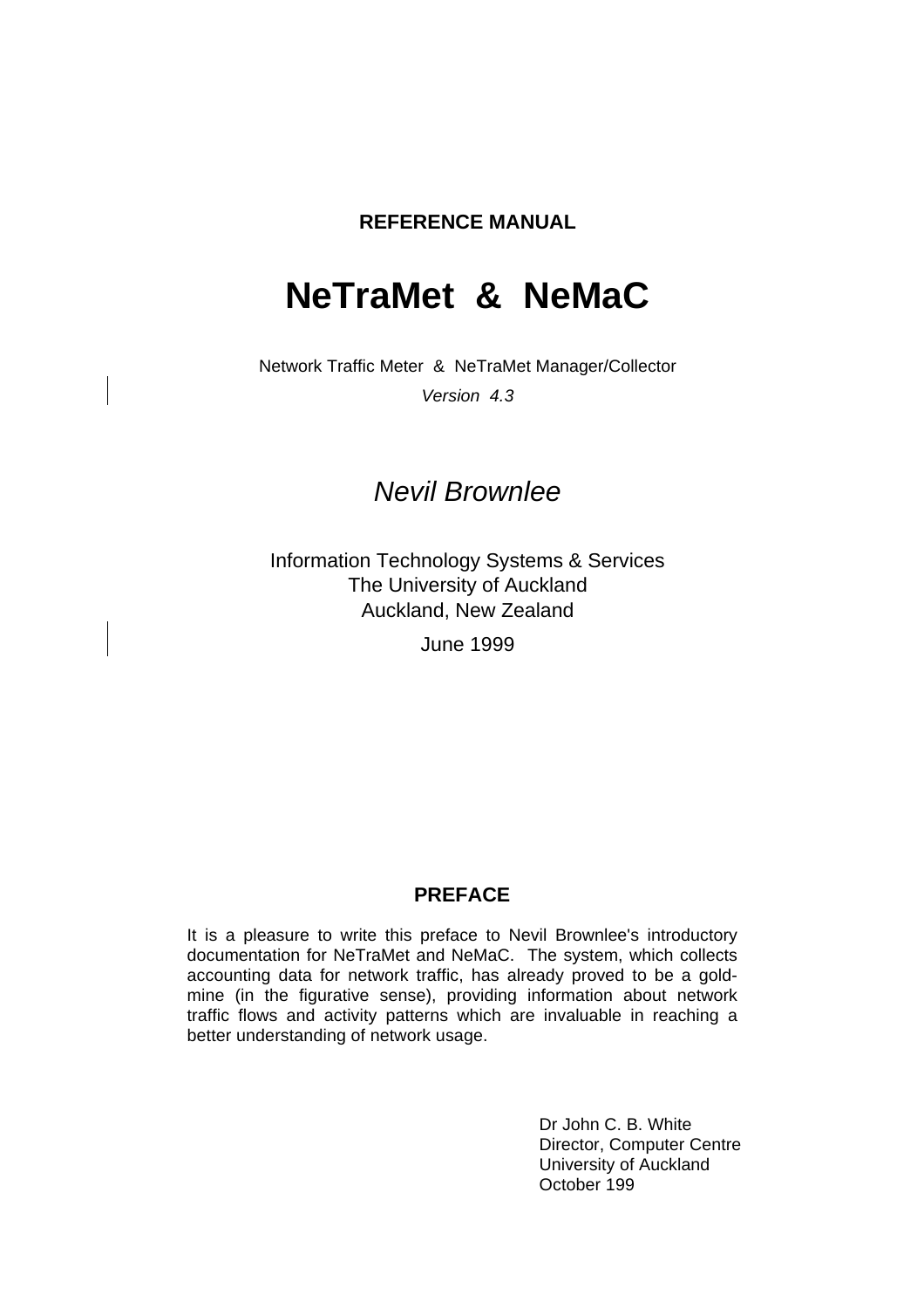**REFERENCE MANUAL**

# NeTraMet & NeMaC

Network Traffic Meter & NeTraMet Manager/Collector

*Version 4.3*

*Nevil Brownlee*

Information Technology Systems & Services
The University of Auckland
Auckland, New Zealand

June 1999

## PREFACE

It is a pleasure to write this preface to Nevil Brownlee's introductory documentation for NeTraMet and NeMaC. The system, which collects accounting data for network traffic, has already proved to be a gold-mine (in the figurative sense), providing information about network traffic flows and activity patterns which are invaluable in reaching a better understanding of network usage.

Dr John C. B. White
Director, Computer Centre
University of Auckland
October 199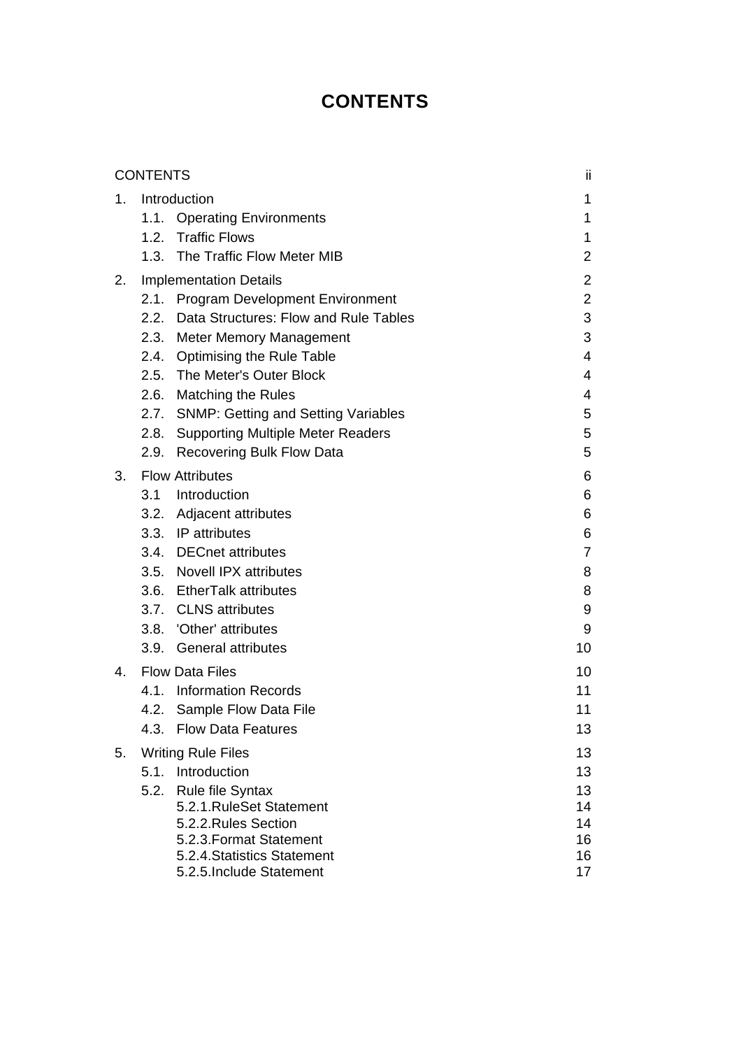# CONTENTS

| | | |
|---|---|---|
| CONTENTS | | ii |
| 1. | Introduction | 1 |
| | 1.1. Operating Environments | 1 |
| | 1.2. Traffic Flows | 1 |
| | 1.3. The Traffic Flow Meter MIB | 2 |
| 2. | Implementation Details | 2 |
| | 2.1. Program Development Environment | 2 |
| | 2.2. Data Structures: Flow and Rule Tables | 3 |
| | 2.3. Meter Memory Management | 3 |
| | 2.4. Optimising the Rule Table | 4 |
| | 2.5. The Meter's Outer Block | 4 |
| | 2.6. Matching the Rules | 4 |
| | 2.7. SNMP: Getting and Setting Variables | 5 |
| | 2.8. Supporting Multiple Meter Readers | 5 |
| | 2.9. Recovering Bulk Flow Data | 5 |
| 3. | Flow Attributes | 6 |
| | 3.1 Introduction | 6 |
| | 3.2. Adjacent attributes | 6 |
| | 3.3. IP attributes | 6 |
| | 3.4. DECnet attributes | 7 |
| | 3.5. Novell IPX attributes | 8 |
| | 3.6. EtherTalk attributes | 8 |
| | 3.7. CLNS attributes | 9 |
| | 3.8. 'Other' attributes | 9 |
| | 3.9. General attributes | 10 |
| 4. | Flow Data Files | 10 |
| | 4.1. Information Records | 11 |
| | 4.2. Sample Flow Data File | 11 |
| | 4.3. Flow Data Features | 13 |
| 5. | Writing Rule Files | 13 |
| | 5.1. Introduction | 13 |
| | 5.2. Rule file Syntax | 13 |
| | 5.2.1.RuleSet Statement | 14 |
| | 5.2.2.Rules Section | 14 |
| | 5.2.3.Format Statement | 16 |
| | 5.2.4.Statistics Statement | 16 |
| | 5.2.5.Include Statement | 17 |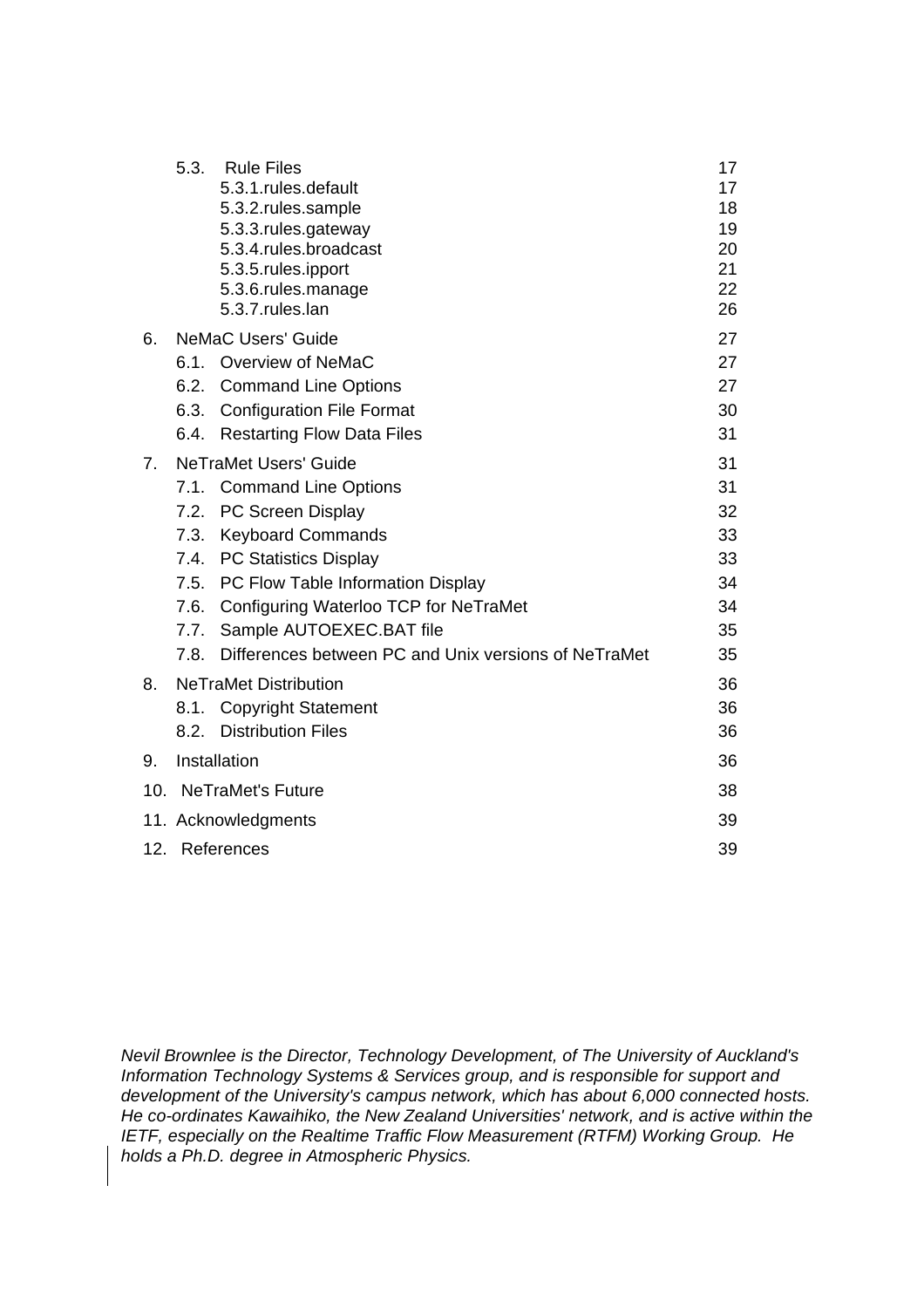| | | |
|---|---|---|
| 5.3. | Rule Files | 17 |
| | 5.3.1.rules.default | 17 |
| | 5.3.2.rules.sample | 18 |
| | 5.3.3.rules.gateway | 19 |
| | 5.3.4.rules.broadcast | 20 |
| | 5.3.5.rules.ipport | 21 |
| | 5.3.6.rules.manage | 22 |
| | 5.3.7.rules.lan | 26 |
| 6. | NeMaC Users' Guide | 27 |
| 6.1. | Overview of NeMaC | 27 |
| 6.2. | Command Line Options | 27 |
| 6.3. | Configuration File Format | 30 |
| 6.4. | Restarting Flow Data Files | 31 |
| 7. | NeTraMet Users' Guide | 31 |
| 7.1. | Command Line Options | 31 |
| 7.2. | PC Screen Display | 32 |
| 7.3. | Keyboard Commands | 33 |
| 7.4. | PC Statistics Display | 33 |
| 7.5. | PC Flow Table Information Display | 34 |
| 7.6. | Configuring Waterloo TCP for NeTraMet | 34 |
| 7.7. | Sample AUTOEXEC.BAT file | 35 |
| 7.8. | Differences between PC and Unix versions of NeTraMet | 35 |
| 8. | NeTraMet Distribution | 36 |
| 8.1. | Copyright Statement | 36 |
| 8.2. | Distribution Files | 36 |
| 9. | Installation | 36 |
| 10. | NeTraMet's Future | 38 |
| 11. | Acknowledgments | 39 |
| 12. | References | 39 |

*Nevil Brownlee is the Director, Technology Development, of The University of Auckland's Information Technology Systems & Services group, and is responsible for support and development of the University's campus network, which has about 6,000 connected hosts. He co-ordinates Kawaihiko, the New Zealand Universities' network, and is active within the IETF, especially on the Realtime Traffic Flow Measurement (RTFM) Working Group. He holds a Ph.D. degree in Atmospheric Physics.*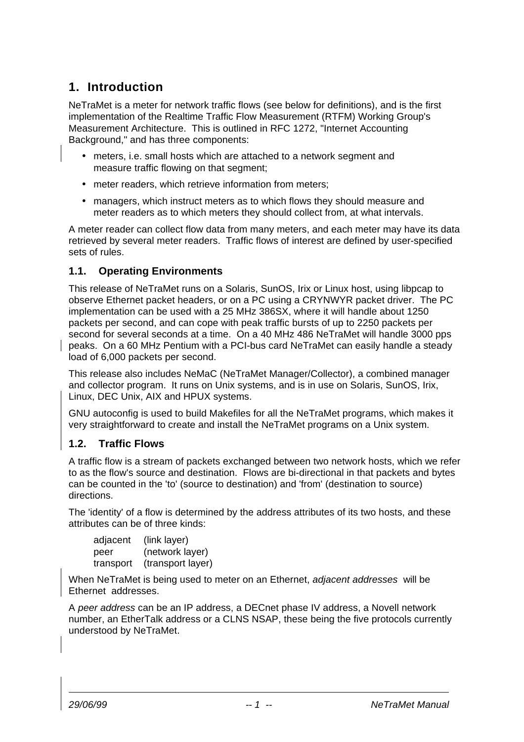# 1. Introduction

NeTraMet is a meter for network traffic flows (see below for definitions), and is the first implementation of the Realtime Traffic Flow Measurement (RTFM) Working Group's Measurement Architecture. This is outlined in RFC 1272, "Internet Accounting Background," and has three components:

- meters, i.e. small hosts which are attached to a network segment and measure traffic flowing on that segment;
- meter readers, which retrieve information from meters;
- managers, which instruct meters as to which flows they should measure and meter readers as to which meters they should collect from, at what intervals.

A meter reader can collect flow data from many meters, and each meter may have its data retrieved by several meter readers. Traffic flows of interest are defined by user-specified sets of rules.

## 1.1. Operating Environments

This release of NeTraMet runs on a Solaris, SunOS, Irix or Linux host, using libpcap to observe Ethernet packet headers, or on a PC using a CRYNWYR packet driver. The PC implementation can be used with a 25 MHz 386SX, where it will handle about 1250 packets per second, and can cope with peak traffic bursts of up to 2250 packets per second for several seconds at a time. On a 40 MHz 486 NeTraMet will handle 3000 pps peaks. On a 60 MHz Pentium with a PCI-bus card NeTraMet can easily handle a steady load of 6,000 packets per second.

This release also includes NeMaC (NeTraMet Manager/Collector), a combined manager and collector program. It runs on Unix systems, and is in use on Solaris, SunOS, Irix, Linux, DEC Unix, AIX and HPUX systems.

GNU autoconfig is used to build Makefiles for all the NeTraMet programs, which makes it very straightforward to create and install the NeTraMet programs on a Unix system.

## 1.2. Traffic Flows

A traffic flow is a stream of packets exchanged between two network hosts, which we refer to as the flow's source and destination. Flows are bi-directional in that packets and bytes can be counted in the 'to' (source to destination) and 'from' (destination to source) directions.

The 'identity' of a flow is determined by the address attributes of its two hosts, and these attributes can be of three kinds:

| | |
|---|---|
| adjacent | (link layer) |
| peer | (network layer) |
| transport | (transport layer) |

When NeTraMet is being used to meter on an Ethernet, *adjacent addresses* will be Ethernet addresses.

A *peer address* can be an IP address, a DECnet phase IV address, a Novell network number, an EtherTalk address or a CLNS NSAP, these being the five protocols currently understood by NeTraMet.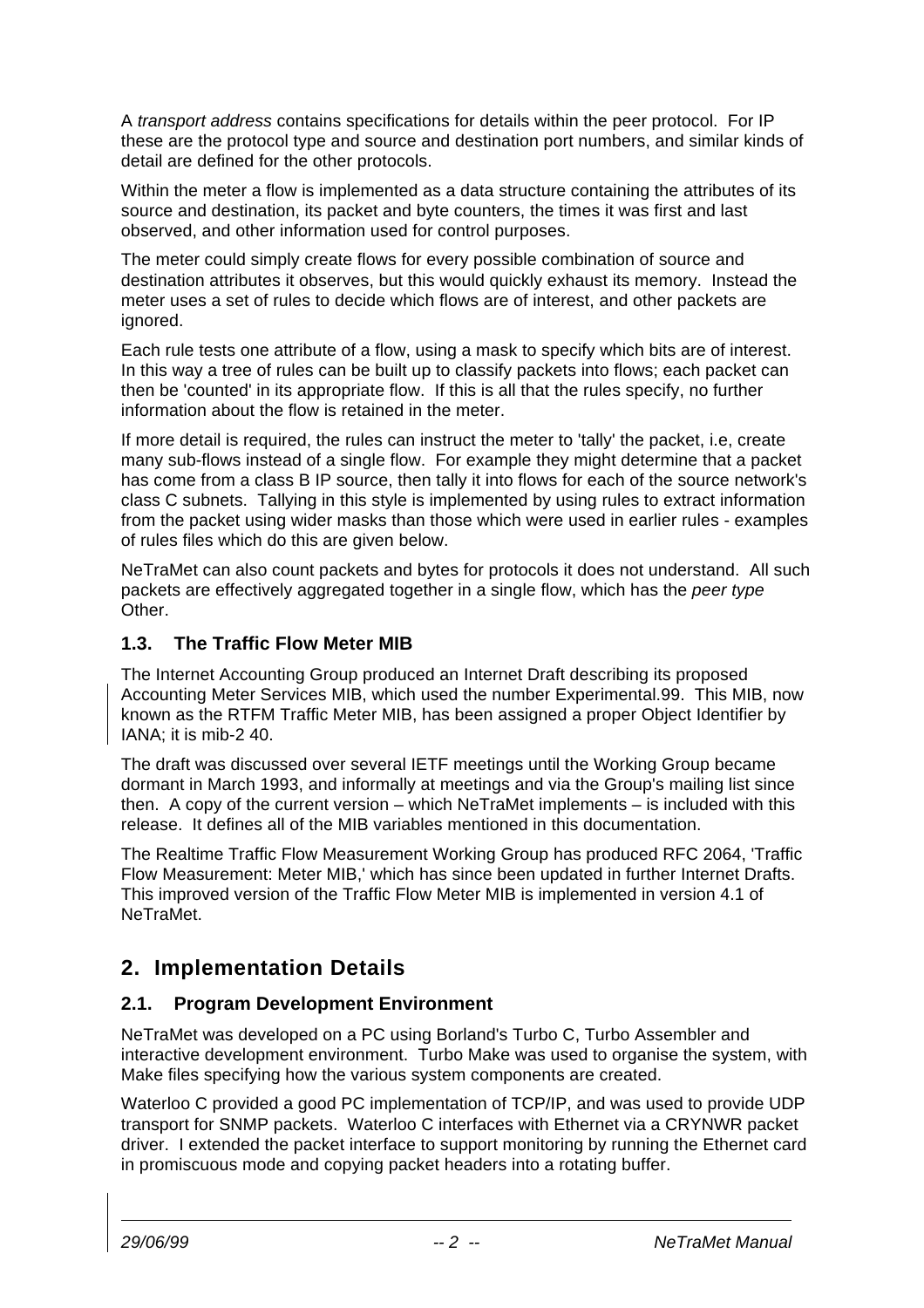A *transport address* contains specifications for details within the peer protocol. For IP these are the protocol type and source and destination port numbers, and similar kinds of detail are defined for the other protocols.

Within the meter a flow is implemented as a data structure containing the attributes of its source and destination, its packet and byte counters, the times it was first and last observed, and other information used for control purposes.

The meter could simply create flows for every possible combination of source and destination attributes it observes, but this would quickly exhaust its memory. Instead the meter uses a set of rules to decide which flows are of interest, and other packets are ignored.

Each rule tests one attribute of a flow, using a mask to specify which bits are of interest. In this way a tree of rules can be built up to classify packets into flows; each packet can then be 'counted' in its appropriate flow. If this is all that the rules specify, no further information about the flow is retained in the meter.

If more detail is required, the rules can instruct the meter to 'tally' the packet, i.e, create many sub-flows instead of a single flow. For example they might determine that a packet has come from a class B IP source, then tally it into flows for each of the source network's class C subnets. Tallying in this style is implemented by using rules to extract information from the packet using wider masks than those which were used in earlier rules - examples of rules files which do this are given below.

NeTraMet can also count packets and bytes for protocols it does not understand. All such packets are effectively aggregated together in a single flow, which has the *peer type* Other.

### 1.3. The Traffic Flow Meter MIB

The Internet Accounting Group produced an Internet Draft describing its proposed Accounting Meter Services MIB, which used the number Experimental.99. This MIB, now known as the RTFM Traffic Meter MIB, has been assigned a proper Object Identifier by IANA; it is mib-2 40.

The draft was discussed over several IETF meetings until the Working Group became dormant in March 1993, and informally at meetings and via the Group's mailing list since then. A copy of the current version – which NeTraMet implements – is included with this release. It defines all of the MIB variables mentioned in this documentation.

The Realtime Traffic Flow Measurement Working Group has produced RFC 2064, 'Traffic Flow Measurement: Meter MIB,' which has since been updated in further Internet Drafts. This improved version of the Traffic Flow Meter MIB is implemented in version 4.1 of NeTraMet.

## 2. Implementation Details

### 2.1. Program Development Environment

NeTraMet was developed on a PC using Borland's Turbo C, Turbo Assembler and interactive development environment. Turbo Make was used to organise the system, with Make files specifying how the various system components are created.

Waterloo C provided a good PC implementation of TCP/IP, and was used to provide UDP transport for SNMP packets. Waterloo C interfaces with Ethernet via a CRYNWR packet driver. I extended the packet interface to support monitoring by running the Ethernet card in promiscuous mode and copying packet headers into a rotating buffer.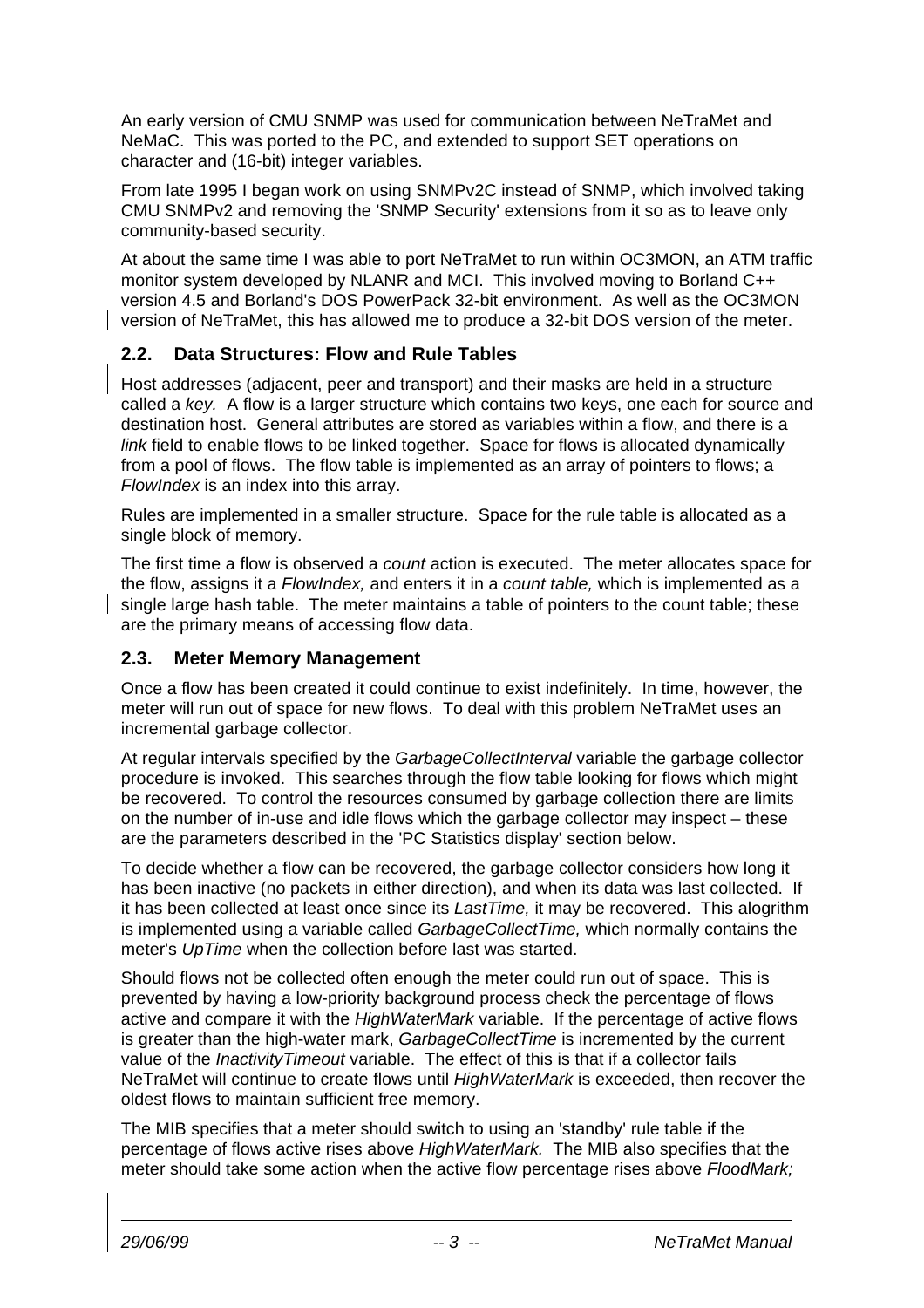An early version of CMU SNMP was used for communication between NeTraMet and NeMaC. This was ported to the PC, and extended to support SET operations on character and (16-bit) integer variables.

From late 1995 I began work on using SNMPv2C instead of SNMP, which involved taking CMU SNMPv2 and removing the 'SNMP Security' extensions from it so as to leave only community-based security.

At about the same time I was able to port NeTraMet to run within OC3MON, an ATM traffic monitor system developed by NLANR and MCI. This involved moving to Borland C++ version 4.5 and Borland's DOS PowerPack 32-bit environment. As well as the OC3MON version of NeTraMet, this has allowed me to produce a 32-bit DOS version of the meter.

## 2.2. Data Structures: Flow and Rule Tables

Host addresses (adjacent, peer and transport) and their masks are held in a structure called a *key.* A flow is a larger structure which contains two keys, one each for source and destination host. General attributes are stored as variables within a flow, and there is a *link* field to enable flows to be linked together. Space for flows is allocated dynamically from a pool of flows. The flow table is implemented as an array of pointers to flows; a *FlowIndex* is an index into this array.

Rules are implemented in a smaller structure. Space for the rule table is allocated as a single block of memory.

The first time a flow is observed a *count* action is executed. The meter allocates space for the flow, assigns it a *FlowIndex,* and enters it in a *count table,* which is implemented as a single large hash table. The meter maintains a table of pointers to the count table; these are the primary means of accessing flow data.

## 2.3. Meter Memory Management

Once a flow has been created it could continue to exist indefinitely. In time, however, the meter will run out of space for new flows. To deal with this problem NeTraMet uses an incremental garbage collector.

At regular intervals specified by the *GarbageCollectInterval* variable the garbage collector procedure is invoked. This searches through the flow table looking for flows which might be recovered. To control the resources consumed by garbage collection there are limits on the number of in-use and idle flows which the garbage collector may inspect – these are the parameters described in the 'PC Statistics display' section below.

To decide whether a flow can be recovered, the garbage collector considers how long it has been inactive (no packets in either direction), and when its data was last collected. If it has been collected at least once since its *LastTime,* it may be recovered. This alogrithm is implemented using a variable called *GarbageCollectTime,* which normally contains the meter's *UpTime* when the collection before last was started.

Should flows not be collected often enough the meter could run out of space. This is prevented by having a low-priority background process check the percentage of flows active and compare it with the *HighWaterMark* variable. If the percentage of active flows is greater than the high-water mark, *GarbageCollectTime* is incremented by the current value of the *InactivityTimeout* variable. The effect of this is that if a collector fails NeTraMet will continue to create flows until *HighWaterMark* is exceeded, then recover the oldest flows to maintain sufficient free memory.

The MIB specifies that a meter should switch to using an 'standby' rule table if the percentage of flows active rises above *HighWaterMark.* The MIB also specifies that the meter should take some action when the active flow percentage rises above *FloodMark;*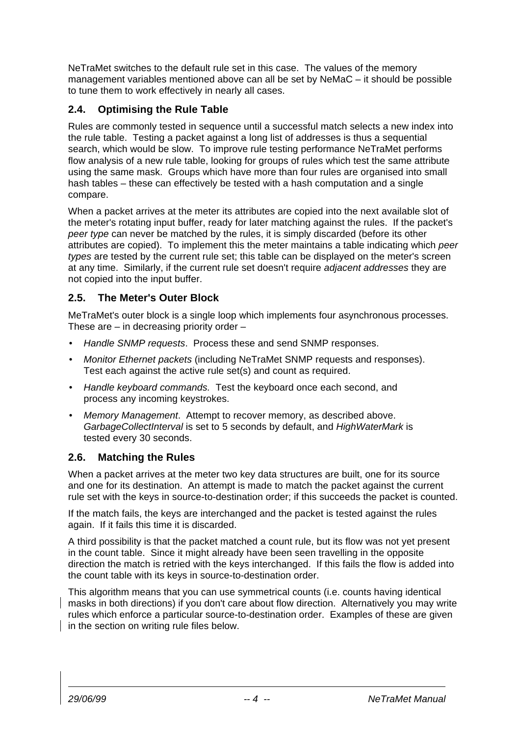NeTraMet switches to the default rule set in this case. The values of the memory management variables mentioned above can all be set by NeMaC – it should be possible to tune them to work effectively in nearly all cases.

### 2.4. Optimising the Rule Table

Rules are commonly tested in sequence until a successful match selects a new index into the rule table. Testing a packet against a long list of addresses is thus a sequential search, which would be slow. To improve rule testing performance NeTraMet performs flow analysis of a new rule table, looking for groups of rules which test the same attribute using the same mask. Groups which have more than four rules are organised into small hash tables – these can effectively be tested with a hash computation and a single compare.

When a packet arrives at the meter its attributes are copied into the next available slot of the meter's rotating input buffer, ready for later matching against the rules. If the packet's *peer type* can never be matched by the rules, it is simply discarded (before its other attributes are copied). To implement this the meter maintains a table indicating which *peer types* are tested by the current rule set; this table can be displayed on the meter's screen at any time. Similarly, if the current rule set doesn't require *adjacent addresses* they are not copied into the input buffer.

### 2.5. The Meter's Outer Block

MeTraMet's outer block is a single loop which implements four asynchronous processes. These are – in decreasing priority order –

- *Handle SNMP requests*. Process these and send SNMP responses.
- *Monitor Ethernet packets* (including NeTraMet SNMP requests and responses). Test each against the active rule set(s) and count as required.
- *Handle keyboard commands.* Test the keyboard once each second, and process any incoming keystrokes.
- *Memory Management*. Attempt to recover memory, as described above. *GarbageCollectInterval* is set to 5 seconds by default, and *HighWaterMark* is tested every 30 seconds.

### 2.6. Matching the Rules

When a packet arrives at the meter two key data structures are built, one for its source and one for its destination. An attempt is made to match the packet against the current rule set with the keys in source-to-destination order; if this succeeds the packet is counted.

If the match fails, the keys are interchanged and the packet is tested against the rules again. If it fails this time it is discarded.

A third possibility is that the packet matched a count rule, but its flow was not yet present in the count table. Since it might already have been seen travelling in the opposite direction the match is retried with the keys interchanged. If this fails the flow is added into the count table with its keys in source-to-destination order.

This algorithm means that you can use symmetrical counts (i.e. counts having identical masks in both directions) if you don't care about flow direction. Alternatively you may write rules which enforce a particular source-to-destination order. Examples of these are given in the section on writing rule files below.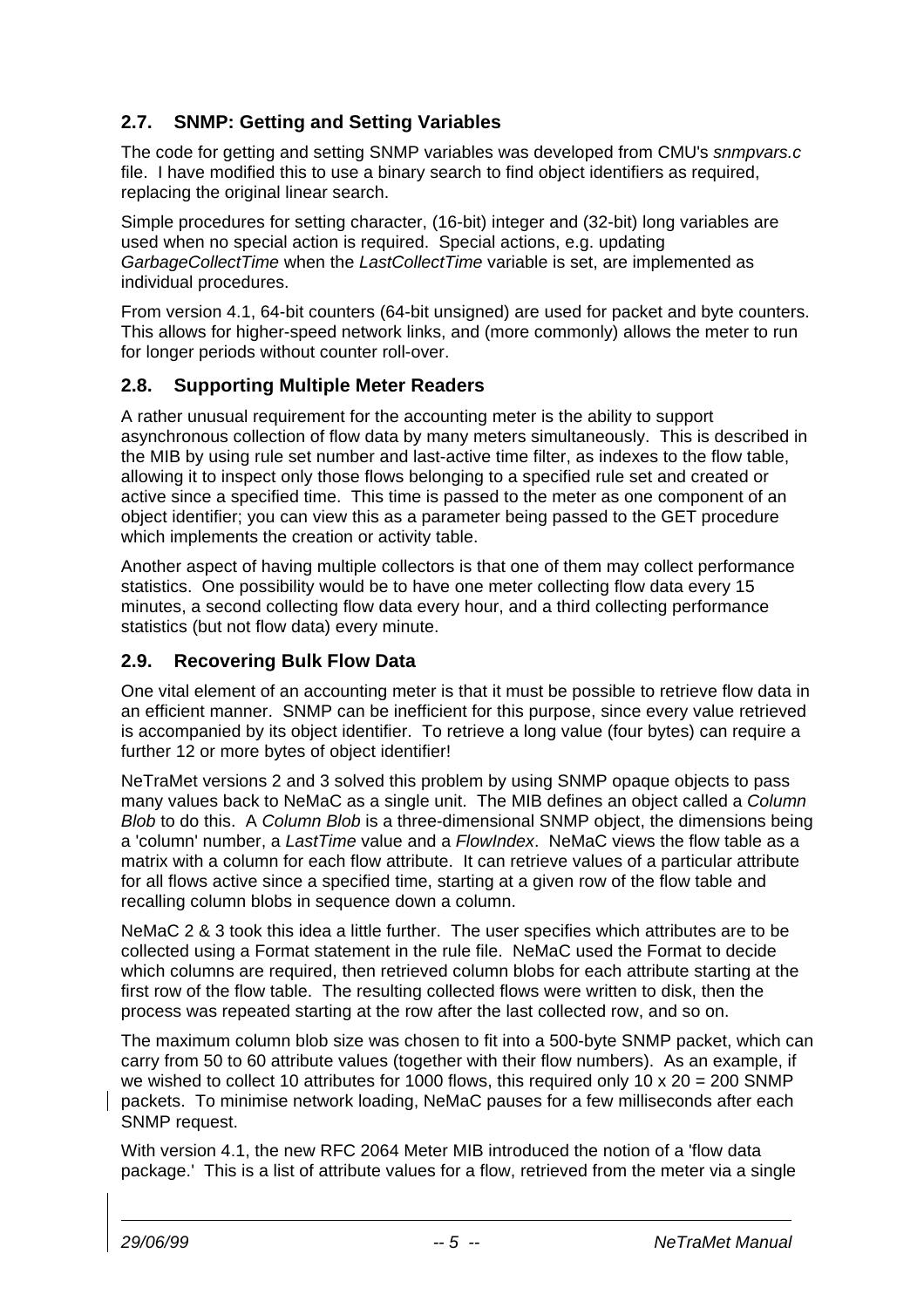## 2.7. SNMP: Getting and Setting Variables

The code for getting and setting SNMP variables was developed from CMU's *snmpvars.c* file. I have modified this to use a binary search to find object identifiers as required, replacing the original linear search.

Simple procedures for setting character, (16-bit) integer and (32-bit) long variables are used when no special action is required. Special actions, e.g. updating *GarbageCollectTime* when the *LastCollectTime* variable is set, are implemented as individual procedures.

From version 4.1, 64-bit counters (64-bit unsigned) are used for packet and byte counters. This allows for higher-speed network links, and (more commonly) allows the meter to run for longer periods without counter roll-over.

## 2.8. Supporting Multiple Meter Readers

A rather unusual requirement for the accounting meter is the ability to support asynchronous collection of flow data by many meters simultaneously. This is described in the MIB by using rule set number and last-active time filter, as indexes to the flow table, allowing it to inspect only those flows belonging to a specified rule set and created or active since a specified time. This time is passed to the meter as one component of an object identifier; you can view this as a parameter being passed to the GET procedure which implements the creation or activity table.

Another aspect of having multiple collectors is that one of them may collect performance statistics. One possibility would be to have one meter collecting flow data every 15 minutes, a second collecting flow data every hour, and a third collecting performance statistics (but not flow data) every minute.

## 2.9. Recovering Bulk Flow Data

One vital element of an accounting meter is that it must be possible to retrieve flow data in an efficient manner. SNMP can be inefficient for this purpose, since every value retrieved is accompanied by its object identifier. To retrieve a long value (four bytes) can require a further 12 or more bytes of object identifier!

NeTraMet versions 2 and 3 solved this problem by using SNMP opaque objects to pass many values back to NeMaC as a single unit. The MIB defines an object called a *Column Blob* to do this. A *Column Blob* is a three-dimensional SNMP object, the dimensions being a 'column' number, a *LastTime* value and a *FlowIndex*. NeMaC views the flow table as a matrix with a column for each flow attribute. It can retrieve values of a particular attribute for all flows active since a specified time, starting at a given row of the flow table and recalling column blobs in sequence down a column.

NeMaC 2 & 3 took this idea a little further. The user specifies which attributes are to be collected using a Format statement in the rule file. NeMaC used the Format to decide which columns are required, then retrieved column blobs for each attribute starting at the first row of the flow table. The resulting collected flows were written to disk, then the process was repeated starting at the row after the last collected row, and so on.

The maximum column blob size was chosen to fit into a 500-byte SNMP packet, which can carry from 50 to 60 attribute values (together with their flow numbers). As an example, if we wished to collect 10 attributes for 1000 flows, this required only 10 x 20 = 200 SNMP packets. To minimise network loading, NeMaC pauses for a few milliseconds after each SNMP request.

With version 4.1, the new RFC 2064 Meter MIB introduced the notion of a 'flow data package.' This is a list of attribute values for a flow, retrieved from the meter via a single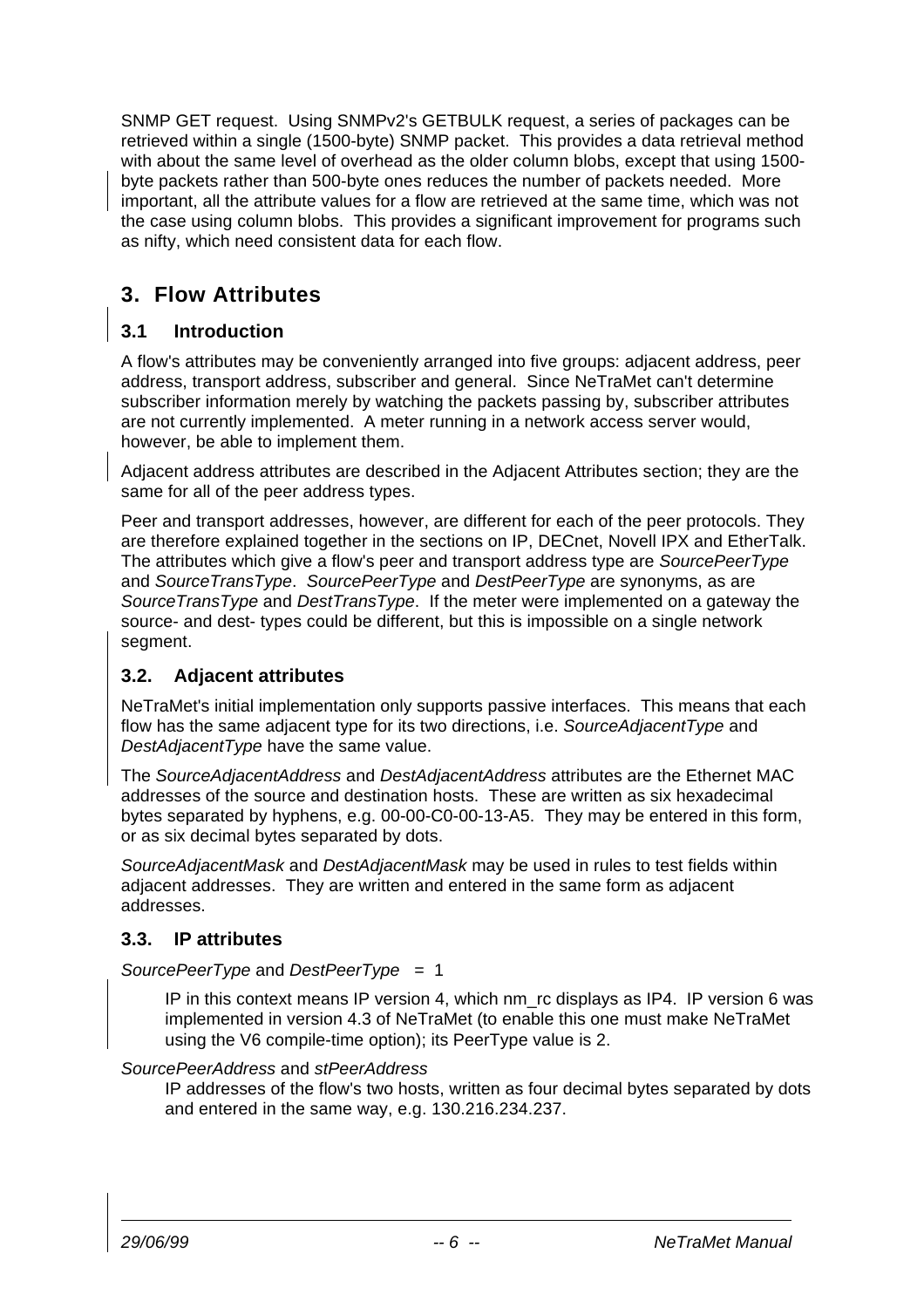SNMP GET request. Using SNMPv2's GETBULK request, a series of packages can be retrieved within a single (1500-byte) SNMP packet. This provides a data retrieval method with about the same level of overhead as the older column blobs, except that using 1500-byte packets rather than 500-byte ones reduces the number of packets needed. More important, all the attribute values for a flow are retrieved at the same time, which was not the case using column blobs. This provides a significant improvement for programs such as nifty, which need consistent data for each flow.

## 3. Flow Attributes

### 3.1 Introduction

A flow's attributes may be conveniently arranged into five groups: adjacent address, peer address, transport address, subscriber and general. Since NeTraMet can't determine subscriber information merely by watching the packets passing by, subscriber attributes are not currently implemented. A meter running in a network access server would, however, be able to implement them.

Adjacent address attributes are described in the Adjacent Attributes section; they are the same for all of the peer address types.

Peer and transport addresses, however, are different for each of the peer protocols. They are therefore explained together in the sections on IP, DECnet, Novell IPX and EtherTalk. The attributes which give a flow's peer and transport address type are *SourcePeerType* and *SourceTransType*. *SourcePeerType* and *DestPeerType* are synonyms, as are *SourceTransType* and *DestTransType*. If the meter were implemented on a gateway the source- and dest- types could be different, but this is impossible on a single network segment.

### 3.2. Adjacent attributes

NeTraMet's initial implementation only supports passive interfaces. This means that each flow has the same adjacent type for its two directions, i.e. *SourceAdjacentType* and *DestAdjacentType* have the same value.

The *SourceAdjacentAddress* and *DestAdjacentAddress* attributes are the Ethernet MAC addresses of the source and destination hosts. These are written as six hexadecimal bytes separated by hyphens, e.g. 00-00-C0-00-13-A5. They may be entered in this form, or as six decimal bytes separated by dots.

*SourceAdjacentMask* and *DestAdjacentMask* may be used in rules to test fields within adjacent addresses. They are written and entered in the same form as adjacent addresses.

### 3.3. IP attributes

*SourcePeerType* and *DestPeerType* = 1

IP in this context means IP version 4, which nm_rc displays as IP4. IP version 6 was implemented in version 4.3 of NeTraMet (to enable this one must make NeTraMet using the V6 compile-time option); its PeerType value is 2.

*SourcePeerAddress* and *stPeerAddress*

IP addresses of the flow's two hosts, written as four decimal bytes separated by dots and entered in the same way, e.g. 130.216.234.237.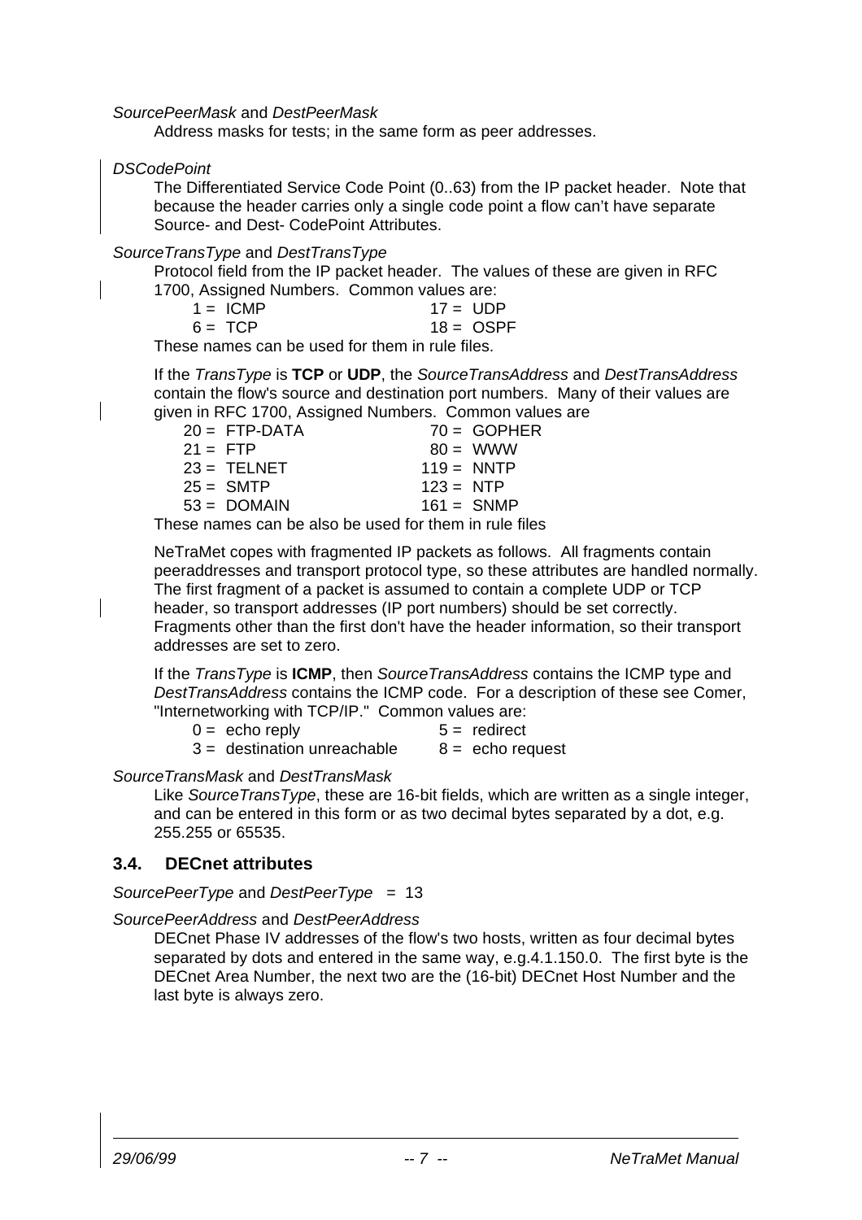*SourcePeerMask* and *DestPeerMask*

Address masks for tests; in the same form as peer addresses.

*DSCodePoint*

The Differentiated Service Code Point (0..63) from the IP packet header. Note that because the header carries only a single code point a flow can't have separate Source- and Dest- CodePoint Attributes.

*SourceTransType* and *DestTransType*

Protocol field from the IP packet header. The values of these are given in RFC 1700, Assigned Numbers. Common values are:

| | |
|---|---|
| 1 = ICMP | 17 = UDP |
| 6 = TCP | 18 = OSPF |

These names can be used for them in rule files.

If the *TransType* is **TCP** or **UDP**, the *SourceTransAddress* and *DestTransAddress* contain the flow's source and destination port numbers. Many of their values are given in RFC 1700, Assigned Numbers. Common values are

| | |
|---|---|
| 20 = FTP-DATA | 70 = GOPHER |
| 21 = FTP | 80 = WWW |
| 23 = TELNET | 119 = NNTP |
| 25 = SMTP | 123 = NTP |
| 53 = DOMAIN | 161 = SNMP |

These names can be also be used for them in rule files

NeTraMet copes with fragmented IP packets as follows. All fragments contain peeraddresses and transport protocol type, so these attributes are handled normally. The first fragment of a packet is assumed to contain a complete UDP or TCP header, so transport addresses (IP port numbers) should be set correctly. Fragments other than the first don't have the header information, so their transport addresses are set to zero.

If the *TransType* is **ICMP**, then *SourceTransAddress* contains the ICMP type and *DestTransAddress* contains the ICMP code. For a description of these see Comer, "Internetworking with TCP/IP." Common values are:

| | |
|---|---|
| 0 = echo reply | 5 = redirect |
| 3 = destination unreachable | 8 = echo request |

*SourceTransMask* and *DestTransMask*

Like *SourceTransType*, these are 16-bit fields, which are written as a single integer, and can be entered in this form or as two decimal bytes separated by a dot, e.g. 255.255 or 65535.

### 3.4. DECnet attributes

*SourcePeerType* and *DestPeerType* = 13

*SourcePeerAddress* and *DestPeerAddress*

DECnet Phase IV addresses of the flow's two hosts, written as four decimal bytes separated by dots and entered in the same way, e.g.4.1.150.0. The first byte is the DECnet Area Number, the next two are the (16-bit) DECnet Host Number and the last byte is always zero.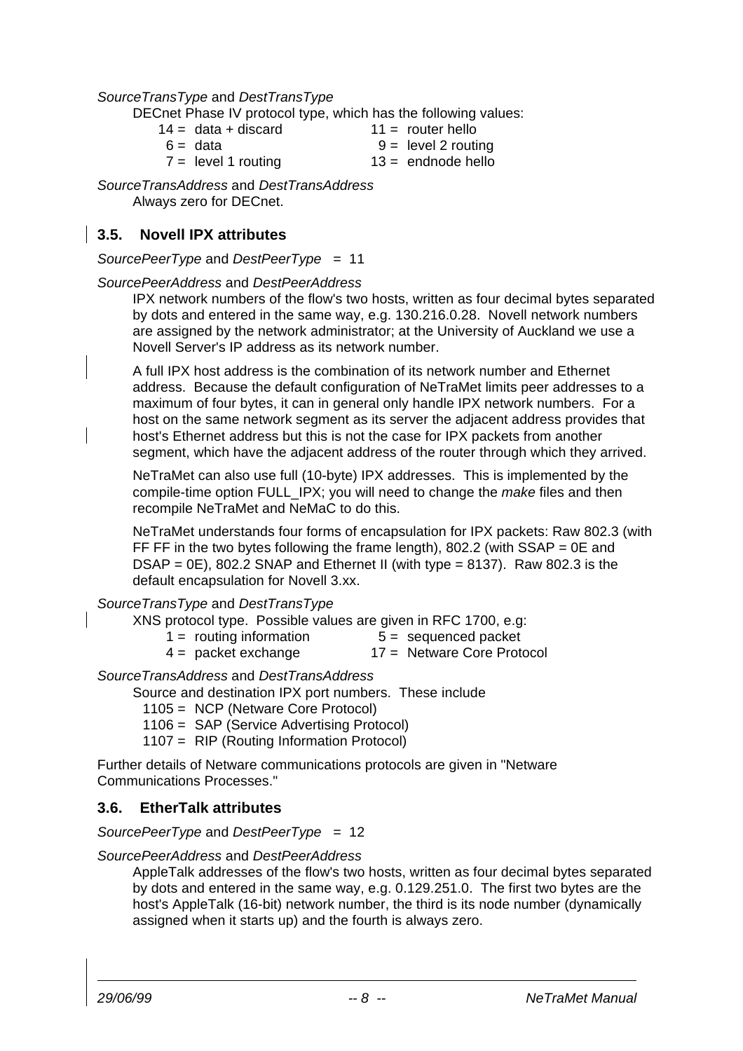*SourceTransType* and *DestTransType*

DECnet Phase IV protocol type, which has the following values:

| | |
|---|---|
| 14 = data + discard | 11 = router hello |
| 6 = data | 9 = level 2 routing |
| 7 = level 1 routing | 13 = endnode hello |

*SourceTransAddress* and *DestTransAddress*

Always zero for DECnet.

### 3.5. Novell IPX attributes

*SourcePeerType* and *DestPeerType* = 11

*SourcePeerAddress* and *DestPeerAddress*

IPX network numbers of the flow's two hosts, written as four decimal bytes separated by dots and entered in the same way, e.g. 130.216.0.28. Novell network numbers are assigned by the network administrator; at the University of Auckland we use a Novell Server's IP address as its network number.

A full IPX host address is the combination of its network number and Ethernet address. Because the default configuration of NeTraMet limits peer addresses to a maximum of four bytes, it can in general only handle IPX network numbers. For a host on the same network segment as its server the adjacent address provides that host's Ethernet address but this is not the case for IPX packets from another segment, which have the adjacent address of the router through which they arrived.

NeTraMet can also use full (10-byte) IPX addresses. This is implemented by the compile-time option FULL_IPX; you will need to change the *make* files and then recompile NeTraMet and NeMaC to do this.

NeTraMet understands four forms of encapsulation for IPX packets: Raw 802.3 (with FF FF in the two bytes following the frame length), 802.2 (with SSAP = 0E and DSAP = 0E), 802.2 SNAP and Ethernet II (with type = 8137). Raw 802.3 is the default encapsulation for Novell 3.xx.

*SourceTransType* and *DestTransType*

XNS protocol type. Possible values are given in RFC 1700, e.g:

| | |
|---|---|
| 1 = routing information | 5 = sequenced packet |
| 4 = packet exchange | 17 = Netware Core Protocol |

*SourceTransAddress* and *DestTransAddress*

Source and destination IPX port numbers. These include

1105 = NCP (Netware Core Protocol)
1106 = SAP (Service Advertising Protocol)
1107 = RIP (Routing Information Protocol)

Further details of Netware communications protocols are given in "Netware Communications Processes."

### 3.6. EtherTalk attributes

*SourcePeerType* and *DestPeerType* = 12

*SourcePeerAddress* and *DestPeerAddress*

AppleTalk addresses of the flow's two hosts, written as four decimal bytes separated by dots and entered in the same way, e.g. 0.129.251.0. The first two bytes are the host's AppleTalk (16-bit) network number, the third is its node number (dynamically assigned when it starts up) and the fourth is always zero.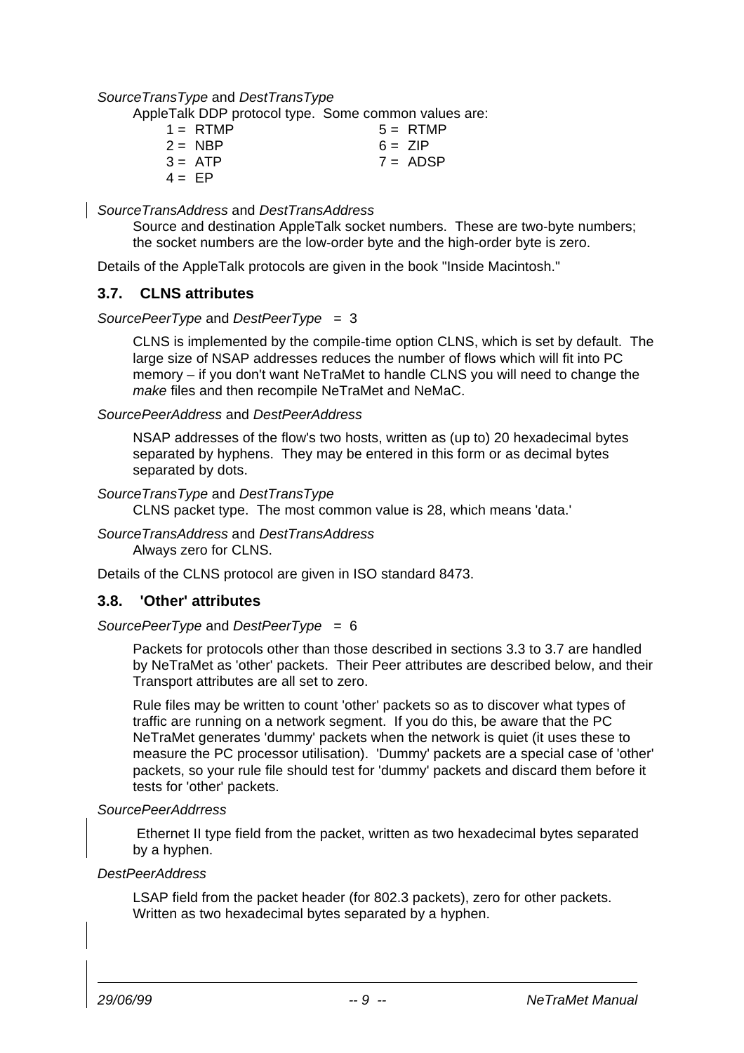*SourceTransType* and *DestTransType*

AppleTalk DDP protocol type. Some common values are:

| | |
|---|---|
| 1 = RTMP | 5 = RTMP |
| 2 = NBP | 6 = ZIP |
| 3 = ATP | 7 = ADSP |
| 4 = EP | |

*SourceTransAddress* and *DestTransAddress*

Source and destination AppleTalk socket numbers. These are two-byte numbers; the socket numbers are the low-order byte and the high-order byte is zero.

Details of the AppleTalk protocols are given in the book "Inside Macintosh."

### 3.7. CLNS attributes

*SourcePeerType* and *DestPeerType* = 3

CLNS is implemented by the compile-time option CLNS, which is set by default. The large size of NSAP addresses reduces the number of flows which will fit into PC memory – if you don't want NeTraMet to handle CLNS you will need to change the *make* files and then recompile NeTraMet and NeMaC.

*SourcePeerAddress* and *DestPeerAddress*

NSAP addresses of the flow's two hosts, written as (up to) 20 hexadecimal bytes separated by hyphens. They may be entered in this form or as decimal bytes separated by dots.

*SourceTransType* and *DestTransType*

CLNS packet type. The most common value is 28, which means 'data.'

*SourceTransAddress* and *DestTransAddress*

Always zero for CLNS.

Details of the CLNS protocol are given in ISO standard 8473.

### 3.8. 'Other' attributes

*SourcePeerType* and *DestPeerType* = 6

Packets for protocols other than those described in sections 3.3 to 3.7 are handled by NeTraMet as 'other' packets. Their Peer attributes are described below, and their Transport attributes are all set to zero.

Rule files may be written to count 'other' packets so as to discover what types of traffic are running on a network segment. If you do this, be aware that the PC NeTraMet generates 'dummy' packets when the network is quiet (it uses these to measure the PC processor utilisation). 'Dummy' packets are a special case of 'other' packets, so your rule file should test for 'dummy' packets and discard them before it tests for 'other' packets.

*SourcePeerAddrress*

Ethernet II type field from the packet, written as two hexadecimal bytes separated by a hyphen.

*DestPeerAddress*

LSAP field from the packet header (for 802.3 packets), zero for other packets. Written as two hexadecimal bytes separated by a hyphen.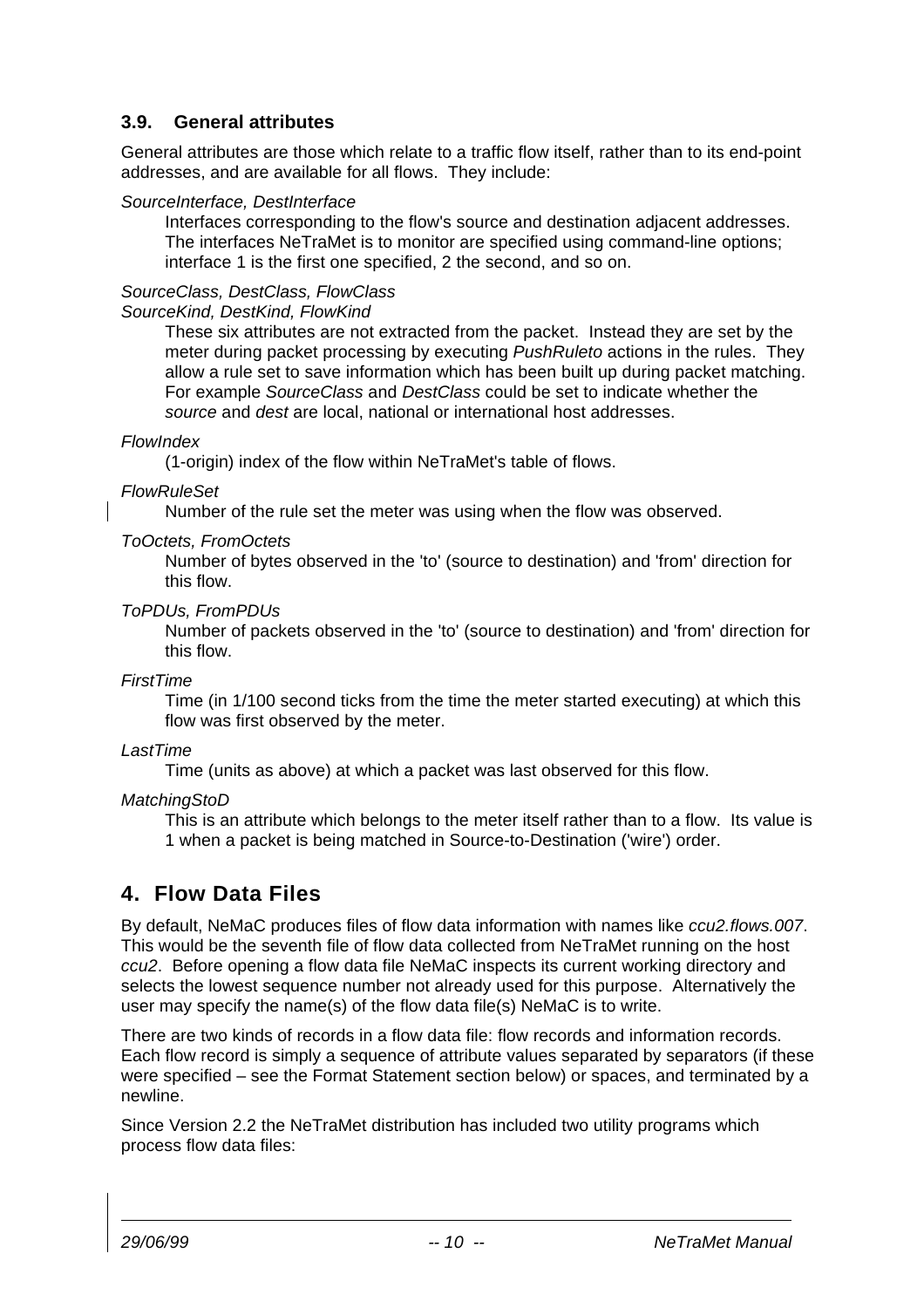### 3.9. General attributes

General attributes are those which relate to a traffic flow itself, rather than to its end-point addresses, and are available for all flows. They include:

*SourceInterface, DestInterface*

Interfaces corresponding to the flow's source and destination adjacent addresses. The interfaces NeTraMet is to monitor are specified using command-line options; interface 1 is the first one specified, 2 the second, and so on.

*SourceClass, DestClass, FlowClass*
*SourceKind, DestKind, FlowKind*

These six attributes are not extracted from the packet. Instead they are set by the meter during packet processing by executing *PushRuleto* actions in the rules. They allow a rule set to save information which has been built up during packet matching. For example *SourceClass* and *DestClass* could be set to indicate whether the *source* and *dest* are local, national or international host addresses.

*FlowIndex*

(1-origin) index of the flow within NeTraMet's table of flows.

*FlowRuleSet*

Number of the rule set the meter was using when the flow was observed.

*ToOctets, FromOctets*

Number of bytes observed in the 'to' (source to destination) and 'from' direction for this flow.

*ToPDUs, FromPDUs*

Number of packets observed in the 'to' (source to destination) and 'from' direction for this flow.

*FirstTime*

Time (in 1/100 second ticks from the time the meter started executing) at which this flow was first observed by the meter.

*LastTime*

Time (units as above) at which a packet was last observed for this flow.

*MatchingStoD*

This is an attribute which belongs to the meter itself rather than to a flow. Its value is 1 when a packet is being matched in Source-to-Destination ('wire') order.

## 4. Flow Data Files

By default, NeMaC produces files of flow data information with names like *ccu2.flows.007*. This would be the seventh file of flow data collected from NeTraMet running on the host *ccu2*. Before opening a flow data file NeMaC inspects its current working directory and selects the lowest sequence number not already used for this purpose. Alternatively the user may specify the name(s) of the flow data file(s) NeMaC is to write.

There are two kinds of records in a flow data file: flow records and information records. Each flow record is simply a sequence of attribute values separated by separators (if these were specified – see the Format Statement section below) or spaces, and terminated by a newline.

Since Version 2.2 the NeTraMet distribution has included two utility programs which process flow data files: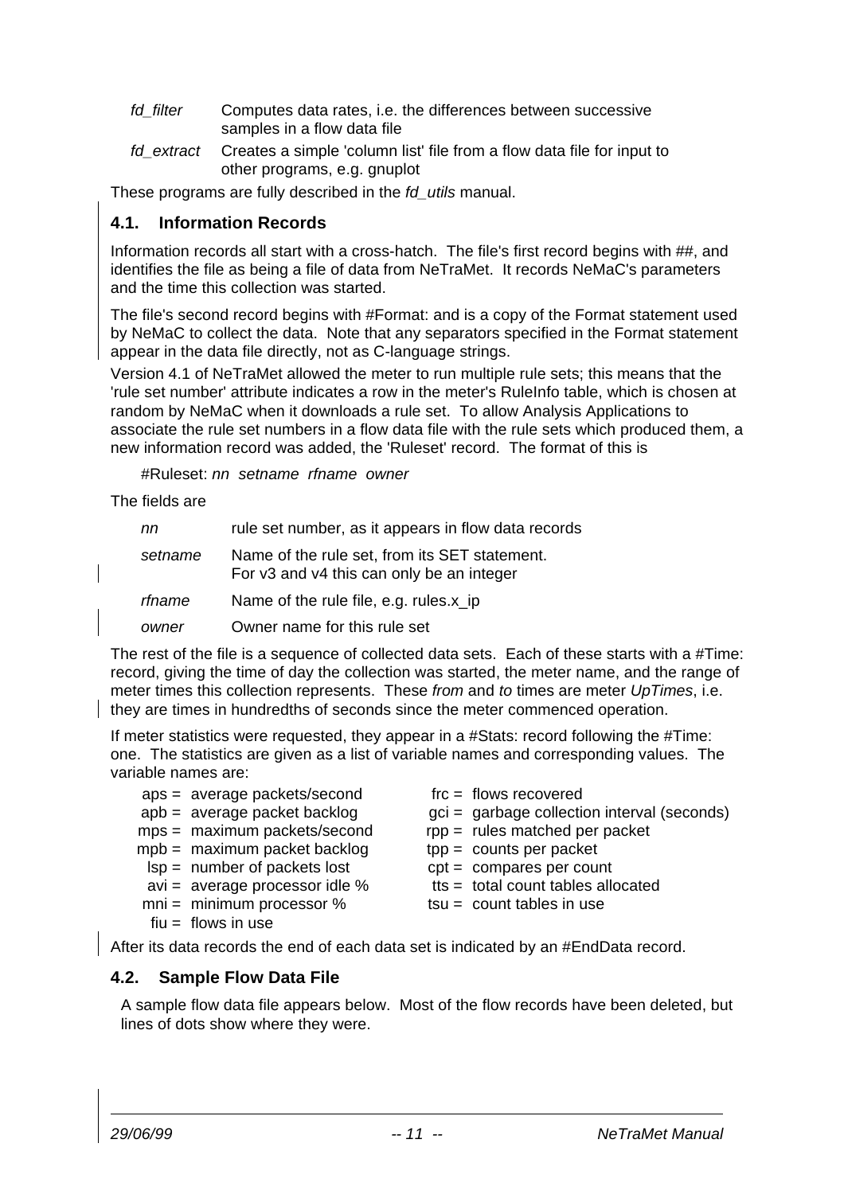*fd_filter* Computes data rates, i.e. the differences between successive samples in a flow data file

*fd_extract* Creates a simple 'column list' file from a flow data file for input to other programs, e.g. gnuplot

These programs are fully described in the *fd_utils* manual.

## 4.1. Information Records

Information records all start with a cross-hatch. The file's first record begins with ##, and identifies the file as being a file of data from NeTraMet. It records NeMaC's parameters and the time this collection was started.

The file's second record begins with #Format: and is a copy of the Format statement used by NeMaC to collect the data. Note that any separators specified in the Format statement appear in the data file directly, not as C-language strings.

Version 4.1 of NeTraMet allowed the meter to run multiple rule sets; this means that the 'rule set number' attribute indicates a row in the meter's RuleInfo table, which is chosen at random by NeMaC when it downloads a rule set. To allow Analysis Applications to associate the rule set numbers in a flow data file with the rule sets which produced them, a new information record was added, the 'Ruleset' record. The format of this is

#Ruleset: *nn setname rfname owner*

The fields are

*nn* rule set number, as it appears in flow data records

*setname* Name of the rule set, from its SET statement. For v3 and v4 this can only be an integer

*rfname* Name of the rule file, e.g. rules.x_ip

*owner* Owner name for this rule set

The rest of the file is a sequence of collected data sets. Each of these starts with a #Time: record, giving the time of day the collection was started, the meter name, and the range of meter times this collection represents. These *from* and *to* times are meter *UpTimes*, i.e. they are times in hundredths of seconds since the meter commenced operation.

If meter statistics were requested, they appear in a #Stats: record following the #Time: one. The statistics are given as a list of variable names and corresponding values. The variable names are:

```
aps = average packets/second          frc = flows recovered
apb = average packet backlog          gci = garbage collection interval (seconds)
mps = maximum packets/second          rpp = rules matched per packet
mpb = maximum packet backlog          tpp = counts per packet
lsp = number of packets lost          cpt = compares per count
avi = average processor idle %        tts = total count tables allocated
mni = minimum processor %             tsu = count tables in use
fiu = flows in use
```

After its data records the end of each data set is indicated by an #EndData record.

## 4.2. Sample Flow Data File

A sample flow data file appears below. Most of the flow records have been deleted, but lines of dots show where they were.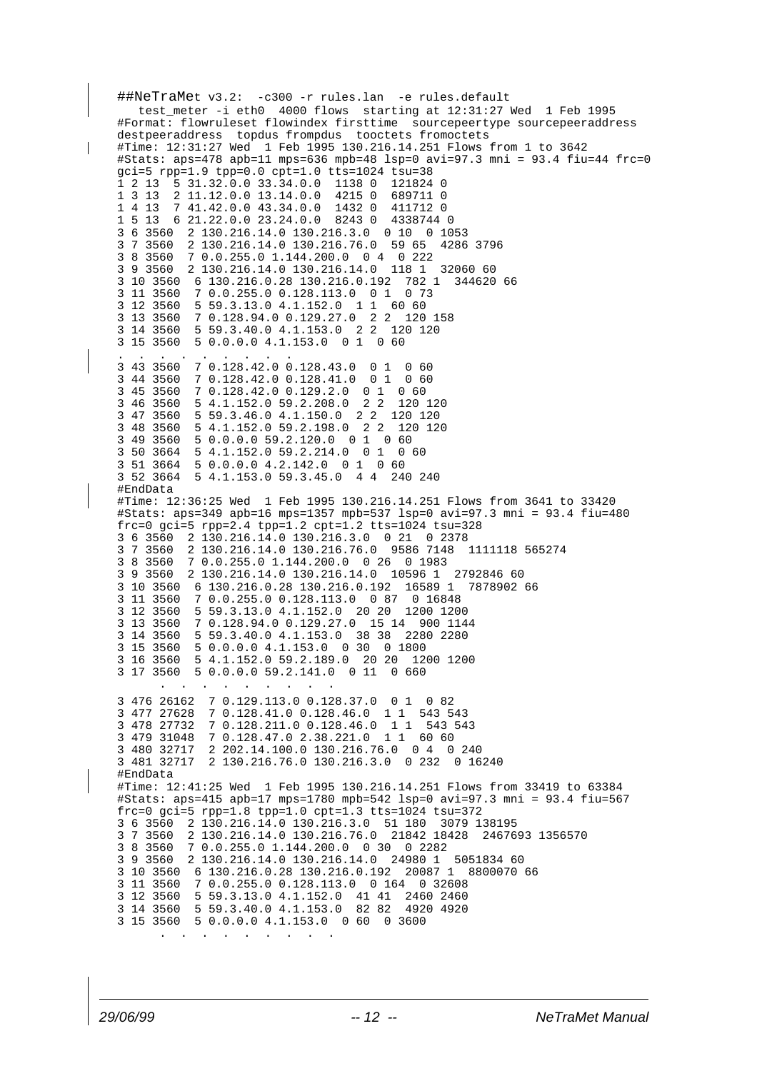```
##NeTraMet v3.2:  -c300 -r rules.lan  -e rules.default
   test_meter -i eth0  4000 flows  starting at 12:31:27 Wed  1 Feb 1995
#Format: flowruleset flowindex firsttime  sourcepeertype sourcepeeraddress
destpeeraddress  topdus frompdus  tooctets fromoctets
#Time: 12:31:27 Wed  1 Feb 1995 130.216.14.251 Flows from 1 to 3642
#Stats: aps=478 apb=11 mps=636 mpb=48 lsp=0 avi=97.3 mni = 93.4 fiu=44 frc=0
gci=5 rpp=1.9 tpp=0.0 cpt=1.0 tts=1024 tsu=38
1 2 13  5 31.32.0.0 33.34.0.0  1138 0  121824 0
1 3 13  2 11.12.0.0 13.14.0.0  4215 0  689711 0
1 4 13  7 41.42.0.0 43.34.0.0  1432 0  411712 0
1 5 13  6 21.22.0.0 23.24.0.0  8243 0  4338744 0
3 6 3560  2 130.216.14.0 130.216.3.0  0 10  0 1053
3 7 3560  2 130.216.14.0 130.216.76.0  59 65  4286 3796
3 8 3560  7 0.0.255.0 1.144.200.0  0 4  0 222
3 9 3560  2 130.216.14.0 130.216.14.0  118 1  32060 60
3 10 3560  6 130.216.0.28 130.216.0.192  782 1  344620 66
3 11 3560  7 0.0.255.0 0.128.113.0  0 1  0 73
3 12 3560  5 59.3.13.0 4.1.152.0  1 1  60 60
3 13 3560  7 0.128.94.0 0.129.27.0  2 2  120 158
3 14 3560  5 59.3.40.0 4.1.153.0  2 2  120 120
3 15 3560  5 0.0.0.0 4.1.153.0  0 1  0 60
.  .  .  .  .  .  .  .  .
3 43 3560  7 0.128.42.0 0.128.43.0  0 1  0 60
3 44 3560  7 0.128.42.0 0.128.41.0  0 1  0 60
3 45 3560  7 0.128.42.0 0.129.2.0  0 1  0 60
3 46 3560  5 4.1.152.0 59.2.208.0  2 2  120 120
3 47 3560  5 59.3.46.0 4.1.150.0  2 2  120 120
3 48 3560  5 4.1.152.0 59.2.198.0  2 2  120 120
3 49 3560  5 0.0.0.0 59.2.120.0  0 1  0 60
3 50 3664  5 4.1.152.0 59.2.214.0  0 1  0 60
3 51 3664  5 0.0.0.0 4.2.142.0  0 1  0 60
3 52 3664  5 4.1.153.0 59.3.45.0  4 4  240 240
#EndData
#Time: 12:36:25 Wed  1 Feb 1995 130.216.14.251 Flows from 3641 to 33420
#Stats: aps=349 apb=16 mps=1357 mpb=537 lsp=0 avi=97.3 mni = 93.4 fiu=480
frc=0 gci=5 rpp=2.4 tpp=1.2 cpt=1.2 tts=1024 tsu=328
3 6 3560  2 130.216.14.0 130.216.3.0  0 21  0 2378
3 7 3560  2 130.216.14.0 130.216.76.0  9586 7148  1111118 565274
3 8 3560  7 0.0.255.0 1.144.200.0  0 26  0 1983
3 9 3560  2 130.216.14.0 130.216.14.0  10596 1  2792846 60
3 10 3560  6 130.216.0.28 130.216.0.192  16589 1  7878902 66
3 11 3560  7 0.0.255.0 0.128.113.0  0 87  0 16848
3 12 3560  5 59.3.13.0 4.1.152.0  20 20  1200 1200
3 13 3560  7 0.128.94.0 0.129.27.0  15 14  900 1144
3 14 3560  5 59.3.40.0 4.1.153.0  38 38  2280 2280
3 15 3560  5 0.0.0.0 4.1.153.0  0 30  0 1800
3 16 3560  5 4.1.152.0 59.2.189.0  20 20  1200 1200
3 17 3560  5 0.0.0.0 59.2.141.0  0 11  0 660
      .  .  .  .  .  .  .  .  .  .
3 476 26162  7 0.129.113.0 0.128.37.0  0 1  0 82
3 477 27628  7 0.128.41.0 0.128.46.0  1 1  543 543
3 478 27732  7 0.128.211.0 0.128.46.0  1 1  543 543
3 479 31048  7 0.128.47.0 2.38.221.0  1 1  60 60
3 480 32717  2 202.14.100.0 130.216.76.0  0 4  0 240
3 481 32717  2 130.216.76.0 130.216.3.0  0 232  0 16240
#EndData
#Time: 12:41:25 Wed  1 Feb 1995 130.216.14.251 Flows from 33419 to 63384
#Stats: aps=415 apb=17 mps=1780 mpb=542 lsp=0 avi=97.3 mni = 93.4 fiu=567
frc=0 gci=5 rpp=1.8 tpp=1.0 cpt=1.3 tts=1024 tsu=372
3 6 3560  2 130.216.14.0 130.216.3.0  51 180  3079 138195
3 7 3560  2 130.216.14.0 130.216.76.0  21842 18428  2467693 1356570
3 8 3560  7 0.0.255.0 1.144.200.0  0 30  0 2282
3 9 3560  2 130.216.14.0 130.216.14.0  24980 1  5051834 60
3 10 3560  6 130.216.0.28 130.216.0.192  20087 1  8800070 66
3 11 3560  7 0.0.255.0 0.128.113.0  0 164  0 32608
3 12 3560  5 59.3.13.0 4.1.152.0  41 41  2460 2460
3 14 3560  5 59.3.40.0 4.1.153.0  82 82  4920 4920
3 15 3560  5 0.0.0.0 4.1.153.0  0 60  0 3600
      .  .  .  .  .  .  .  .  .  .
```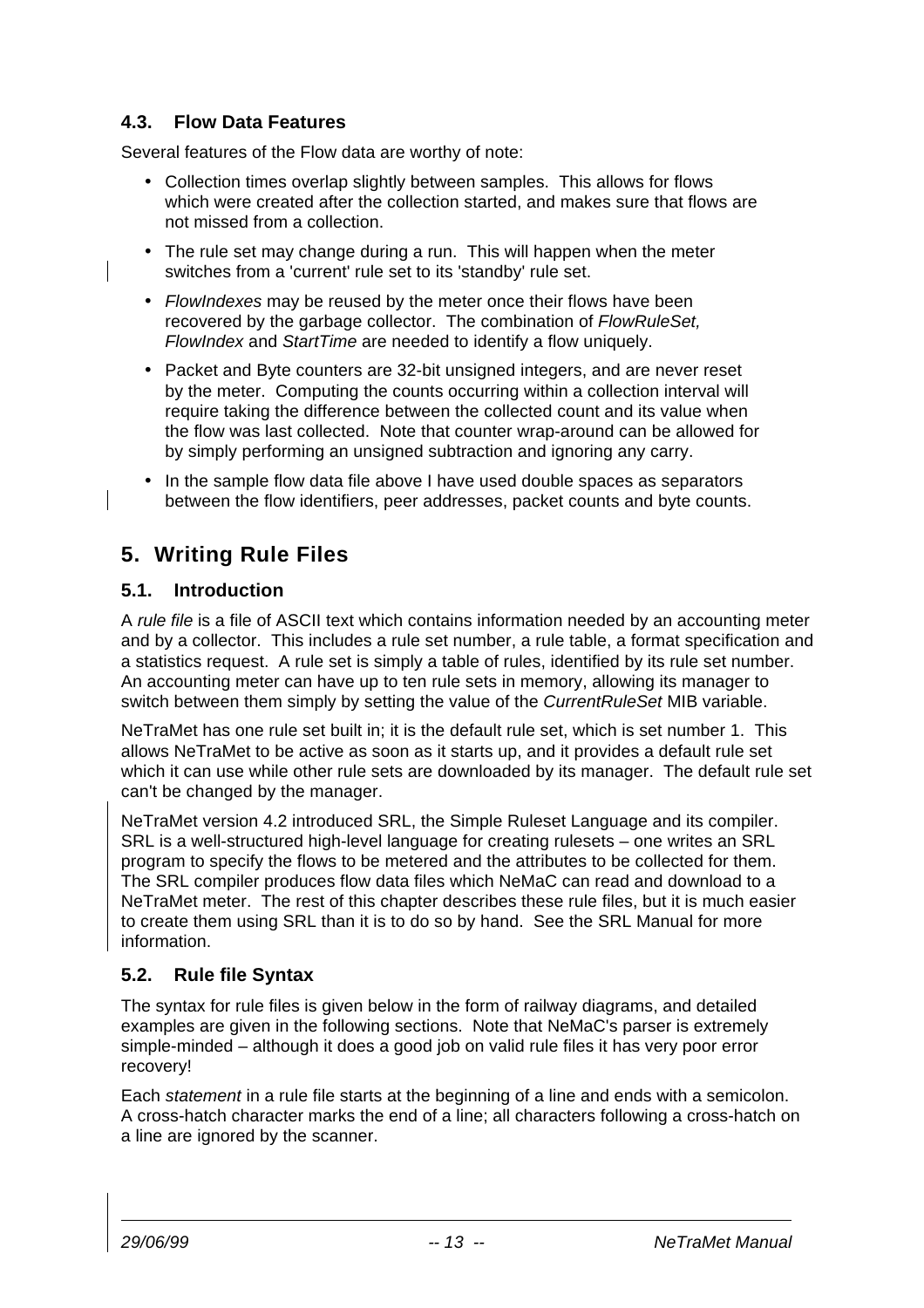### 4.3. Flow Data Features

Several features of the Flow data are worthy of note:

- Collection times overlap slightly between samples. This allows for flows which were created after the collection started, and makes sure that flows are not missed from a collection.
- The rule set may change during a run. This will happen when the meter switches from a 'current' rule set to its 'standby' rule set.
- *FlowIndexes* may be reused by the meter once their flows have been recovered by the garbage collector. The combination of *FlowRuleSet, FlowIndex* and *StartTime* are needed to identify a flow uniquely.
- Packet and Byte counters are 32-bit unsigned integers, and are never reset by the meter. Computing the counts occurring within a collection interval will require taking the difference between the collected count and its value when the flow was last collected. Note that counter wrap-around can be allowed for by simply performing an unsigned subtraction and ignoring any carry.
- In the sample flow data file above I have used double spaces as separators between the flow identifiers, peer addresses, packet counts and byte counts.

## 5. Writing Rule Files

### 5.1. Introduction

A *rule file* is a file of ASCII text which contains information needed by an accounting meter and by a collector. This includes a rule set number, a rule table, a format specification and a statistics request. A rule set is simply a table of rules, identified by its rule set number. An accounting meter can have up to ten rule sets in memory, allowing its manager to switch between them simply by setting the value of the *CurrentRuleSet* MIB variable.

NeTraMet has one rule set built in; it is the default rule set, which is set number 1. This allows NeTraMet to be active as soon as it starts up, and it provides a default rule set which it can use while other rule sets are downloaded by its manager. The default rule set can't be changed by the manager.

NeTraMet version 4.2 introduced SRL, the Simple Ruleset Language and its compiler. SRL is a well-structured high-level language for creating rulesets – one writes an SRL program to specify the flows to be metered and the attributes to be collected for them. The SRL compiler produces flow data files which NeMaC can read and download to a NeTraMet meter. The rest of this chapter describes these rule files, but it is much easier to create them using SRL than it is to do so by hand. See the SRL Manual for more information.

### 5.2. Rule file Syntax

The syntax for rule files is given below in the form of railway diagrams, and detailed examples are given in the following sections. Note that NeMaC's parser is extremely simple-minded – although it does a good job on valid rule files it has very poor error recovery!

Each *statement* in a rule file starts at the beginning of a line and ends with a semicolon. A cross-hatch character marks the end of a line; all characters following a cross-hatch on a line are ignored by the scanner.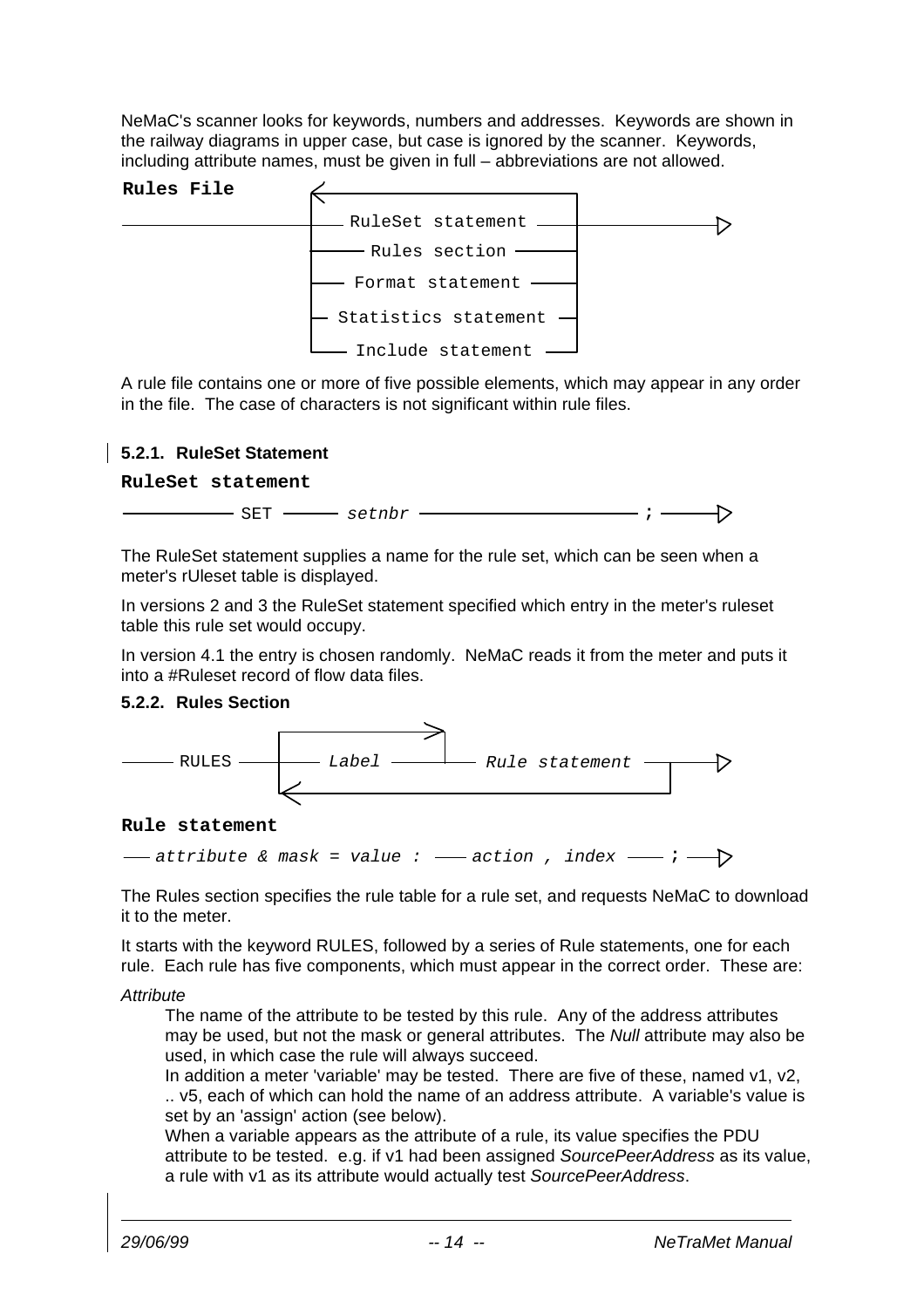NeMaC's scanner looks for keywords, numbers and addresses. Keywords are shown in the railway diagrams in upper case, but case is ignored by the scanner. Keywords, including attribute names, must be given in full – abbreviations are not allowed.

**Rules File**

```
              <---------------------------+
  ----------+-- RuleSet statement ------+-------------->
            +-- Rules section ----------+
            +-- Format statement -------+
            +-- Statistics statement ---+
            +-- Include statement ------+
```

A rule file contains one or more of five possible elements, which may appear in any order in the file. The case of characters is not significant within rule files.

### 5.2.1. RuleSet Statement

**RuleSet statement**

```
  ---------- SET ------ setnbr -------------------- ; ------>
```

The RuleSet statement supplies a name for the rule set, which can be seen when a meter's rUleset table is displayed.

In versions 2 and 3 the RuleSet statement specified which entry in the meter's ruleset table this rule set would occupy.

In version 4.1 the entry is chosen randomly. NeMaC reads it from the meter and puts it into a #Ruleset record of flow data files.

### 5.2.2. Rules Section

```
                  +------------------->+
  ---- RULES -----+---- Label ---------+---- Rule statement ----+----->
                  +<------------------------------------------- +
```

**Rule statement**

```
  -- attribute & mask = value : -- action , index -- ; -->
```

The Rules section specifies the rule table for a rule set, and requests NeMaC to download it to the meter.

It starts with the keyword RULES, followed by a series of Rule statements, one for each rule. Each rule has five components, which must appear in the correct order. These are:

*Attribute*

The name of the attribute to be tested by this rule. Any of the address attributes may be used, but not the mask or general attributes. The *Null* attribute may also be used, in which case the rule will always succeed.
In addition a meter 'variable' may be tested. There are five of these, named v1, v2, .. v5, each of which can hold the name of an address attribute. A variable's value is set by an 'assign' action (see below).
When a variable appears as the attribute of a rule, its value specifies the PDU attribute to be tested. e.g. if v1 had been assigned *SourcePeerAddress* as its value, a rule with v1 as its attribute would actually test *SourcePeerAddress*.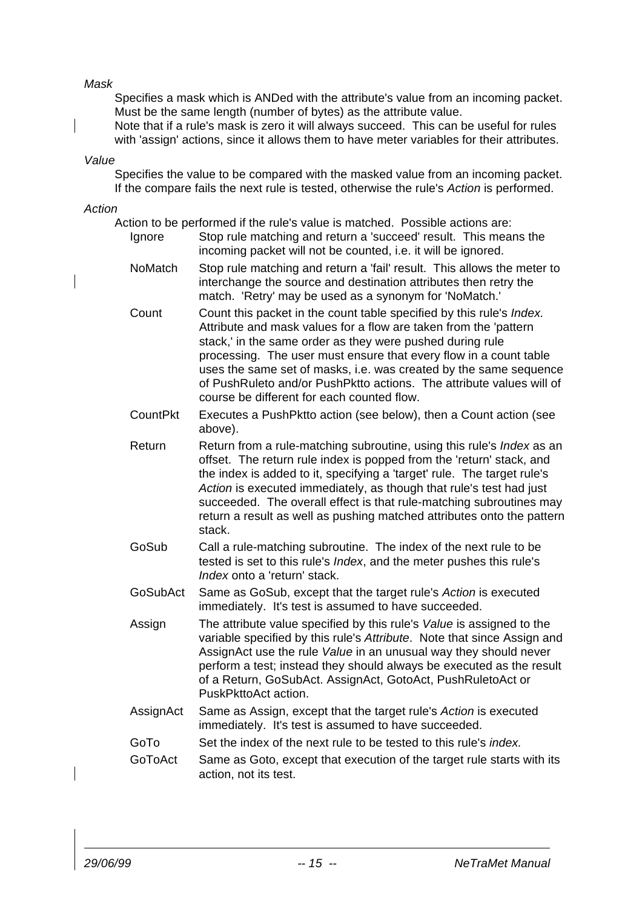*Mask*

Specifies a mask which is ANDed with the attribute's value from an incoming packet. Must be the same length (number of bytes) as the attribute value.
Note that if a rule's mask is zero it will always succeed. This can be useful for rules with 'assign' actions, since it allows them to have meter variables for their attributes.

*Value*

Specifies the value to be compared with the masked value from an incoming packet. If the compare fails the next rule is tested, otherwise the rule's *Action* is performed.

*Action*

Action to be performed if the rule's value is matched. Possible actions are:

Ignore
: Stop rule matching and return a 'succeed' result. This means the incoming packet will not be counted, i.e. it will be ignored.

NoMatch
: Stop rule matching and return a 'fail' result. This allows the meter to interchange the source and destination attributes then retry the match. 'Retry' may be used as a synonym for 'NoMatch.'

Count
: Count this packet in the count table specified by this rule's *Index.* Attribute and mask values for a flow are taken from the 'pattern stack,' in the same order as they were pushed during rule processing. The user must ensure that every flow in a count table uses the same set of masks, i.e. was created by the same sequence of PushRuleto and/or PushPktto actions. The attribute values will of course be different for each counted flow.

CountPkt
: Executes a PushPktto action (see below), then a Count action (see above).

Return
: Return from a rule-matching subroutine, using this rule's *Index* as an offset. The return rule index is popped from the 'return' stack, and the index is added to it, specifying a 'target' rule. The target rule's *Action* is executed immediately, as though that rule's test had just succeeded. The overall effect is that rule-matching subroutines may return a result as well as pushing matched attributes onto the pattern stack.

GoSub
: Call a rule-matching subroutine. The index of the next rule to be tested is set to this rule's *Index*, and the meter pushes this rule's *Index* onto a 'return' stack.

GoSubAct
: Same as GoSub, except that the target rule's *Action* is executed immediately. It's test is assumed to have succeeded.

Assign
: The attribute value specified by this rule's *Value* is assigned to the variable specified by this rule's *Attribute*. Note that since Assign and AssignAct use the rule *Value* in an unusual way they should never perform a test; instead they should always be executed as the result of a Return, GoSubAct. AssignAct, GotoAct, PushRuletoAct or PuskPkttoAct action.

AssignAct
: Same as Assign, except that the target rule's *Action* is executed immediately. It's test is assumed to have succeeded.

GoTo
: Set the index of the next rule to be tested to this rule's *index.*

GoToAct
: Same as Goto, except that execution of the target rule starts with its action, not its test.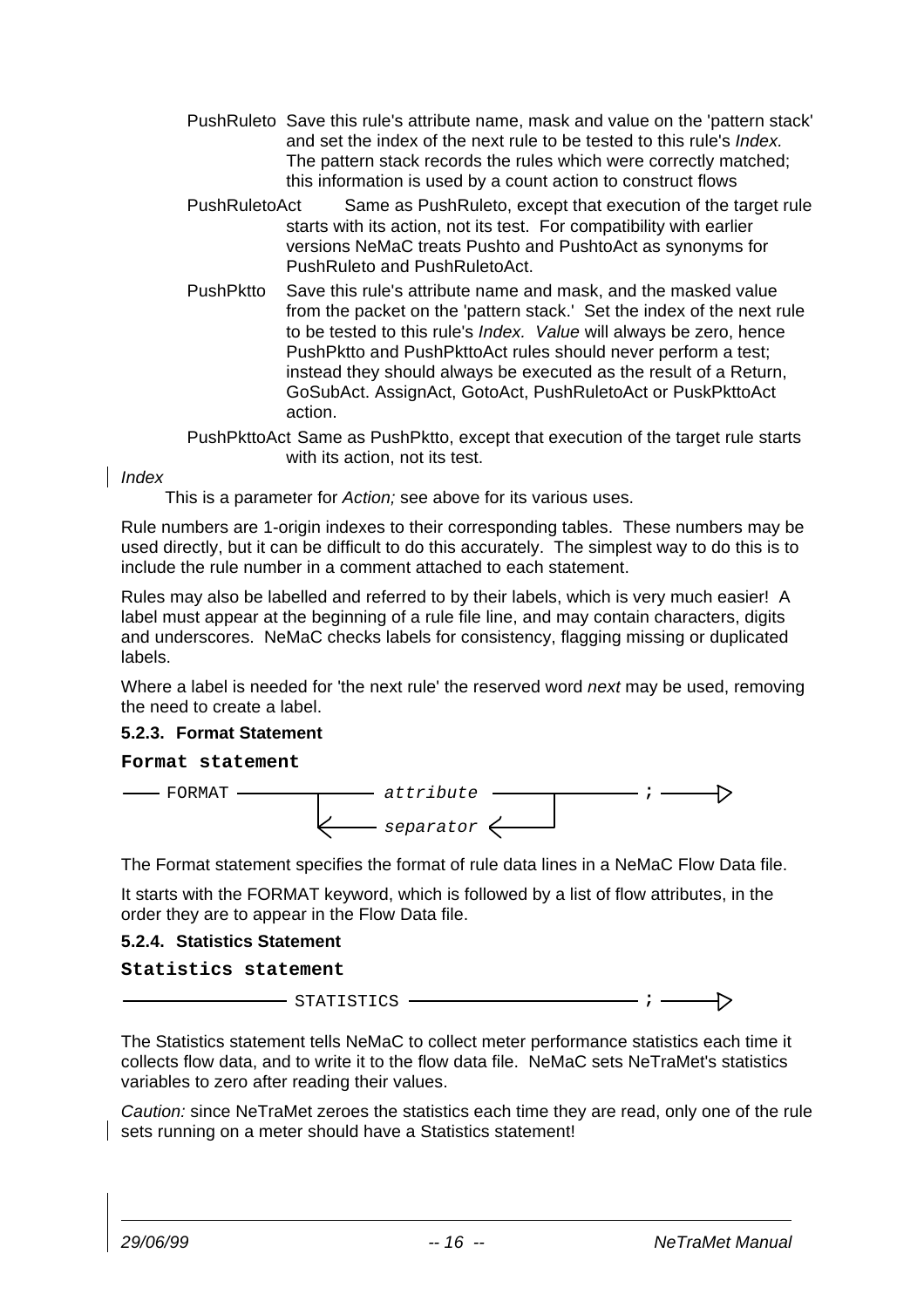PushRuleto Save this rule's attribute name, mask and value on the 'pattern stack' and set the index of the next rule to be tested to this rule's *Index.* The pattern stack records the rules which were correctly matched; this information is used by a count action to construct flows

PushRuletoAct Same as PushRuleto, except that execution of the target rule starts with its action, not its test. For compatibility with earlier versions NeMaC treats Pushto and PushtoAct as synonyms for PushRuleto and PushRuletoAct.

PushPktto Save this rule's attribute name and mask, and the masked value from the packet on the 'pattern stack.' Set the index of the next rule to be tested to this rule's *Index. Value* will always be zero, hence PushPktto and PushPkttoAct rules should never perform a test; instead they should always be executed as the result of a Return, GoSubAct. AssignAct, GotoAct, PushRuletoAct or PuskPkttoAct action.

PushPkttoAct Same as PushPktto, except that execution of the target rule starts with its action, not its test.

*Index*

This is a parameter for *Action;* see above for its various uses.

Rule numbers are 1-origin indexes to their corresponding tables. These numbers may be used directly, but it can be difficult to do this accurately. The simplest way to do this is to include the rule number in a comment attached to each statement.

Rules may also be labelled and referred to by their labels, which is very much easier! A label must appear at the beginning of a rule file line, and may contain characters, digits and underscores. NeMaC checks labels for consistency, flagging missing or duplicated labels.

Where a label is needed for 'the next rule' the reserved word *next* may be used, removing the need to create a label.

### 5.2.3. Format Statement

**Format statement**

```
—— FORMAT ——————┬—— attribute ——————┬—— ; ——▷
                ↑←— separator ←—————┘
```

The Format statement specifies the format of rule data lines in a NeMaC Flow Data file.

It starts with the FORMAT keyword, which is followed by a list of flow attributes, in the order they are to appear in the Flow Data file.

### 5.2.4. Statistics Statement

**Statistics statement**

```
———————————— STATISTICS ———————————————— ; ——▷
```

The Statistics statement tells NeMaC to collect meter performance statistics each time it collects flow data, and to write it to the flow data file. NeMaC sets NeTraMet's statistics variables to zero after reading their values.

*Caution:* since NeTraMet zeroes the statistics each time they are read, only one of the rule sets running on a meter should have a Statistics statement!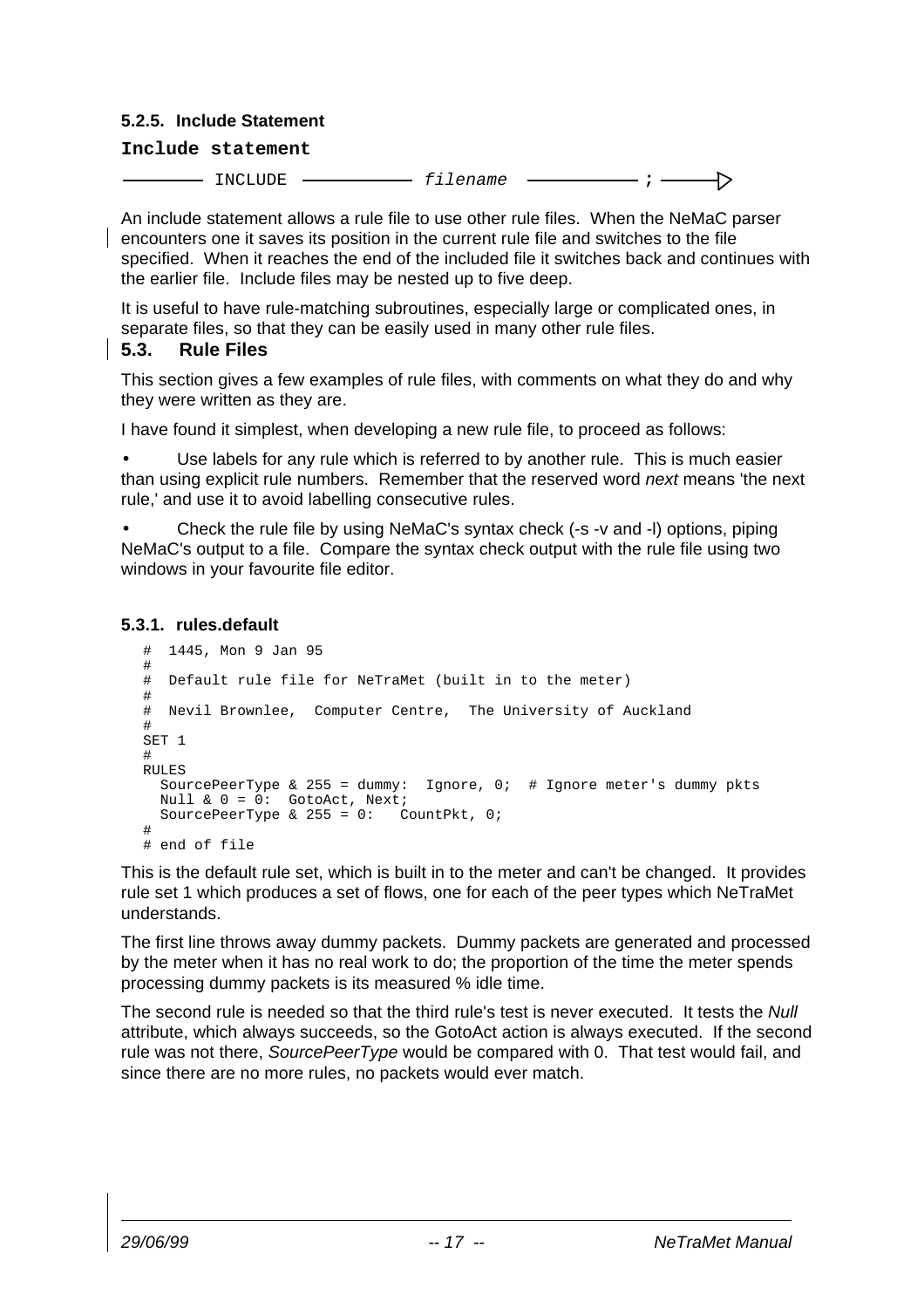#### 5.2.5. Include Statement

**Include statement**

```
———— INCLUDE ———— filename ———— ; ———▷
```

An include statement allows a rule file to use other rule files. When the NeMaC parser encounters one it saves its position in the current rule file and switches to the file specified. When it reaches the end of the included file it switches back and continues with the earlier file. Include files may be nested up to five deep.

It is useful to have rule-matching subroutines, especially large or complicated ones, in separate files, so that they can be easily used in many other rule files.

## 5.3. Rule Files

This section gives a few examples of rule files, with comments on what they do and why they were written as they are.

I have found it simplest, when developing a new rule file, to proceed as follows:

- Use labels for any rule which is referred to by another rule. This is much easier than using explicit rule numbers. Remember that the reserved word *next* means 'the next rule,' and use it to avoid labelling consecutive rules.
- Check the rule file by using NeMaC's syntax check (-s -v and -l) options, piping NeMaC's output to a file. Compare the syntax check output with the rule file using two windows in your favourite file editor.

#### 5.3.1. rules.default

```
#  1445, Mon 9 Jan 95
#
#  Default rule file for NeTraMet (built in to the meter)
#
#  Nevil Brownlee,  Computer Centre,  The University of Auckland
#
SET 1
#
RULES
  SourcePeerType & 255 = dummy:  Ignore, 0;  # Ignore meter's dummy pkts
  Null & 0 = 0:  GotoAct, Next;
  SourcePeerType & 255 = 0:   CountPkt, 0;
#
# end of file
```

This is the default rule set, which is built in to the meter and can't be changed. It provides rule set 1 which produces a set of flows, one for each of the peer types which NeTraMet understands.

The first line throws away dummy packets. Dummy packets are generated and processed by the meter when it has no real work to do; the proportion of the time the meter spends processing dummy packets is its measured % idle time.

The second rule is needed so that the third rule's test is never executed. It tests the *Null* attribute, which always succeeds, so the GotoAct action is always executed. If the second rule was not there, *SourcePeerType* would be compared with 0. That test would fail, and since there are no more rules, no packets would ever match.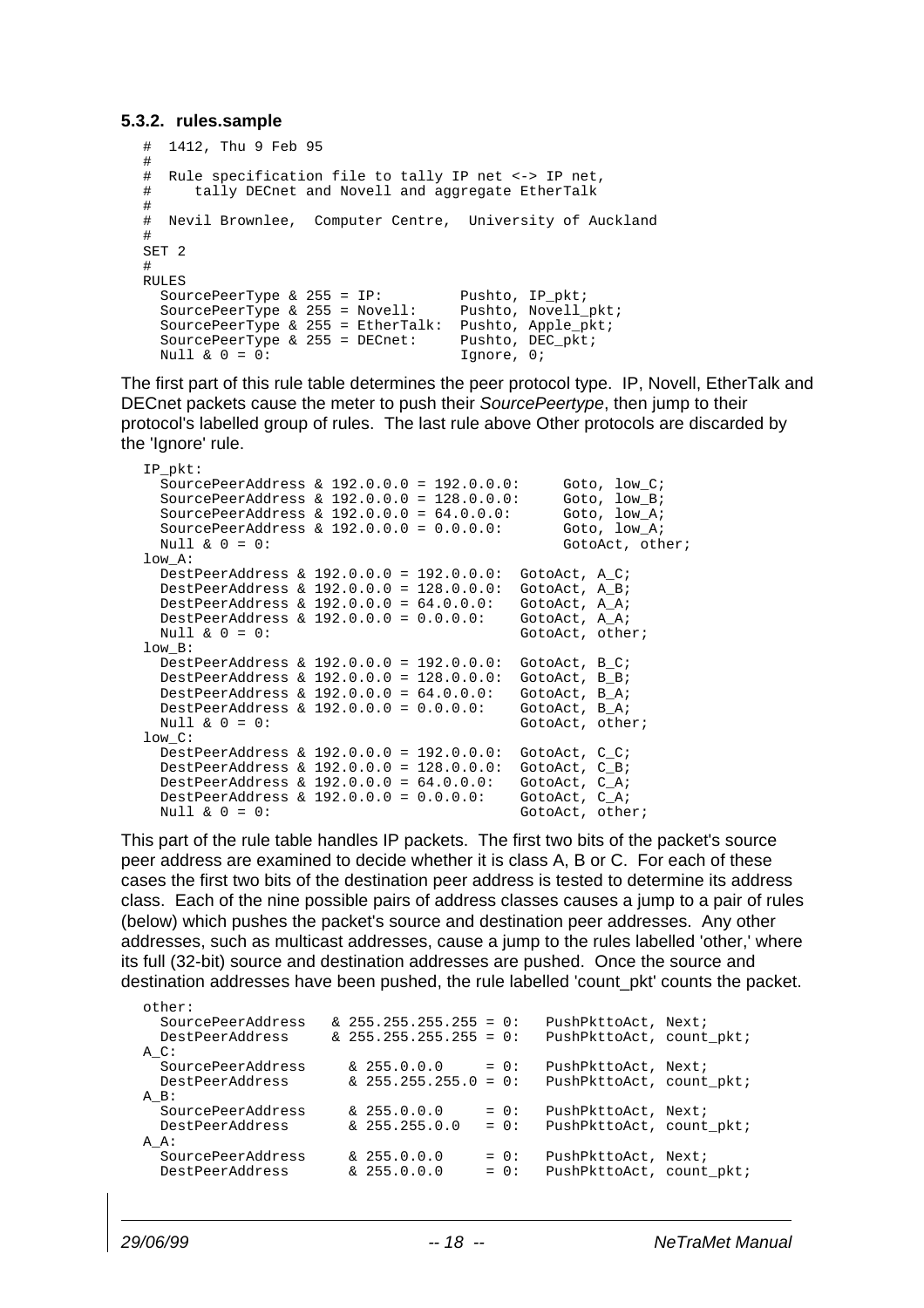### 5.3.2. rules.sample

```
#  1412, Thu 9 Feb 95
#
#  Rule specification file to tally IP net <-> IP net,
#     tally DECnet and Novell and aggregate EtherTalk
#
#  Nevil Brownlee,  Computer Centre,  University of Auckland
#
SET 2
#
RULES
  SourcePeerType & 255 = IP:         Pushto, IP_pkt;
  SourcePeerType & 255 = Novell:     Pushto, Novell_pkt;
  SourcePeerType & 255 = EtherTalk:  Pushto, Apple_pkt;
  SourcePeerType & 255 = DECnet:     Pushto, DEC_pkt;
  Null & 0 = 0:                      Ignore, 0;
```

The first part of this rule table determines the peer protocol type. IP, Novell, EtherTalk and DECnet packets cause the meter to push their *SourcePeertype*, then jump to their protocol's labelled group of rules. The last rule above Other protocols are discarded by the 'Ignore' rule.

```
IP_pkt:
  SourcePeerAddress & 192.0.0.0 = 192.0.0.0:     Goto, low_C;
  SourcePeerAddress & 192.0.0.0 = 128.0.0.0:     Goto, low_B;
  SourcePeerAddress & 192.0.0.0 = 64.0.0.0:      Goto, low_A;
  SourcePeerAddress & 192.0.0.0 = 0.0.0.0:       Goto, low_A;
  Null & 0 = 0:                                  GotoAct, other;
low_A:
  DestPeerAddress & 192.0.0.0 = 192.0.0.0:  GotoAct, A_C;
  DestPeerAddress & 192.0.0.0 = 128.0.0.0:  GotoAct, A_B;
  DestPeerAddress & 192.0.0.0 = 64.0.0.0:   GotoAct, A_A;
  DestPeerAddress & 192.0.0.0 = 0.0.0.0:    GotoAct, A_A;
  Null & 0 = 0:                             GotoAct, other;
low_B:
  DestPeerAddress & 192.0.0.0 = 192.0.0.0:  GotoAct, B_C;
  DestPeerAddress & 192.0.0.0 = 128.0.0.0:  GotoAct, B_B;
  DestPeerAddress & 192.0.0.0 = 64.0.0.0:   GotoAct, B_A;
  DestPeerAddress & 192.0.0.0 = 0.0.0.0:    GotoAct, B_A;
  Null & 0 = 0:                             GotoAct, other;
low_C:
  DestPeerAddress & 192.0.0.0 = 192.0.0.0:  GotoAct, C_C;
  DestPeerAddress & 192.0.0.0 = 128.0.0.0:  GotoAct, C_B;
  DestPeerAddress & 192.0.0.0 = 64.0.0.0:   GotoAct, C_A;
  DestPeerAddress & 192.0.0.0 = 0.0.0.0:    GotoAct, C_A;
  Null & 0 = 0:                             GotoAct, other;
```

This part of the rule table handles IP packets. The first two bits of the packet's source peer address are examined to decide whether it is class A, B or C. For each of these cases the first two bits of the destination peer address is tested to determine its address class. Each of the nine possible pairs of address classes causes a jump to a pair of rules (below) which pushes the packet's source and destination peer addresses. Any other addresses, such as multicast addresses, cause a jump to the rules labelled 'other,' where its full (32-bit) source and destination addresses are pushed. Once the source and destination addresses have been pushed, the rule labelled 'count_pkt' counts the packet.

```
other:
  SourcePeerAddress   & 255.255.255.255 = 0:   PushPkttoAct, Next;
  DestPeerAddress     & 255.255.255.255 = 0:   PushPkttoAct, count_pkt;
A_C:
  SourcePeerAddress     & 255.0.0.0     = 0:   PushPkttoAct, Next;
  DestPeerAddress       & 255.255.255.0 = 0:   PushPkttoAct, count_pkt;
A_B:
  SourcePeerAddress     & 255.0.0.0     = 0:   PushPkttoAct, Next;
  DestPeerAddress       & 255.255.0.0   = 0:   PushPkttoAct, count_pkt;
A_A:
  SourcePeerAddress     & 255.0.0.0     = 0:   PushPkttoAct, Next;
  DestPeerAddress       & 255.0.0.0     = 0:   PushPkttoAct, count_pkt;
```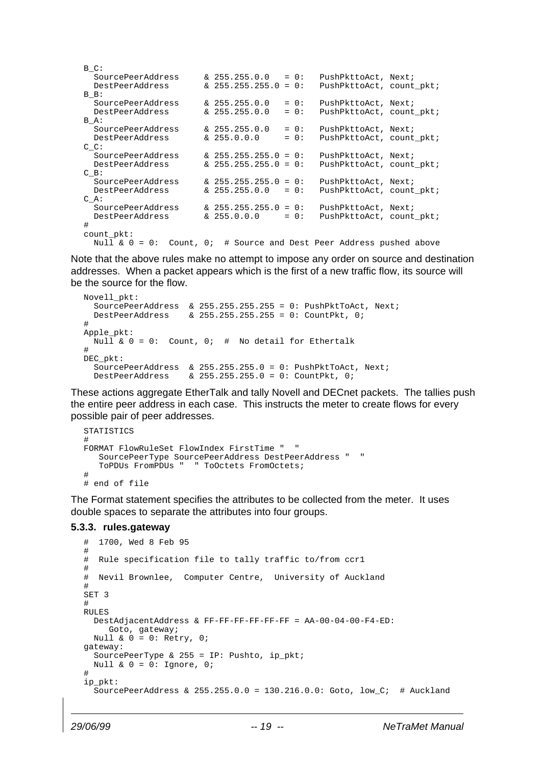```
B_C:
  SourcePeerAddress     & 255.255.0.0   = 0:   PushPkttoAct, Next;
  DestPeerAddress       & 255.255.255.0 = 0:   PushPkttoAct, count_pkt;
B_B:
  SourcePeerAddress     & 255.255.0.0   = 0:   PushPkttoAct, Next;
  DestPeerAddress       & 255.255.0.0   = 0:   PushPkttoAct, count_pkt;
B_A:
  SourcePeerAddress     & 255.255.0.0   = 0:   PushPkttoAct, Next;
  DestPeerAddress       & 255.0.0.0     = 0:   PushPkttoAct, count_pkt;
C_C:
  SourcePeerAddress     & 255.255.255.0 = 0:   PushPkttoAct, Next;
  DestPeerAddress       & 255.255.255.0 = 0:   PushPkttoAct, count_pkt;
C_B:
  SourcePeerAddress     & 255.255.255.0 = 0:   PushPkttoAct, Next;
  DestPeerAddress       & 255.255.0.0   = 0:   PushPkttoAct, count_pkt;
C_A:
  SourcePeerAddress     & 255.255.255.0 = 0:   PushPkttoAct, Next;
  DestPeerAddress       & 255.0.0.0     = 0:   PushPkttoAct, count_pkt;
#
count_pkt:
  Null & 0 = 0:  Count, 0;  # Source and Dest Peer Address pushed above
```

Note that the above rules make no attempt to impose any order on source and destination addresses. When a packet appears which is the first of a new traffic flow, its source will be the source for the flow.

```
Novell_pkt:
  SourcePeerAddress  & 255.255.255.255 = 0: PushPktToAct, Next;
  DestPeerAddress    & 255.255.255.255 = 0: CountPkt, 0;
#
Apple_pkt:
  Null & 0 = 0:  Count, 0;  #  No detail for Ethertalk
#
DEC_pkt:
  SourcePeerAddress  & 255.255.255.0 = 0: PushPktToAct, Next;
  DestPeerAddress    & 255.255.255.0 = 0: CountPkt, 0;
```

These actions aggregate EtherTalk and tally Novell and DECnet packets. The tallies push the entire peer address in each case. This instructs the meter to create flows for every possible pair of peer addresses.

```
STATISTICS
#
FORMAT FlowRuleSet FlowIndex FirstTime "  "
   SourcePeerType SourcePeerAddress DestPeerAddress "  "
   ToPDUs FromPDUs "  " ToOctets FromOctets;
#
# end of file
```

The Format statement specifies the attributes to be collected from the meter. It uses double spaces to separate the attributes into four groups.

### 5.3.3. rules.gateway

```
#  1700, Wed 8 Feb 95
#
#  Rule specification file to tally traffic to/from ccr1
#
#  Nevil Brownlee,  Computer Centre,  University of Auckland
#
SET 3
#
RULES
  DestAdjacentAddress & FF-FF-FF-FF-FF-FF = AA-00-04-00-F4-ED:
     Goto, gateway;
  Null & 0 = 0: Retry, 0;
gateway:
  SourcePeerType & 255 = IP: Pushto, ip_pkt;
  Null & 0 = 0: Ignore, 0;
#
ip_pkt:
  SourcePeerAddress & 255.255.0.0 = 130.216.0.0: Goto, low_C;  # Auckland
```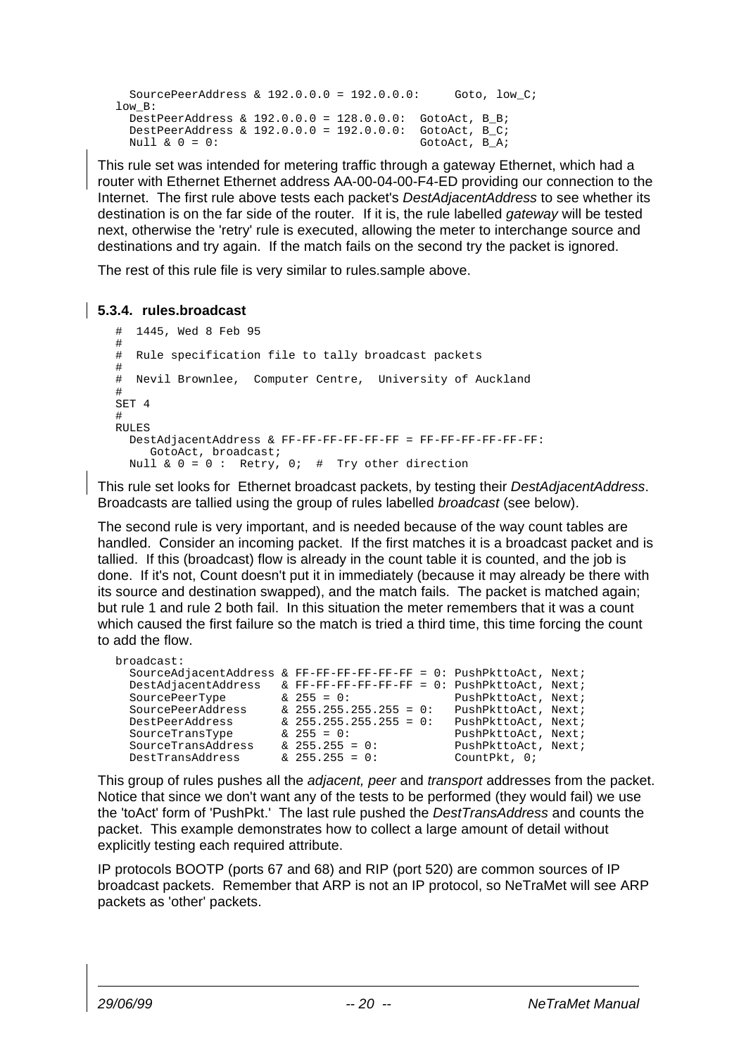```
    SourcePeerAddress & 192.0.0.0 = 192.0.0.0:     Goto, low_C;
  low_B:
    DestPeerAddress & 192.0.0.0 = 128.0.0.0:  GotoAct, B_B;
    DestPeerAddress & 192.0.0.0 = 192.0.0.0:  GotoAct, B_C;
    Null & 0 = 0:                             GotoAct, B_A;
```

This rule set was intended for metering traffic through a gateway Ethernet, which had a router with Ethernet Ethernet address AA-00-04-00-F4-ED providing our connection to the Internet. The first rule above tests each packet's *DestAdjacentAddress* to see whether its destination is on the far side of the router. If it is, the rule labelled *gateway* will be tested next, otherwise the 'retry' rule is executed, allowing the meter to interchange source and destinations and try again. If the match fails on the second try the packet is ignored.

The rest of this rule file is very similar to rules.sample above.

### 5.3.4. rules.broadcast

```
#  1445, Wed 8 Feb 95
#
#  Rule specification file to tally broadcast packets
#
#  Nevil Brownlee,  Computer Centre,  University of Auckland
#
SET 4
#
RULES
  DestAdjacentAddress & FF-FF-FF-FF-FF-FF = FF-FF-FF-FF-FF-FF:
     GotoAct, broadcast;
  Null & 0 = 0 :  Retry, 0;  #  Try other direction
```

This rule set looks for Ethernet broadcast packets, by testing their *DestAdjacentAddress*. Broadcasts are tallied using the group of rules labelled *broadcast* (see below).

The second rule is very important, and is needed because of the way count tables are handled. Consider an incoming packet. If the first matches it is a broadcast packet and is tallied. If this (broadcast) flow is already in the count table it is counted, and the job is done. If it's not, Count doesn't put it in immediately (because it may already be there with its source and destination swapped), and the match fails. The packet is matched again; but rule 1 and rule 2 both fail. In this situation the meter remembers that it was a count which caused the first failure so the match is tried a third time, this time forcing the count to add the flow.

```
broadcast:
  SourceAdjacentAddress & FF-FF-FF-FF-FF-FF = 0: PushPkttoAct, Next;
  DestAdjacentAddress   & FF-FF-FF-FF-FF-FF = 0: PushPkttoAct, Next;
  SourcePeerType        & 255 = 0:               PushPkttoAct, Next;
  SourcePeerAddress     & 255.255.255.255 = 0:   PushPkttoAct, Next;
  DestPeerAddress       & 255.255.255.255 = 0:   PushPkttoAct, Next;
  SourceTransType       & 255 = 0:               PushPkttoAct, Next;
  SourceTransAddress    & 255.255 = 0:           PushPkttoAct, Next;
  DestTransAddress      & 255.255 = 0:           CountPkt, 0;
```

This group of rules pushes all the *adjacent, peer* and *transport* addresses from the packet. Notice that since we don't want any of the tests to be performed (they would fail) we use the 'toAct' form of 'PushPkt.' The last rule pushed the *DestTransAddress* and counts the packet. This example demonstrates how to collect a large amount of detail without explicitly testing each required attribute.

IP protocols BOOTP (ports 67 and 68) and RIP (port 520) are common sources of IP broadcast packets. Remember that ARP is not an IP protocol, so NeTraMet will see ARP packets as 'other' packets.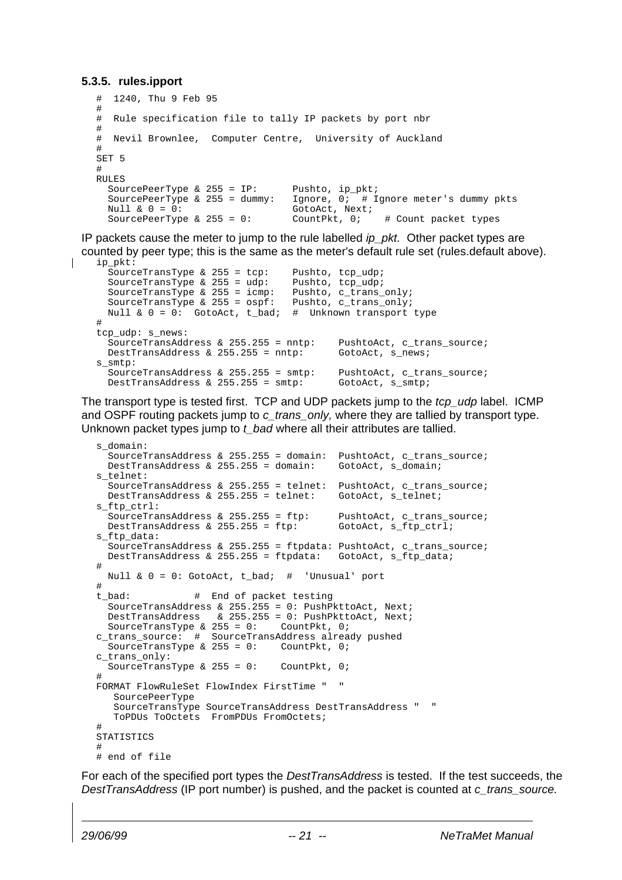### 5.3.5. rules.ipport

```
# 1240, Thu 9 Feb 95
#
# Rule specification file to tally IP packets by port nbr
#
# Nevil Brownlee, Computer Centre, University of Auckland
#
SET 5
#
RULES
  SourcePeerType & 255 = IP:      Pushto, ip_pkt;
  SourcePeerType & 255 = dummy:   Ignore, 0;  # Ignore meter's dummy pkts
  Null & 0 = 0:                   GotoAct, Next;
  SourcePeerType & 255 = 0:       CountPkt, 0;    # Count packet types
```

IP packets cause the meter to jump to the rule labelled *ip_pkt.* Other packet types are counted by peer type; this is the same as the meter's default rule set (rules.default above).

```
ip_pkt:
  SourceTransType & 255 = tcp:    Pushto, tcp_udp;
  SourceTransType & 255 = udp:    Pushto, tcp_udp;
  SourceTransType & 255 = icmp:   Pushto, c_trans_only;
  SourceTransType & 255 = ospf:   Pushto, c_trans_only;
  Null & 0 = 0:  GotoAct, t_bad;  #  Unknown transport type
#
tcp_udp: s_news:
  SourceTransAddress & 255.255 = nntp:    PushtoAct, c_trans_source;
  DestTransAddress & 255.255 = nntp:      GotoAct, s_news;
s_smtp:
  SourceTransAddress & 255.255 = smtp:    PushtoAct, c_trans_source;
  DestTransAddress & 255.255 = smtp:      GotoAct, s_smtp;
```

The transport type is tested first. TCP and UDP packets jump to the *tcp_udp* label. ICMP and OSPF routing packets jump to *c_trans_only,* where they are tallied by transport type. Unknown packet types jump to *t_bad* where all their attributes are tallied.

```
s_domain:
  SourceTransAddress & 255.255 = domain:  PushtoAct, c_trans_source;
  DestTransAddress & 255.255 = domain:    GotoAct, s_domain;
s_telnet:
  SourceTransAddress & 255.255 = telnet:  PushtoAct, c_trans_source;
  DestTransAddress & 255.255 = telnet:    GotoAct, s_telnet;
s_ftp_ctrl:
  SourceTransAddress & 255.255 = ftp:     PushtoAct, c_trans_source;
  DestTransAddress & 255.255 = ftp:       GotoAct, s_ftp_ctrl;
s_ftp_data:
  SourceTransAddress & 255.255 = ftpdata: PushtoAct, c_trans_source;
  DestTransAddress & 255.255 = ftpdata:   GotoAct, s_ftp_data;
#
  Null & 0 = 0: GotoAct, t_bad;  #  'Unusual' port
#
t_bad:           #  End of packet testing
  SourceTransAddress & 255.255 = 0: PushPkttoAct, Next;
  DestTransAddress   & 255.255 = 0: PushPkttoAct, Next;
  SourceTransType & 255 = 0:    CountPkt, 0;
c_trans_source:  #  SourceTransAddress already pushed
  SourceTransType & 255 = 0:    CountPkt, 0;
c_trans_only:
  SourceTransType & 255 = 0:    CountPkt, 0;
#
FORMAT FlowRuleSet FlowIndex FirstTime "  "
   SourcePeerType
   SourceTransType SourceTransAddress DestTransAddress "  "
   ToPDUs ToOctets  FromPDUs FromOctets;
#
STATISTICS
#
# end of file
```

For each of the specified port types the *DestTransAddress* is tested. If the test succeeds, the *DestTransAddress* (IP port number) is pushed, and the packet is counted at *c_trans_source.*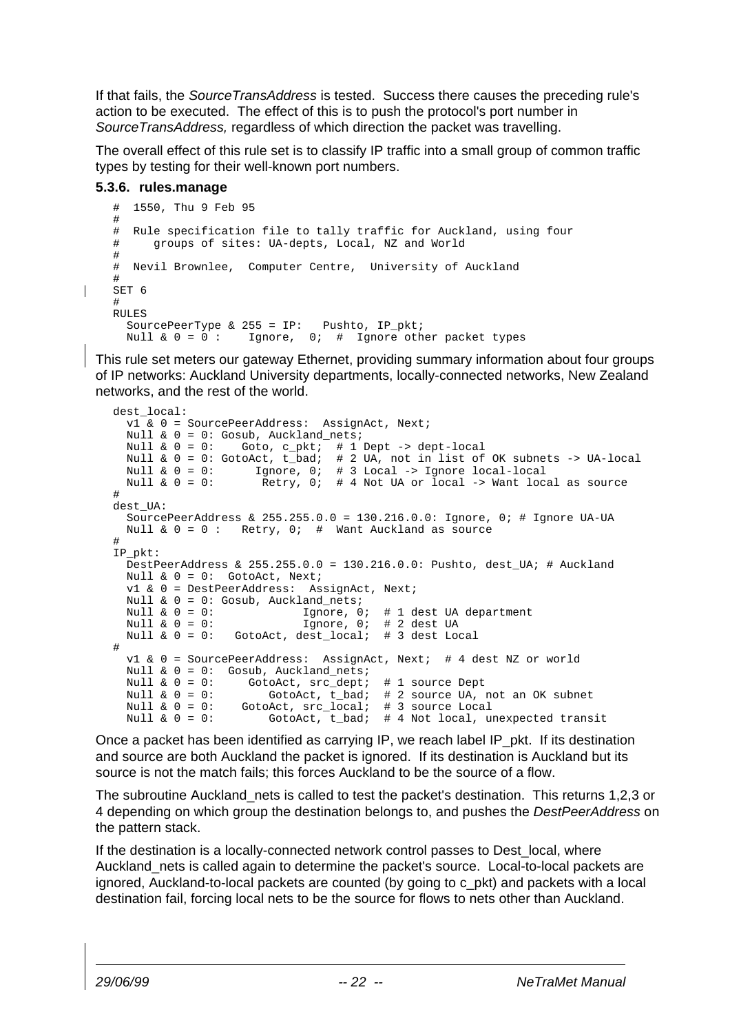If that fails, the *SourceTransAddress* is tested. Success there causes the preceding rule's action to be executed. The effect of this is to push the protocol's port number in *SourceTransAddress,* regardless of which direction the packet was travelling.

The overall effect of this rule set is to classify IP traffic into a small group of common traffic types by testing for their well-known port numbers.

### 5.3.6. rules.manage

```
#  1550, Thu 9 Feb 95
#
#  Rule specification file to tally traffic for Auckland, using four
#     groups of sites: UA-depts, Local, NZ and World
#
#  Nevil Brownlee,  Computer Centre,  University of Auckland
#
SET 6
#
RULES
  SourcePeerType & 255 = IP:   Pushto, IP_pkt;
  Null & 0 = 0 :    Ignore,  0;  #  Ignore other packet types
```

This rule set meters our gateway Ethernet, providing summary information about four groups of IP networks: Auckland University departments, locally-connected networks, New Zealand networks, and the rest of the world.

```
dest_local:
  v1 & 0 = SourcePeerAddress:  AssignAct, Next;
  Null & 0 = 0: Gosub, Auckland_nets;
  Null & 0 = 0:    Goto, c_pkt;  # 1 Dept -> dept-local
  Null & 0 = 0: GotoAct, t_bad;  # 2 UA, not in list of OK subnets -> UA-local
  Null & 0 = 0:      Ignore, 0;  # 3 Local -> Ignore local-local
  Null & 0 = 0:       Retry, 0;  # 4 Not UA or local -> Want local as source
#
dest_UA:
  SourcePeerAddress & 255.255.0.0 = 130.216.0.0: Ignore, 0; # Ignore UA-UA
  Null & 0 = 0 :   Retry, 0;  #  Want Auckland as source
#
IP_pkt:
  DestPeerAddress & 255.255.0.0 = 130.216.0.0: Pushto, dest_UA; # Auckland
  Null & 0 = 0:  GotoAct, Next;
  v1 & 0 = DestPeerAddress:  AssignAct, Next;
  Null & 0 = 0: Gosub, Auckland_nets;
  Null & 0 = 0:             Ignore, 0;  # 1 dest UA department
  Null & 0 = 0:             Ignore, 0;  # 2 dest UA
  Null & 0 = 0:   GotoAct, dest_local;  # 3 dest Local
#
  v1 & 0 = SourcePeerAddress:  AssignAct, Next;  # 4 dest NZ or world
  Null & 0 = 0:  Gosub, Auckland_nets;
  Null & 0 = 0:     GotoAct, src_dept;  # 1 source Dept
  Null & 0 = 0:        GotoAct, t_bad;  # 2 source UA, not an OK subnet
  Null & 0 = 0:    GotoAct, src_local;  # 3 source Local
  Null & 0 = 0:        GotoAct, t_bad;  # 4 Not local, unexpected transit
```

Once a packet has been identified as carrying IP, we reach label IP_pkt. If its destination and source are both Auckland the packet is ignored. If its destination is Auckland but its source is not the match fails; this forces Auckland to be the source of a flow.

The subroutine Auckland_nets is called to test the packet's destination. This returns 1,2,3 or 4 depending on which group the destination belongs to, and pushes the *DestPeerAddress* on the pattern stack.

If the destination is a locally-connected network control passes to Dest_local, where Auckland_nets is called again to determine the packet's source. Local-to-local packets are ignored, Auckland-to-local packets are counted (by going to c_pkt) and packets with a local destination fail, forcing local nets to be the source for flows to nets other than Auckland.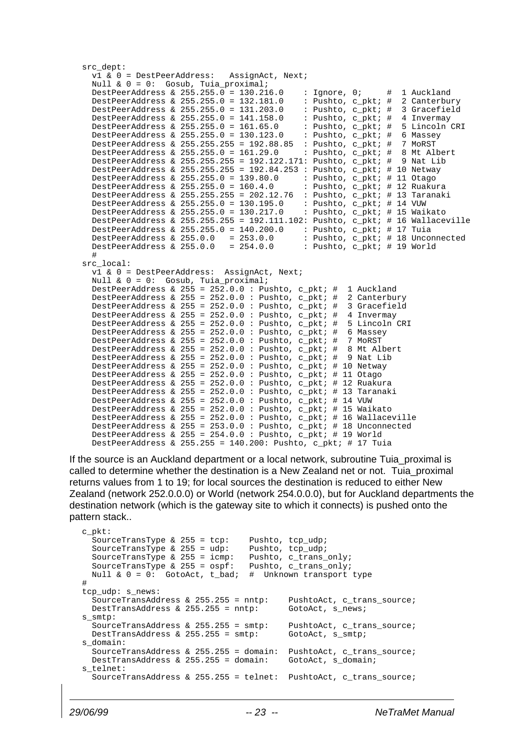```
src_dept:
  v1 & 0 = DestPeerAddress:   AssignAct, Next;
  Null & 0 = 0:  Gosub, Tuia_proximal;
  DestPeerAddress & 255.255.0 = 130.216.0    : Ignore, 0;     #  1 Auckland
  DestPeerAddress & 255.255.0 = 132.181.0    : Pushto, c_pkt; #  2 Canterbury
  DestPeerAddress & 255.255.0 = 131.203.0    : Pushto, c_pkt; #  3 Gracefield
  DestPeerAddress & 255.255.0 = 141.158.0    : Pushto, c_pkt; #  4 Invermay
  DestPeerAddress & 255.255.0 = 161.65.0     : Pushto, c_pkt; #  5 Lincoln CRI
  DestPeerAddress & 255.255.0 = 130.123.0    : Pushto, c_pkt; #  6 Massey
  DestPeerAddress & 255.255.255 = 192.88.85  : Pushto, c_pkt; #  7 MoRST
  DestPeerAddress & 255.255.0 = 161.29.0     : Pushto, c_pkt; #  8 Mt Albert
  DestPeerAddress & 255.255.255 = 192.122.171: Pushto, c_pkt; #  9 Nat Lib
  DestPeerAddress & 255.255.255 = 192.84.253 : Pushto, c_pkt; # 10 Netway
  DestPeerAddress & 255.255.0 = 139.80.0     : Pushto, c_pkt; # 11 Otago
  DestPeerAddress & 255.255.0 = 160.4.0      : Pushto, c_pkt; # 12 Ruakura
  DestPeerAddress & 255.255.255 = 202.12.76  : Pushto, c_pkt; # 13 Taranaki
  DestPeerAddress & 255.255.0 = 130.195.0    : Pushto, c_pkt; # 14 VUW
  DestPeerAddress & 255.255.0 = 130.217.0    : Pushto, c_pkt; # 15 Waikato
  DestPeerAddress & 255.255.255 = 192.111.102: Pushto, c_pkt; # 16 Wallaceville
  DestPeerAddress & 255.255.0 = 140.200.0    : Pushto, c_pkt; # 17 Tuia
  DestPeerAddress & 255.0.0   = 253.0.0      : Pushto, c_pkt; # 18 Unconnected
  DestPeerAddress & 255.0.0   = 254.0.0      : Pushto, c_pkt; # 19 World
  #
src_local:
  v1 & 0 = DestPeerAddress:  AssignAct, Next;
  Null & 0 = 0:  Gosub, Tuia_proximal;
  DestPeerAddress & 255 = 252.0.0 : Pushto, c_pkt; #  1 Auckland
  DestPeerAddress & 255 = 252.0.0 : Pushto, c_pkt; #  2 Canterbury
  DestPeerAddress & 255 = 252.0.0 : Pushto, c_pkt; #  3 Gracefield
  DestPeerAddress & 255 = 252.0.0 : Pushto, c_pkt; #  4 Invermay
  DestPeerAddress & 255 = 252.0.0 : Pushto, c_pkt; #  5 Lincoln CRI
  DestPeerAddress & 255 = 252.0.0 : Pushto, c_pkt; #  6 Massey
  DestPeerAddress & 255 = 252.0.0 : Pushto, c_pkt; #  7 MoRST
  DestPeerAddress & 255 = 252.0.0 : Pushto, c_pkt; #  8 Mt Albert
  DestPeerAddress & 255 = 252.0.0 : Pushto, c_pkt; #  9 Nat Lib
  DestPeerAddress & 255 = 252.0.0 : Pushto, c_pkt; # 10 Netway
  DestPeerAddress & 255 = 252.0.0 : Pushto, c_pkt; # 11 Otago
  DestPeerAddress & 255 = 252.0.0 : Pushto, c_pkt; # 12 Ruakura
  DestPeerAddress & 255 = 252.0.0 : Pushto, c_pkt; # 13 Taranaki
  DestPeerAddress & 255 = 252.0.0 : Pushto, c_pkt; # 14 VUW
  DestPeerAddress & 255 = 252.0.0 : Pushto, c_pkt; # 15 Waikato
  DestPeerAddress & 255 = 252.0.0 : Pushto, c_pkt; # 16 Wallaceville
  DestPeerAddress & 255 = 253.0.0 : Pushto, c_pkt; # 18 Unconnected
  DestPeerAddress & 255 = 254.0.0 : Pushto, c_pkt; # 19 World
  DestPeerAddress & 255.255 = 140.200: Pushto, c_pkt; # 17 Tuia
```

If the source is an Auckland department or a local network, subroutine Tuia_proximal is called to determine whether the destination is a New Zealand net or not. Tuia_proximal returns values from 1 to 19; for local sources the destination is reduced to either New Zealand (network 252.0.0.0) or World (network 254.0.0.0), but for Auckland departments the destination network (which is the gateway site to which it connects) is pushed onto the pattern stack..

```
c_pkt:
  SourceTransType & 255 = tcp:    Pushto, tcp_udp;
  SourceTransType & 255 = udp:    Pushto, tcp_udp;
  SourceTransType & 255 = icmp:   Pushto, c_trans_only;
  SourceTransType & 255 = ospf:   Pushto, c_trans_only;
  Null & 0 = 0:  GotoAct, t_bad;  #  Unknown transport type
#
tcp_udp: s_news:
  SourceTransAddress & 255.255 = nntp:    PushtoAct, c_trans_source;
  DestTransAddress & 255.255 = nntp:      GotoAct, s_news;
s_smtp:
  SourceTransAddress & 255.255 = smtp:    PushtoAct, c_trans_source;
  DestTransAddress & 255.255 = smtp:      GotoAct, s_smtp;
s_domain:
  SourceTransAddress & 255.255 = domain:  PushtoAct, c_trans_source;
  DestTransAddress & 255.255 = domain:    GotoAct, s_domain;
s_telnet:
  SourceTransAddress & 255.255 = telnet:  PushtoAct, c_trans_source;
```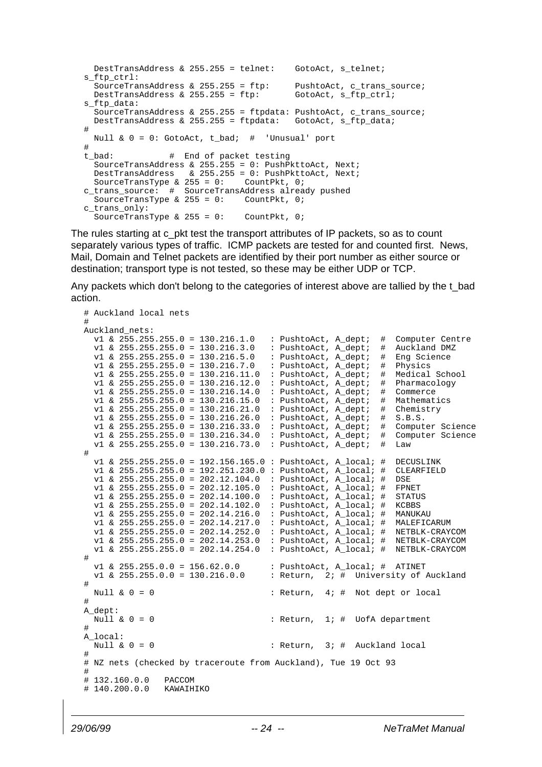```
  DestTransAddress & 255.255 = telnet:    GotoAct, s_telnet;
s_ftp_ctrl:
  SourceTransAddress & 255.255 = ftp:     PushtoAct, c_trans_source;
  DestTransAddress & 255.255 = ftp:       GotoAct, s_ftp_ctrl;
s_ftp_data:
  SourceTransAddress & 255.255 = ftpdata: PushtoAct, c_trans_source;
  DestTransAddress & 255.255 = ftpdata:   GotoAct, s_ftp_data;
#
  Null & 0 = 0: GotoAct, t_bad;  #  'Unusual' port
#
t_bad:           #  End of packet testing
  SourceTransAddress & 255.255 = 0: PushPkttoAct, Next;
  DestTransAddress   & 255.255 = 0: PushPkttoAct, Next;
  SourceTransType & 255 = 0:    CountPkt, 0;
c_trans_source:  #  SourceTransAddress already pushed
  SourceTransType & 255 = 0:    CountPkt, 0;
c_trans_only:
  SourceTransType & 255 = 0:    CountPkt, 0;
```

The rules starting at c_pkt test the transport attributes of IP packets, so as to count separately various types of traffic. ICMP packets are tested for and counted first. News, Mail, Domain and Telnet packets are identified by their port number as either source or destination; transport type is not tested, so these may be either UDP or TCP.

Any packets which don't belong to the categories of interest above are tallied by the t_bad action.

```
# Auckland local nets
#
Auckland_nets:
  v1 & 255.255.255.0 = 130.216.1.0   : PushtoAct, A_dept;  #  Computer Centre
  v1 & 255.255.255.0 = 130.216.3.0   : PushtoAct, A_dept;  #  Auckland DMZ
  v1 & 255.255.255.0 = 130.216.5.0   : PushtoAct, A_dept;  #  Eng Science
  v1 & 255.255.255.0 = 130.216.7.0   : PushtoAct, A_dept;  #  Physics
  v1 & 255.255.255.0 = 130.216.11.0  : PushtoAct, A_dept;  #  Medical School
  v1 & 255.255.255.0 = 130.216.12.0  : PushtoAct, A_dept;  #  Pharmacology
  v1 & 255.255.255.0 = 130.216.14.0  : PushtoAct, A_dept;  #  Commerce
  v1 & 255.255.255.0 = 130.216.15.0  : PushtoAct, A_dept;  #  Mathematics
  v1 & 255.255.255.0 = 130.216.21.0  : PushtoAct, A_dept;  #  Chemistry
  v1 & 255.255.255.0 = 130.216.26.0  : PushtoAct, A_dept;  #  S.B.S.
  v1 & 255.255.255.0 = 130.216.33.0  : PushtoAct, A_dept;  #  Computer Science
  v1 & 255.255.255.0 = 130.216.34.0  : PushtoAct, A_dept;  #  Computer Science
  v1 & 255.255.255.0 = 130.216.73.0  : PushtoAct, A_dept;  #  Law
#
  v1 & 255.255.255.0 = 192.156.165.0 : PushtoAct, A_local; #  DECUSLINK
  v1 & 255.255.255.0 = 192.251.230.0 : PushtoAct, A_local; #  CLEARFIELD
  v1 & 255.255.255.0 = 202.12.104.0  : PushtoAct, A_local; #  DSE
  v1 & 255.255.255.0 = 202.12.105.0  : PushtoAct, A_local; #  FPNET
  v1 & 255.255.255.0 = 202.14.100.0  : PushtoAct, A_local; #  STATUS
  v1 & 255.255.255.0 = 202.14.102.0  : PushtoAct, A_local; #  KCBBS
  v1 & 255.255.255.0 = 202.14.216.0  : PushtoAct, A_local; #  MANUKAU
  v1 & 255.255.255.0 = 202.14.217.0  : PushtoAct, A_local; #  MALEFICARUM
  v1 & 255.255.255.0 = 202.14.252.0  : PushtoAct, A_local; #  NETBLK-CRAYCOM
  v1 & 255.255.255.0 = 202.14.253.0  : PushtoAct, A_local; #  NETBLK-CRAYCOM
  v1 & 255.255.255.0 = 202.14.254.0  : PushtoAct, A_local; #  NETBLK-CRAYCOM
#
  v1 & 255.255.0.0 = 156.62.0.0      : PushtoAct, A_local; #  ATINET
  v1 & 255.255.0.0 = 130.216.0.0     : Return,  2; #  University of Auckland
#
  Null & 0 = 0                       : Return,  4; #  Not dept or local
#
A_dept:
  Null & 0 = 0                       : Return,  1; #  UofA department
#
A_local:
  Null & 0 = 0                       : Return,  3; #  Auckland local
#
# NZ nets (checked by traceroute from Auckland), Tue 19 Oct 93
#
# 132.160.0.0   PACCOM
# 140.200.0.0   KAWAIHIKO
```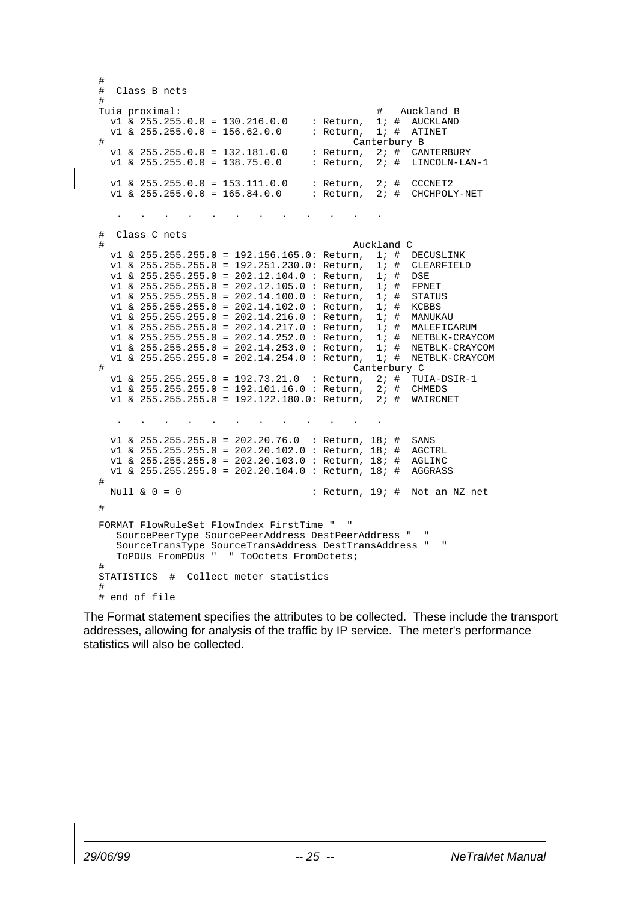```
#
#  Class B nets
#
Tuia_proximal:                                  #   Auckland B
  v1 & 255.255.0.0 = 130.216.0.0    : Return,  1; #  AUCKLAND
  v1 & 255.255.0.0 = 156.62.0.0     : Return,  1; #  ATINET
#                                           Canterbury B
  v1 & 255.255.0.0 = 132.181.0.0    : Return,  2; #  CANTERBURY
  v1 & 255.255.0.0 = 138.75.0.0     : Return,  2; #  LINCOLN-LAN-1

  v1 & 255.255.0.0 = 153.111.0.0    : Return,  2; #  CCCNET2
  v1 & 255.255.0.0 = 165.84.0.0     : Return,  2; #  CHCHPOLY-NET

   .   .   .   .   .   .   .   .   .   .   .   .

#  Class C nets
#                                           Auckland C
  v1 & 255.255.255.0 = 192.156.165.0: Return,  1; #  DECUSLINK
  v1 & 255.255.255.0 = 192.251.230.0: Return,  1; #  CLEARFIELD
  v1 & 255.255.255.0 = 202.12.104.0 : Return,  1; #  DSE
  v1 & 255.255.255.0 = 202.12.105.0 : Return,  1; #  FPNET
  v1 & 255.255.255.0 = 202.14.100.0 : Return,  1; #  STATUS
  v1 & 255.255.255.0 = 202.14.102.0 : Return,  1; #  KCBBS
  v1 & 255.255.255.0 = 202.14.216.0 : Return,  1; #  MANUKAU
  v1 & 255.255.255.0 = 202.14.217.0 : Return,  1; #  MALEFICARUM
  v1 & 255.255.255.0 = 202.14.252.0 : Return,  1; #  NETBLK-CRAYCOM
  v1 & 255.255.255.0 = 202.14.253.0 : Return,  1; #  NETBLK-CRAYCOM
  v1 & 255.255.255.0 = 202.14.254.0 : Return,  1; #  NETBLK-CRAYCOM
#                                           Canterbury C
  v1 & 255.255.255.0 = 192.73.21.0  : Return,  2; #  TUIA-DSIR-1
  v1 & 255.255.255.0 = 192.101.16.0 : Return,  2; #  CHMEDS
  v1 & 255.255.255.0 = 192.122.180.0: Return,  2; #  WAIRCNET

   .   .   .   .   .   .   .   .   .   .   .   .

  v1 & 255.255.255.0 = 202.20.76.0  : Return, 18; #  SANS
  v1 & 255.255.255.0 = 202.20.102.0 : Return, 18; #  AGCTRL
  v1 & 255.255.255.0 = 202.20.103.0 : Return, 18; #  AGLINC
  v1 & 255.255.255.0 = 202.20.104.0 : Return, 18; #  AGGRASS
#
  Null & 0 = 0                      : Return, 19; #  Not an NZ net
#
FORMAT FlowRuleSet FlowIndex FirstTime "  "
   SourcePeerType SourcePeerAddress DestPeerAddress "  "
   SourceTransType SourceTransAddress DestTransAddress "  "
   ToPDUs FromPDUs "  " ToOctets FromOctets;
#
STATISTICS  #  Collect meter statistics
#
# end of file
```

The Format statement specifies the attributes to be collected. These include the transport addresses, allowing for analysis of the traffic by IP service. The meter's performance statistics will also be collected.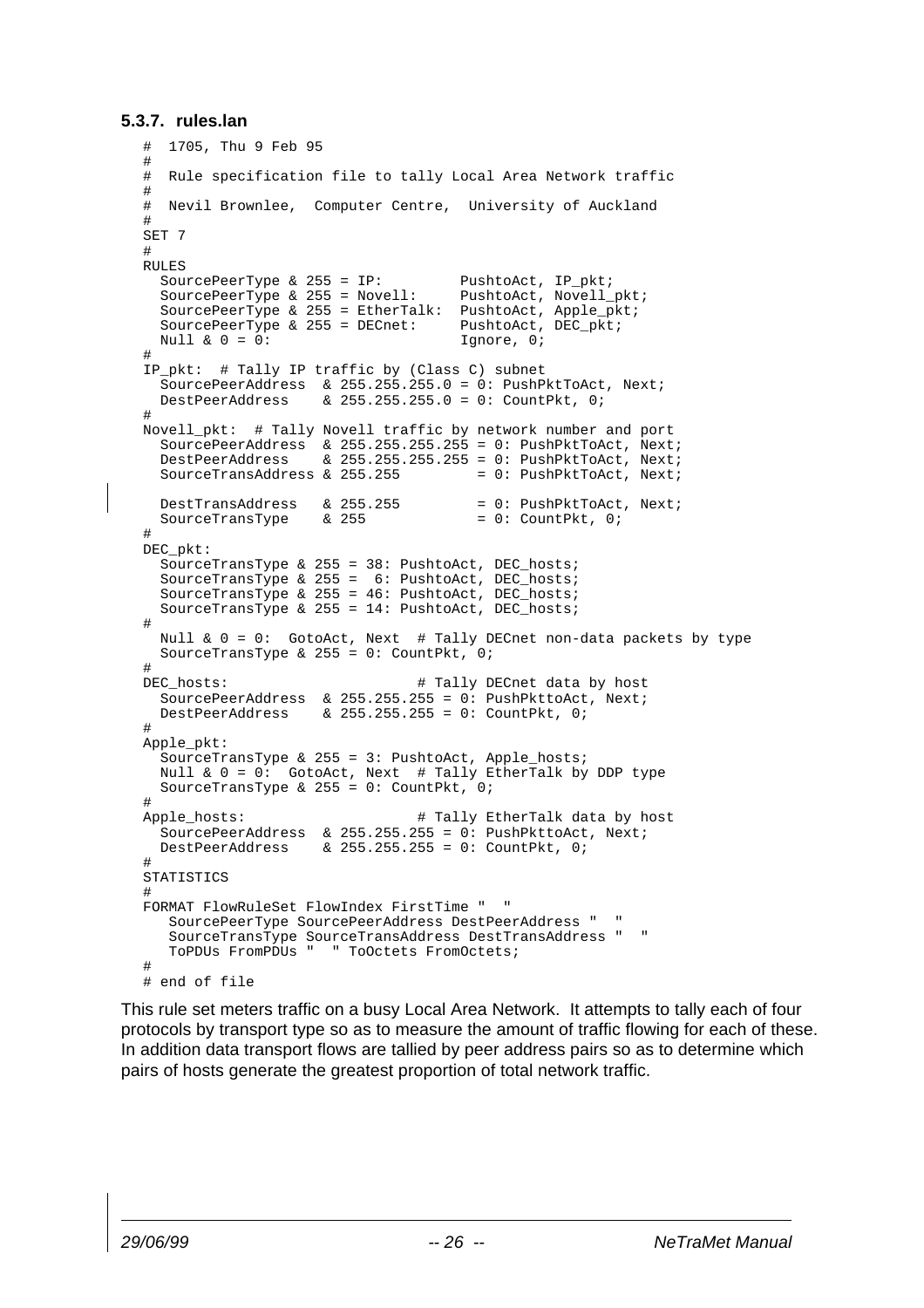### 5.3.7. rules.lan

```
#  1705, Thu 9 Feb 95
#
#  Rule specification file to tally Local Area Network traffic
#
#  Nevil Brownlee,  Computer Centre,  University of Auckland
#
SET 7
#
RULES
  SourcePeerType & 255 = IP:         PushtoAct, IP_pkt;
  SourcePeerType & 255 = Novell:     PushtoAct, Novell_pkt;
  SourcePeerType & 255 = EtherTalk:  PushtoAct, Apple_pkt;
  SourcePeerType & 255 = DECnet:     PushtoAct, DEC_pkt;
  Null & 0 = 0:                      Ignore, 0;
#
IP_pkt:  # Tally IP traffic by (Class C) subnet
  SourcePeerAddress  & 255.255.255.0 = 0: PushPktToAct, Next;
  DestPeerAddress    & 255.255.255.0 = 0: CountPkt, 0;
#
Novell_pkt:  # Tally Novell traffic by network number and port
  SourcePeerAddress  & 255.255.255.255 = 0: PushPktToAct, Next;
  DestPeerAddress    & 255.255.255.255 = 0: PushPktToAct, Next;
  SourceTransAddress & 255.255         = 0: PushPktToAct, Next;

  DestTransAddress   & 255.255         = 0: PushPktToAct, Next;
  SourceTransType    & 255             = 0: CountPkt, 0;
#
DEC_pkt:
  SourceTransType & 255 = 38: PushtoAct, DEC_hosts;
  SourceTransType & 255 =  6: PushtoAct, DEC_hosts;
  SourceTransType & 255 = 46: PushtoAct, DEC_hosts;
  SourceTransType & 255 = 14: PushtoAct, DEC_hosts;
#
  Null & 0 = 0:  GotoAct, Next  # Tally DECnet non-data packets by type
  SourceTransType & 255 = 0: CountPkt, 0;
#
DEC_hosts:                      # Tally DECnet data by host
  SourcePeerAddress  & 255.255.255 = 0: PushPkttoAct, Next;
  DestPeerAddress    & 255.255.255 = 0: CountPkt, 0;
#
Apple_pkt:
  SourceTransType & 255 = 3: PushtoAct, Apple_hosts;
  Null & 0 = 0:  GotoAct, Next  # Tally EtherTalk by DDP type
  SourceTransType & 255 = 0: CountPkt, 0;
#
Apple_hosts:                    # Tally EtherTalk data by host
  SourcePeerAddress  & 255.255.255 = 0: PushPkttoAct, Next;
  DestPeerAddress    & 255.255.255 = 0: CountPkt, 0;
#
STATISTICS
#
FORMAT FlowRuleSet FlowIndex FirstTime "  "
   SourcePeerType SourcePeerAddress DestPeerAddress "  "
   SourceTransType SourceTransAddress DestTransAddress "  "
   ToPDUs FromPDUs "  " ToOctets FromOctets;
#
# end of file
```

This rule set meters traffic on a busy Local Area Network. It attempts to tally each of four protocols by transport type so as to measure the amount of traffic flowing for each of these. In addition data transport flows are tallied by peer address pairs so as to determine which pairs of hosts generate the greatest proportion of total network traffic.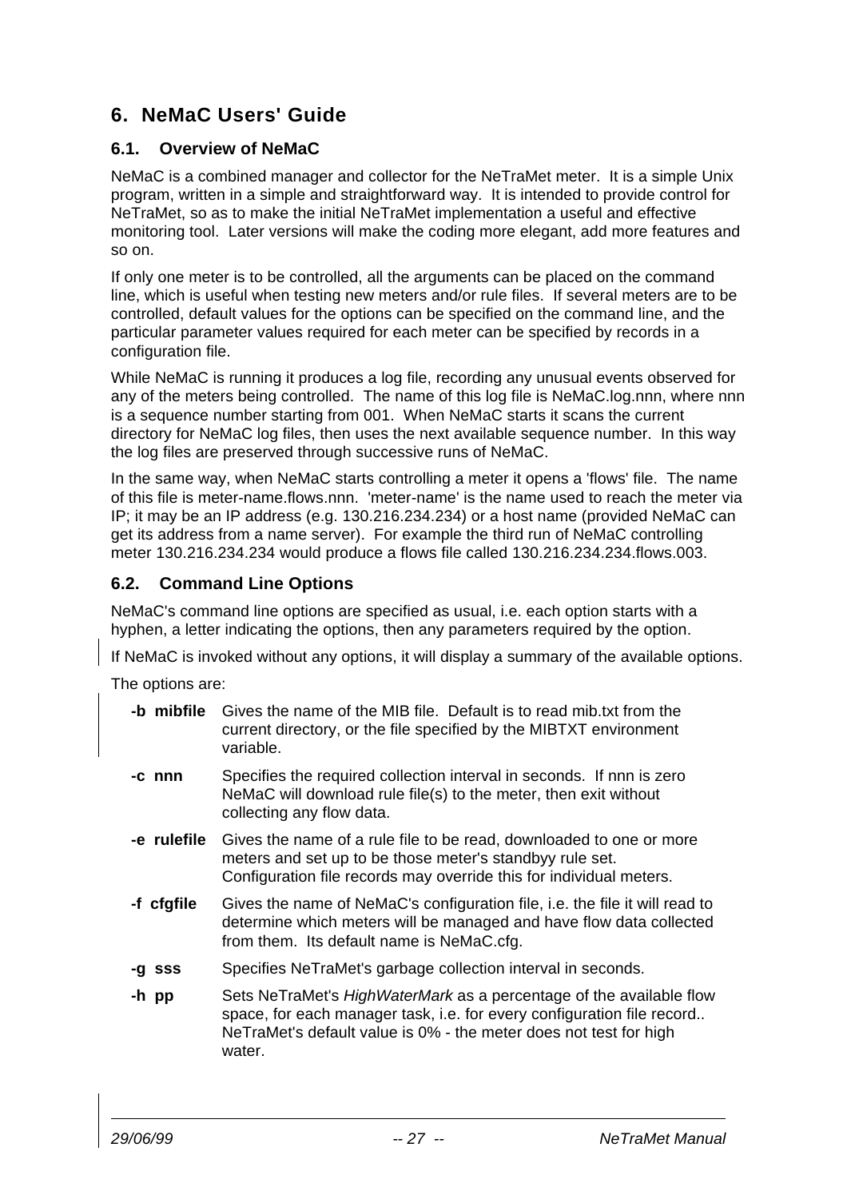# 6. NeMaC Users' Guide

## 6.1. Overview of NeMaC

NeMaC is a combined manager and collector for the NeTraMet meter. It is a simple Unix program, written in a simple and straightforward way. It is intended to provide control for NeTraMet, so as to make the initial NeTraMet implementation a useful and effective monitoring tool. Later versions will make the coding more elegant, add more features and so on.

If only one meter is to be controlled, all the arguments can be placed on the command line, which is useful when testing new meters and/or rule files. If several meters are to be controlled, default values for the options can be specified on the command line, and the particular parameter values required for each meter can be specified by records in a configuration file.

While NeMaC is running it produces a log file, recording any unusual events observed for any of the meters being controlled. The name of this log file is NeMaC.log.nnn, where nnn is a sequence number starting from 001. When NeMaC starts it scans the current directory for NeMaC log files, then uses the next available sequence number. In this way the log files are preserved through successive runs of NeMaC.

In the same way, when NeMaC starts controlling a meter it opens a 'flows' file. The name of this file is meter-name.flows.nnn. 'meter-name' is the name used to reach the meter via IP; it may be an IP address (e.g. 130.216.234.234) or a host name (provided NeMaC can get its address from a name server). For example the third run of NeMaC controlling meter 130.216.234.234 would produce a flows file called 130.216.234.234.flows.003.

## 6.2. Command Line Options

NeMaC's command line options are specified as usual, i.e. each option starts with a hyphen, a letter indicating the options, then any parameters required by the option.

If NeMaC is invoked without any options, it will display a summary of the available options.

The options are:

**-b mibfile** Gives the name of the MIB file. Default is to read mib.txt from the current directory, or the file specified by the MIBTXT environment variable.

**-c nnn** Specifies the required collection interval in seconds. If nnn is zero NeMaC will download rule file(s) to the meter, then exit without collecting any flow data.

**-e rulefile** Gives the name of a rule file to be read, downloaded to one or more meters and set up to be those meter's standbyy rule set. Configuration file records may override this for individual meters.

**-f cfgfile** Gives the name of NeMaC's configuration file, i.e. the file it will read to determine which meters will be managed and have flow data collected from them. Its default name is NeMaC.cfg.

**-g sss** Specifies NeTraMet's garbage collection interval in seconds.

**-h pp** Sets NeTraMet's *HighWaterMark* as a percentage of the available flow space, for each manager task, i.e. for every configuration file record.. NeTraMet's default value is 0% - the meter does not test for high water.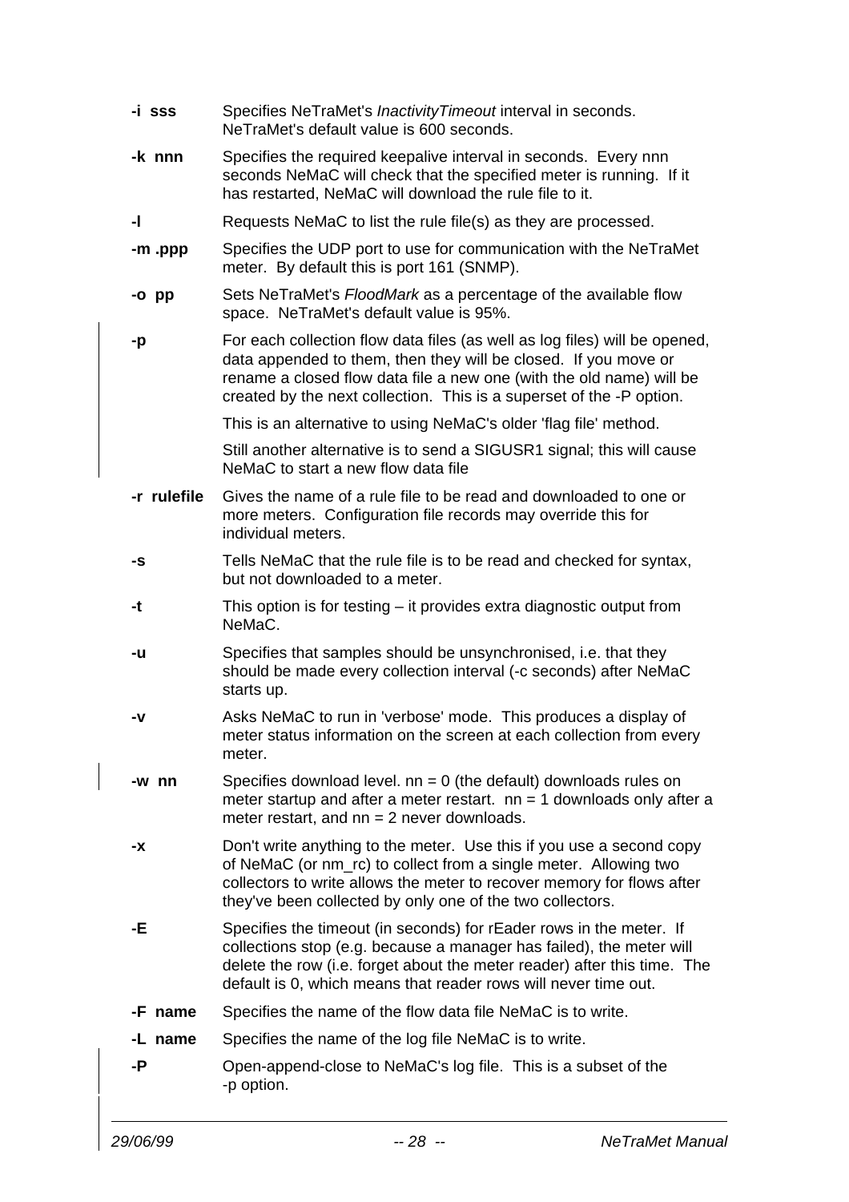**-i sss** Specifies NeTraMet's *InactivityTimeout* interval in seconds. NeTraMet's default value is 600 seconds.

**-k nnn** Specifies the required keepalive interval in seconds. Every nnn seconds NeMaC will check that the specified meter is running. If it has restarted, NeMaC will download the rule file to it.

**-l** Requests NeMaC to list the rule file(s) as they are processed.

**-m .ppp** Specifies the UDP port to use for communication with the NeTraMet meter. By default this is port 161 (SNMP).

**-o pp** Sets NeTraMet's *FloodMark* as a percentage of the available flow space. NeTraMet's default value is 95%.

**-p** For each collection flow data files (as well as log files) will be opened, data appended to them, then they will be closed. If you move or rename a closed flow data file a new one (with the old name) will be created by the next collection. This is a superset of the -P option.

This is an alternative to using NeMaC's older 'flag file' method.

Still another alternative is to send a SIGUSR1 signal; this will cause NeMaC to start a new flow data file

**-r rulefile** Gives the name of a rule file to be read and downloaded to one or more meters. Configuration file records may override this for individual meters.

**-s** Tells NeMaC that the rule file is to be read and checked for syntax, but not downloaded to a meter.

**-t** This option is for testing – it provides extra diagnostic output from NeMaC.

**-u** Specifies that samples should be unsynchronised, i.e. that they should be made every collection interval (-c seconds) after NeMaC starts up.

**-v** Asks NeMaC to run in 'verbose' mode. This produces a display of meter status information on the screen at each collection from every meter.

**-w nn** Specifies download level. nn = 0 (the default) downloads rules on meter startup and after a meter restart. nn = 1 downloads only after a meter restart, and nn = 2 never downloads.

**-x** Don't write anything to the meter. Use this if you use a second copy of NeMaC (or nm_rc) to collect from a single meter. Allowing two collectors to write allows the meter to recover memory for flows after they've been collected by only one of the two collectors.

**-E** Specifies the timeout (in seconds) for rEader rows in the meter. If collections stop (e.g. because a manager has failed), the meter will delete the row (i.e. forget about the meter reader) after this time. The default is 0, which means that reader rows will never time out.

**-F name** Specifies the name of the flow data file NeMaC is to write.

**-L name** Specifies the name of the log file NeMaC is to write.

**-P** Open-append-close to NeMaC's log file. This is a subset of the -p option.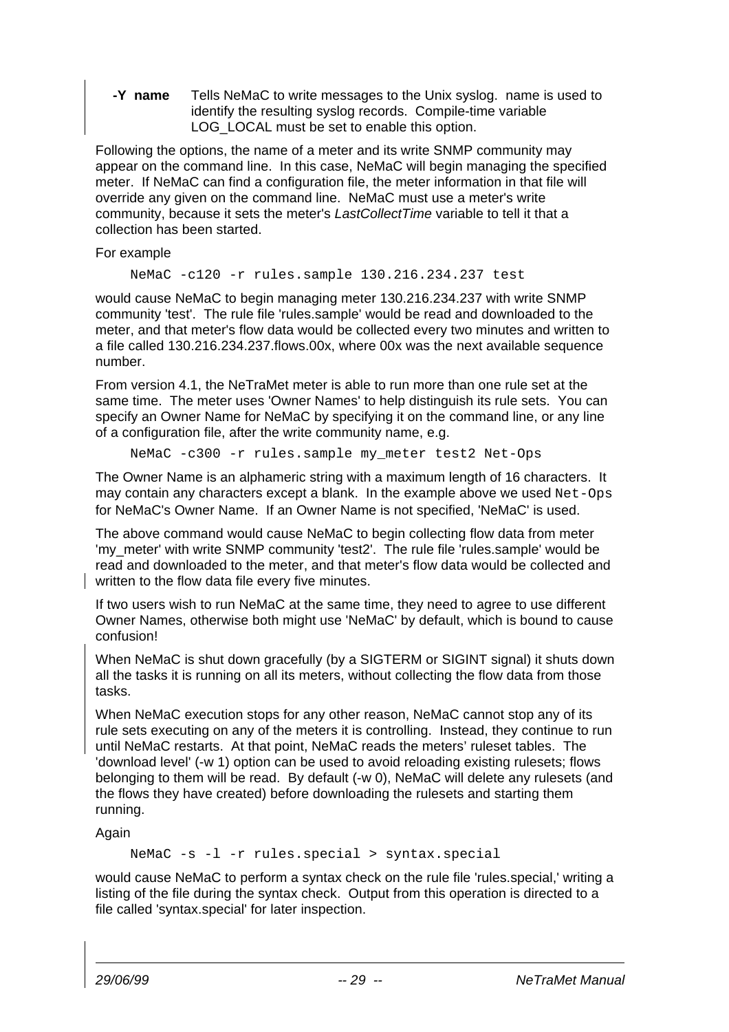**-Y name** Tells NeMaC to write messages to the Unix syslog. name is used to identify the resulting syslog records. Compile-time variable LOG_LOCAL must be set to enable this option.

Following the options, the name of a meter and its write SNMP community may appear on the command line. In this case, NeMaC will begin managing the specified meter. If NeMaC can find a configuration file, the meter information in that file will override any given on the command line. NeMaC must use a meter's write community, because it sets the meter's *LastCollectTime* variable to tell it that a collection has been started.

For example

```
NeMaC -c120 -r rules.sample 130.216.234.237 test
```

would cause NeMaC to begin managing meter 130.216.234.237 with write SNMP community 'test'. The rule file 'rules.sample' would be read and downloaded to the meter, and that meter's flow data would be collected every two minutes and written to a file called 130.216.234.237.flows.00x, where 00x was the next available sequence number.

From version 4.1, the NeTraMet meter is able to run more than one rule set at the same time. The meter uses 'Owner Names' to help distinguish its rule sets. You can specify an Owner Name for NeMaC by specifying it on the command line, or any line of a configuration file, after the write community name, e.g.

```
NeMaC -c300 -r rules.sample my_meter test2 Net-Ops
```

The Owner Name is an alphameric string with a maximum length of 16 characters. It may contain any characters except a blank. In the example above we used `Net-Ops` for NeMaC's Owner Name. If an Owner Name is not specified, 'NeMaC' is used.

The above command would cause NeMaC to begin collecting flow data from meter 'my_meter' with write SNMP community 'test2'. The rule file 'rules.sample' would be read and downloaded to the meter, and that meter's flow data would be collected and written to the flow data file every five minutes.

If two users wish to run NeMaC at the same time, they need to agree to use different Owner Names, otherwise both might use 'NeMaC' by default, which is bound to cause confusion!

When NeMaC is shut down gracefully (by a SIGTERM or SIGINT signal) it shuts down all the tasks it is running on all its meters, without collecting the flow data from those tasks.

When NeMaC execution stops for any other reason, NeMaC cannot stop any of its rule sets executing on any of the meters it is controlling. Instead, they continue to run until NeMaC restarts. At that point, NeMaC reads the meters' ruleset tables. The 'download level' (-w 1) option can be used to avoid reloading existing rulesets; flows belonging to them will be read. By default (-w 0), NeMaC will delete any rulesets (and the flows they have created) before downloading the rulesets and starting them running.

Again

```
NeMaC -s -l -r rules.special > syntax.special
```

would cause NeMaC to perform a syntax check on the rule file 'rules.special,' writing a listing of the file during the syntax check. Output from this operation is directed to a file called 'syntax.special' for later inspection.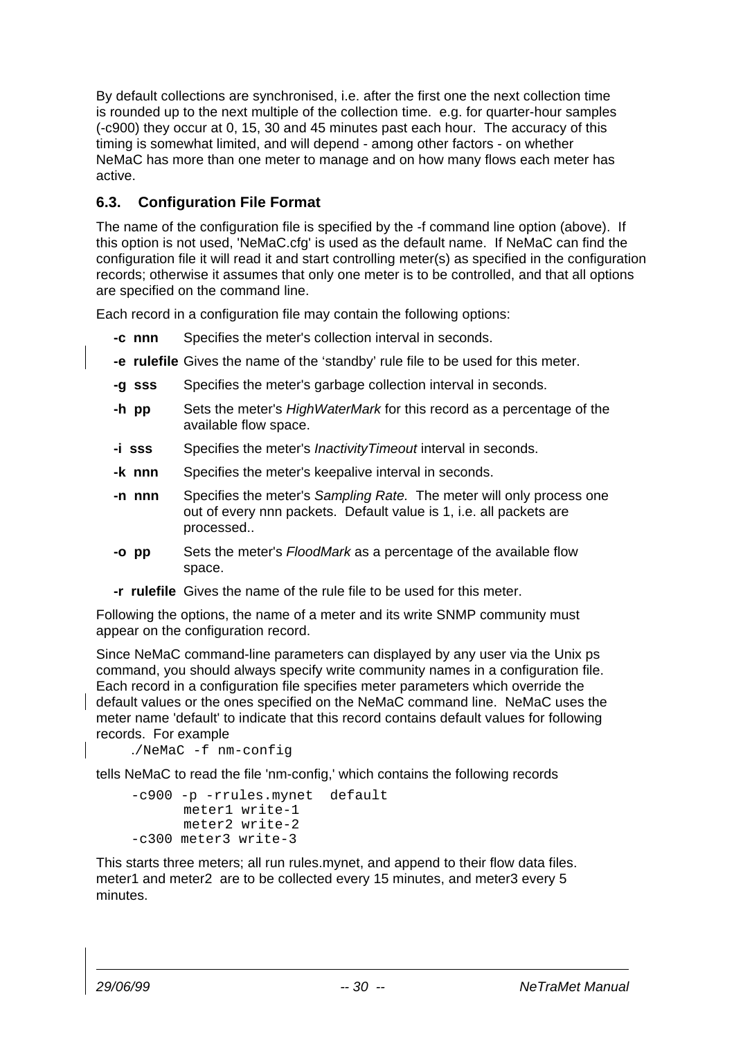By default collections are synchronised, i.e. after the first one the next collection time is rounded up to the next multiple of the collection time. e.g. for quarter-hour samples (-c900) they occur at 0, 15, 30 and 45 minutes past each hour. The accuracy of this timing is somewhat limited, and will depend - among other factors - on whether NeMaC has more than one meter to manage and on how many flows each meter has active.

### 6.3. Configuration File Format

The name of the configuration file is specified by the -f command line option (above). If this option is not used, 'NeMaC.cfg' is used as the default name. If NeMaC can find the configuration file it will read it and start controlling meter(s) as specified in the configuration records; otherwise it assumes that only one meter is to be controlled, and that all options are specified on the command line.

Each record in a configuration file may contain the following options:

- **-c nnn** Specifies the meter's collection interval in seconds.
- **-e rulefile** Gives the name of the 'standby' rule file to be used for this meter.
- **-g sss** Specifies the meter's garbage collection interval in seconds.
- **-h pp** Sets the meter's *HighWaterMark* for this record as a percentage of the available flow space.
- **-i sss** Specifies the meter's *InactivityTimeout* interval in seconds.
- **-k nnn** Specifies the meter's keepalive interval in seconds.
- **-n nnn** Specifies the meter's *Sampling Rate.* The meter will only process one out of every nnn packets. Default value is 1, i.e. all packets are processed..
- **-o pp** Sets the meter's *FloodMark* as a percentage of the available flow space.
- **-r rulefile** Gives the name of the rule file to be used for this meter.

Following the options, the name of a meter and its write SNMP community must appear on the configuration record.

Since NeMaC command-line parameters can displayed by any user via the Unix ps command, you should always specify write community names in a configuration file. Each record in a configuration file specifies meter parameters which override the default values or the ones specified on the NeMaC command line. NeMaC uses the meter name 'default' to indicate that this record contains default values for following records. For example

```
./NeMaC -f nm-config
```

tells NeMaC to read the file 'nm-config,' which contains the following records

```
-c900 -p -rrules.mynet  default
      meter1 write-1
      meter2 write-2
-c300 meter3 write-3
```

This starts three meters; all run rules.mynet, and append to their flow data files. meter1 and meter2 are to be collected every 15 minutes, and meter3 every 5 minutes.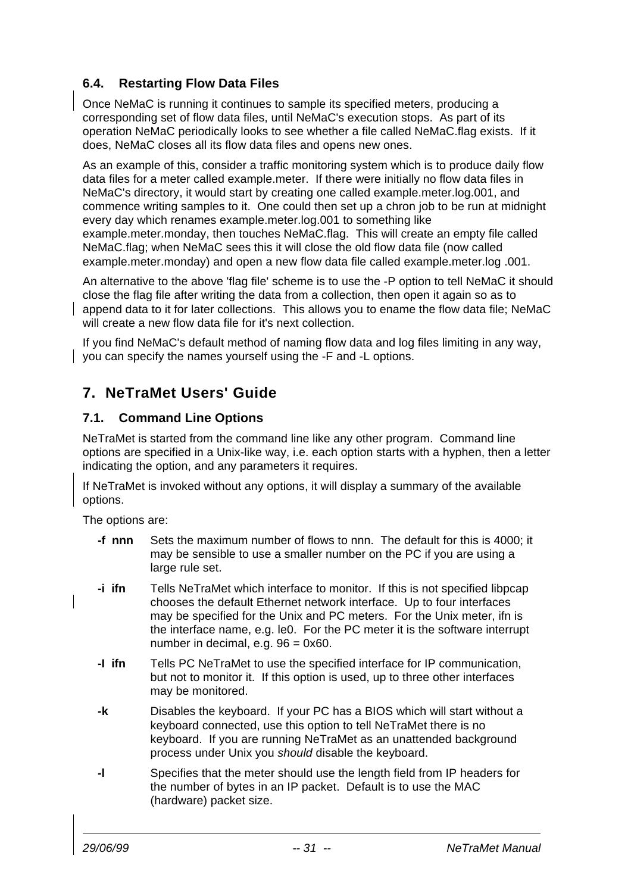### 6.4. Restarting Flow Data Files

Once NeMaC is running it continues to sample its specified meters, producing a corresponding set of flow data files, until NeMaC's execution stops. As part of its operation NeMaC periodically looks to see whether a file called NeMaC.flag exists. If it does, NeMaC closes all its flow data files and opens new ones.

As an example of this, consider a traffic monitoring system which is to produce daily flow data files for a meter called example.meter. If there were initially no flow data files in NeMaC's directory, it would start by creating one called example.meter.log.001, and commence writing samples to it. One could then set up a chron job to be run at midnight every day which renames example.meter.log.001 to something like example.meter.monday, then touches NeMaC.flag. This will create an empty file called NeMaC.flag; when NeMaC sees this it will close the old flow data file (now called example.meter.monday) and open a new flow data file called example.meter.log .001.

An alternative to the above 'flag file' scheme is to use the -P option to tell NeMaC it should close the flag file after writing the data from a collection, then open it again so as to append data to it for later collections. This allows you to ename the flow data file; NeMaC will create a new flow data file for it's next collection.

If you find NeMaC's default method of naming flow data and log files limiting in any way, you can specify the names yourself using the -F and -L options.

## 7. NeTraMet Users' Guide

### 7.1. Command Line Options

NeTraMet is started from the command line like any other program. Command line options are specified in a Unix-like way, i.e. each option starts with a hyphen, then a letter indicating the option, and any parameters it requires.

If NeTraMet is invoked without any options, it will display a summary of the available options.

The options are:

**-f nnn** Sets the maximum number of flows to nnn. The default for this is 4000; it may be sensible to use a smaller number on the PC if you are using a large rule set.

**-i ifn** Tells NeTraMet which interface to monitor. If this is not specified libpcap chooses the default Ethernet network interface. Up to four interfaces may be specified for the Unix and PC meters. For the Unix meter, ifn is the interface name, e.g. le0. For the PC meter it is the software interrupt number in decimal, e.g. 96 = 0x60.

**-I ifn** Tells PC NeTraMet to use the specified interface for IP communication, but not to monitor it. If this option is used, up to three other interfaces may be monitored.

**-k** Disables the keyboard. If your PC has a BIOS which will start without a keyboard connected, use this option to tell NeTraMet there is no keyboard. If you are running NeTraMet as an unattended background process under Unix you *should* disable the keyboard.

**-l** Specifies that the meter should use the length field from IP headers for the number of bytes in an IP packet. Default is to use the MAC (hardware) packet size.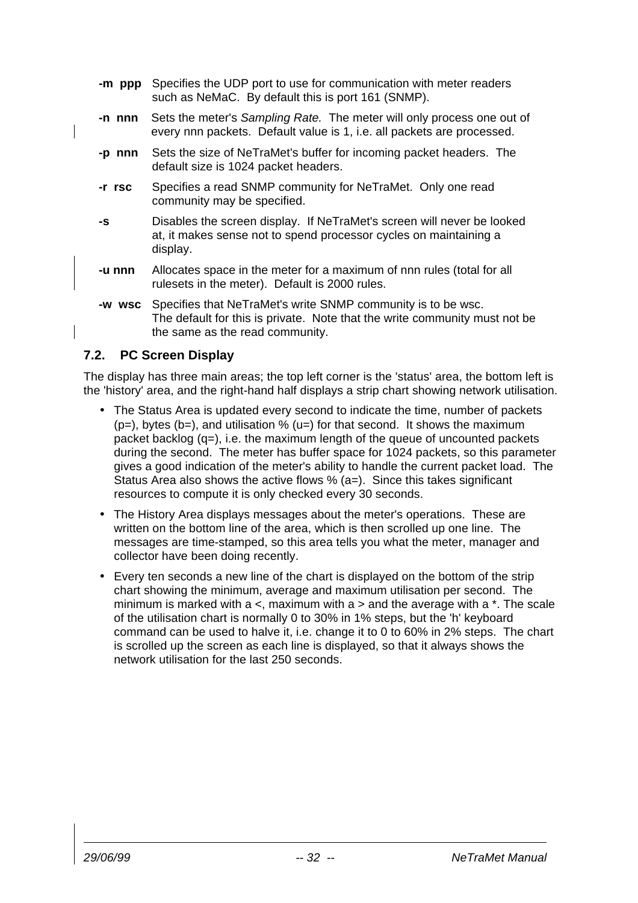**-m ppp** Specifies the UDP port to use for communication with meter readers such as NeMaC. By default this is port 161 (SNMP).

**-n nnn** Sets the meter's *Sampling Rate.* The meter will only process one out of every nnn packets. Default value is 1, i.e. all packets are processed.

**-p nnn** Sets the size of NeTraMet's buffer for incoming packet headers. The default size is 1024 packet headers.

**-r rsc** Specifies a read SNMP community for NeTraMet. Only one read community may be specified.

**-s** Disables the screen display. If NeTraMet's screen will never be looked at, it makes sense not to spend processor cycles on maintaining a display.

**-u nnn** Allocates space in the meter for a maximum of nnn rules (total for all rulesets in the meter). Default is 2000 rules.

**-w wsc** Specifies that NeTraMet's write SNMP community is to be wsc. The default for this is private. Note that the write community must not be the same as the read community.

### 7.2. PC Screen Display

The display has three main areas; the top left corner is the 'status' area, the bottom left is the 'history' area, and the right-hand half displays a strip chart showing network utilisation.

- The Status Area is updated every second to indicate the time, number of packets (p=), bytes (b=), and utilisation % (u=) for that second. It shows the maximum packet backlog (q=), i.e. the maximum length of the queue of uncounted packets during the second. The meter has buffer space for 1024 packets, so this parameter gives a good indication of the meter's ability to handle the current packet load. The Status Area also shows the active flows % (a=). Since this takes significant resources to compute it is only checked every 30 seconds.
- The History Area displays messages about the meter's operations. These are written on the bottom line of the area, which is then scrolled up one line. The messages are time-stamped, so this area tells you what the meter, manager and collector have been doing recently.
- Every ten seconds a new line of the chart is displayed on the bottom of the strip chart showing the minimum, average and maximum utilisation per second. The minimum is marked with a <, maximum with a > and the average with a *. The scale of the utilisation chart is normally 0 to 30% in 1% steps, but the 'h' keyboard command can be used to halve it, i.e. change it to 0 to 60% in 2% steps. The chart is scrolled up the screen as each line is displayed, so that it always shows the network utilisation for the last 250 seconds.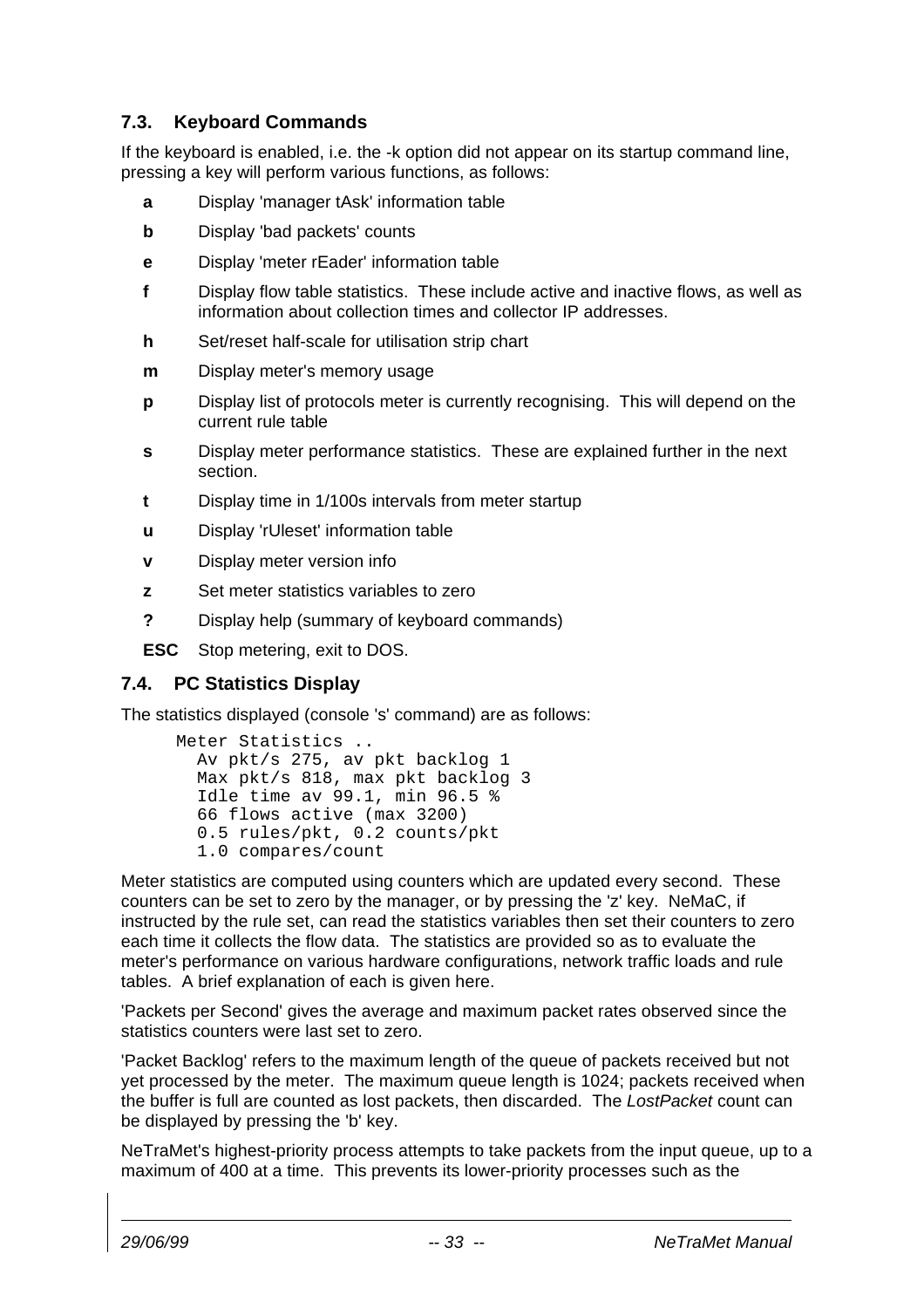## 7.3. Keyboard Commands

If the keyboard is enabled, i.e. the -k option did not appear on its startup command line, pressing a key will perform various functions, as follows:

- **a** Display 'manager tAsk' information table
- **b** Display 'bad packets' counts
- **e** Display 'meter rEader' information table
- **f** Display flow table statistics. These include active and inactive flows, as well as information about collection times and collector IP addresses.
- **h** Set/reset half-scale for utilisation strip chart
- **m** Display meter's memory usage
- **p** Display list of protocols meter is currently recognising. This will depend on the current rule table
- **s** Display meter performance statistics. These are explained further in the next section.
- **t** Display time in 1/100s intervals from meter startup
- **u** Display 'rUleset' information table
- **v** Display meter version info
- **z** Set meter statistics variables to zero
- **?** Display help (summary of keyboard commands)
- **ESC** Stop metering, exit to DOS.

## 7.4. PC Statistics Display

The statistics displayed (console 's' command) are as follows:

```
Meter Statistics ..
  Av pkt/s 275, av pkt backlog 1
  Max pkt/s 818, max pkt backlog 3
  Idle time av 99.1, min 96.5 %
  66 flows active (max 3200)
  0.5 rules/pkt, 0.2 counts/pkt
  1.0 compares/count
```

Meter statistics are computed using counters which are updated every second. These counters can be set to zero by the manager, or by pressing the 'z' key. NeMaC, if instructed by the rule set, can read the statistics variables then set their counters to zero each time it collects the flow data. The statistics are provided so as to evaluate the meter's performance on various hardware configurations, network traffic loads and rule tables. A brief explanation of each is given here.

'Packets per Second' gives the average and maximum packet rates observed since the statistics counters were last set to zero.

'Packet Backlog' refers to the maximum length of the queue of packets received but not yet processed by the meter. The maximum queue length is 1024; packets received when the buffer is full are counted as lost packets, then discarded. The *LostPacket* count can be displayed by pressing the 'b' key.

NeTraMet's highest-priority process attempts to take packets from the input queue, up to a maximum of 400 at a time. This prevents its lower-priority processes such as the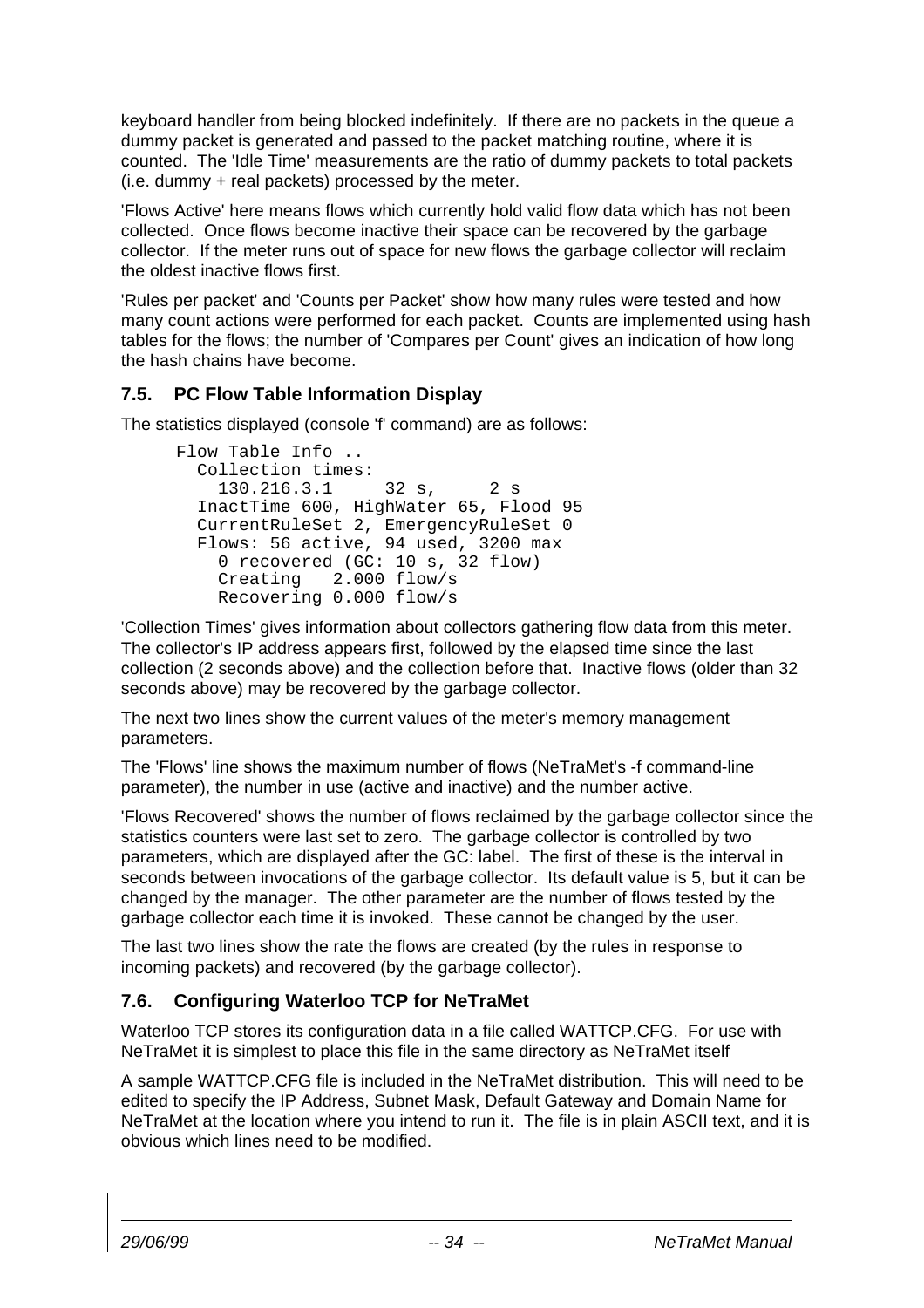keyboard handler from being blocked indefinitely. If there are no packets in the queue a dummy packet is generated and passed to the packet matching routine, where it is counted. The 'Idle Time' measurements are the ratio of dummy packets to total packets (i.e. dummy + real packets) processed by the meter.

'Flows Active' here means flows which currently hold valid flow data which has not been collected. Once flows become inactive their space can be recovered by the garbage collector. If the meter runs out of space for new flows the garbage collector will reclaim the oldest inactive flows first.

'Rules per packet' and 'Counts per Packet' show how many rules were tested and how many count actions were performed for each packet. Counts are implemented using hash tables for the flows; the number of 'Compares per Count' gives an indication of how long the hash chains have become.

## 7.5. PC Flow Table Information Display

The statistics displayed (console 'f' command) are as follows:

```
Flow Table Info ..
  Collection times:
    130.216.3.1     32 s,     2 s
  InactTime 600, HighWater 65, Flood 95
  CurrentRuleSet 2, EmergencyRuleSet 0
  Flows: 56 active, 94 used, 3200 max
    0 recovered (GC: 10 s, 32 flow)
    Creating   2.000 flow/s
    Recovering 0.000 flow/s
```

'Collection Times' gives information about collectors gathering flow data from this meter. The collector's IP address appears first, followed by the elapsed time since the last collection (2 seconds above) and the collection before that. Inactive flows (older than 32 seconds above) may be recovered by the garbage collector.

The next two lines show the current values of the meter's memory management parameters.

The 'Flows' line shows the maximum number of flows (NeTraMet's -f command-line parameter), the number in use (active and inactive) and the number active.

'Flows Recovered' shows the number of flows reclaimed by the garbage collector since the statistics counters were last set to zero. The garbage collector is controlled by two parameters, which are displayed after the GC: label. The first of these is the interval in seconds between invocations of the garbage collector. Its default value is 5, but it can be changed by the manager. The other parameter are the number of flows tested by the garbage collector each time it is invoked. These cannot be changed by the user.

The last two lines show the rate the flows are created (by the rules in response to incoming packets) and recovered (by the garbage collector).

## 7.6. Configuring Waterloo TCP for NeTraMet

Waterloo TCP stores its configuration data in a file called WATTCP.CFG. For use with NeTraMet it is simplest to place this file in the same directory as NeTraMet itself

A sample WATTCP.CFG file is included in the NeTraMet distribution. This will need to be edited to specify the IP Address, Subnet Mask, Default Gateway and Domain Name for NeTraMet at the location where you intend to run it. The file is in plain ASCII text, and it is obvious which lines need to be modified.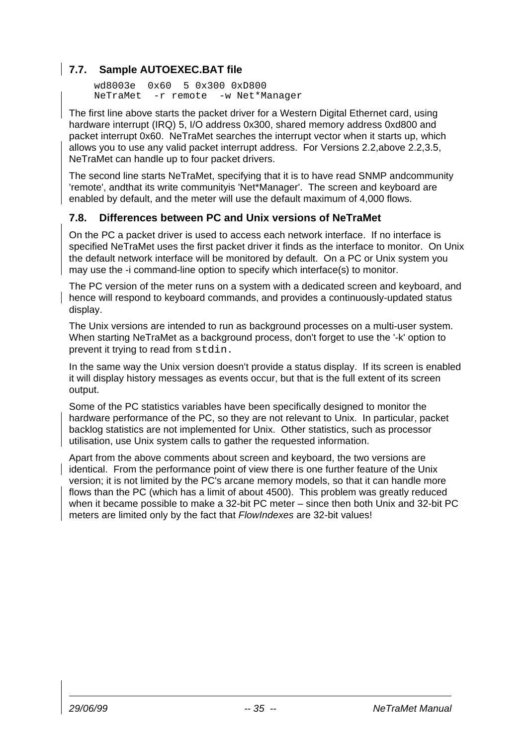## 7.7. Sample AUTOEXEC.BAT file

```
wd8003e  0x60  5 0x300 0xD800
NeTraMet  -r remote  -w Net*Manager
```

The first line above starts the packet driver for a Western Digital Ethernet card, using hardware interrupt (IRQ) 5, I/O address 0x300, shared memory address 0xd800 and packet interrupt 0x60. NeTraMet searches the interrupt vector when it starts up, which allows you to use any valid packet interrupt address. For Versions 2.2,above 2.2,3.5, NeTraMet can handle up to four packet drivers.

The second line starts NeTraMet, specifying that it is to have read SNMP andcommunity 'remote', andthat its write communityis 'Net*Manager'. The screen and keyboard are enabled by default, and the meter will use the default maximum of 4,000 flows.

## 7.8. Differences between PC and Unix versions of NeTraMet

On the PC a packet driver is used to access each network interface. If no interface is specified NeTraMet uses the first packet driver it finds as the interface to monitor. On Unix the default network interface will be monitored by default. On a PC or Unix system you may use the -i command-line option to specify which interface(s) to monitor.

The PC version of the meter runs on a system with a dedicated screen and keyboard, and hence will respond to keyboard commands, and provides a continuously-updated status display.

The Unix versions are intended to run as background processes on a multi-user system. When starting NeTraMet as a background process, don't forget to use the '-k' option to prevent it trying to read from `stdin.`

In the same way the Unix version doesn't provide a status display. If its screen is enabled it will display history messages as events occur, but that is the full extent of its screen output.

Some of the PC statistics variables have been specifically designed to monitor the hardware performance of the PC, so they are not relevant to Unix. In particular, packet backlog statistics are not implemented for Unix. Other statistics, such as processor utilisation, use Unix system calls to gather the requested information.

Apart from the above comments about screen and keyboard, the two versions are identical. From the performance point of view there is one further feature of the Unix version; it is not limited by the PC's arcane memory models, so that it can handle more flows than the PC (which has a limit of about 4500). This problem was greatly reduced when it became possible to make a 32-bit PC meter – since then both Unix and 32-bit PC meters are limited only by the fact that *FlowIndexes* are 32-bit values!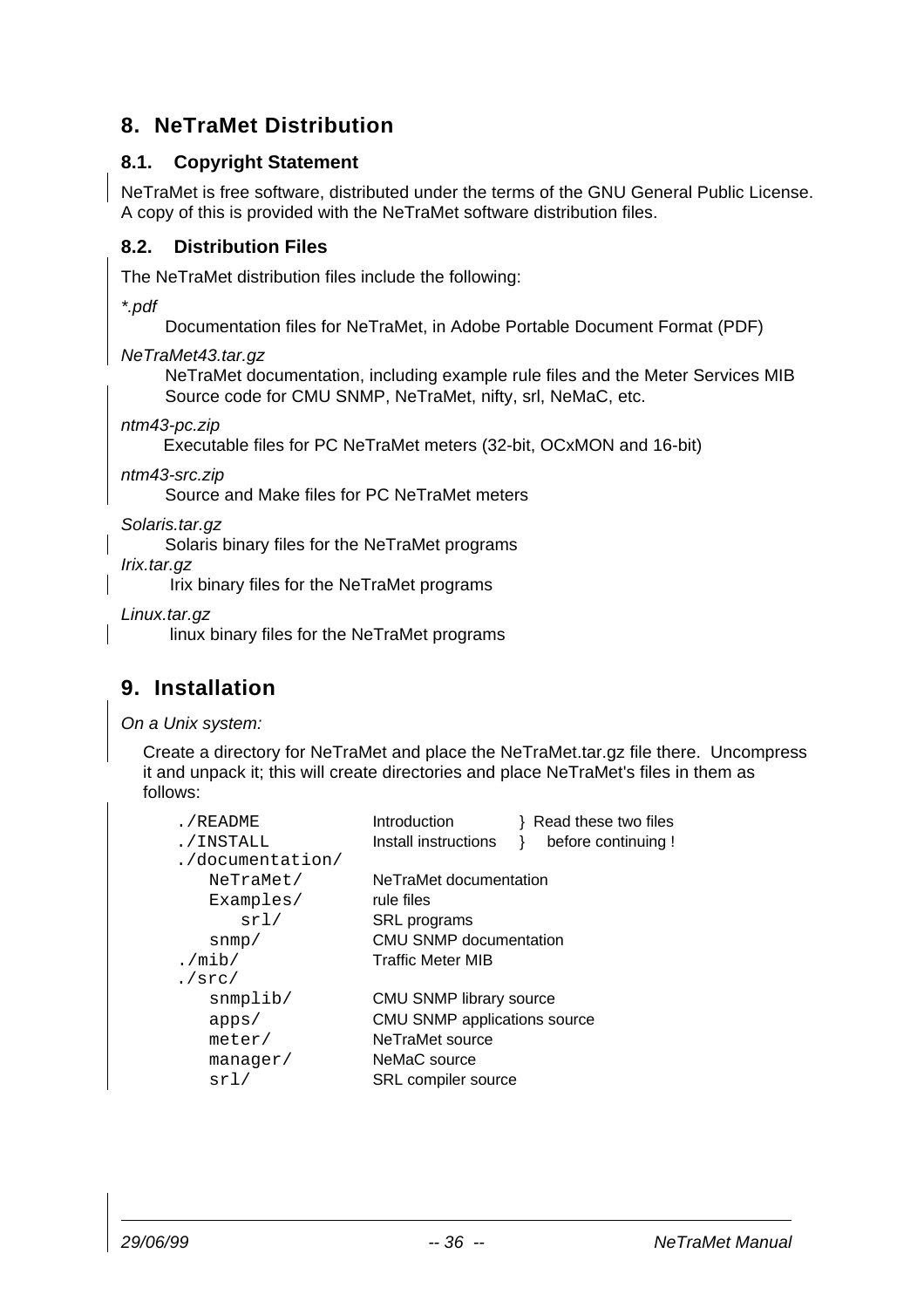## 8. NeTraMet Distribution

### 8.1. Copyright Statement

NeTraMet is free software, distributed under the terms of the GNU General Public License. A copy of this is provided with the NeTraMet software distribution files.

### 8.2. Distribution Files

The NeTraMet distribution files include the following:

*\*.pdf*

Documentation files for NeTraMet, in Adobe Portable Document Format (PDF)

*NeTraMet43.tar.gz*

NeTraMet documentation, including example rule files and the Meter Services MIB
Source code for CMU SNMP, NeTraMet, nifty, srl, NeMaC, etc.

*ntm43-pc.zip*

Executable files for PC NeTraMet meters (32-bit, OCxMON and 16-bit)

*ntm43-src.zip*

Source and Make files for PC NeTraMet meters

*Solaris.tar.gz*

Solaris binary files for the NeTraMet programs

*Irix.tar.gz*

Irix binary files for the NeTraMet programs

*Linux.tar.gz*

linux binary files for the NeTraMet programs

## 9. Installation

*On a Unix system:*

Create a directory for NeTraMet and place the NeTraMet.tar.gz file there. Uncompress it and unpack it; this will create directories and place NeTraMet's files in them as follows:

```
./README             Introduction          } Read these two files
./INSTALL            Install instructions  }   before continuing !
./documentation/
   NeTraMet/         NeTraMet documentation
   Examples/         rule files
      srl/           SRL programs
   snmp/             CMU SNMP documentation
./mib/               Traffic Meter MIB
./src/
   snmplib/          CMU SNMP library source
   apps/             CMU SNMP applications source
   meter/            NeTraMet source
   manager/          NeMaC source
   srl/              SRL compiler source
```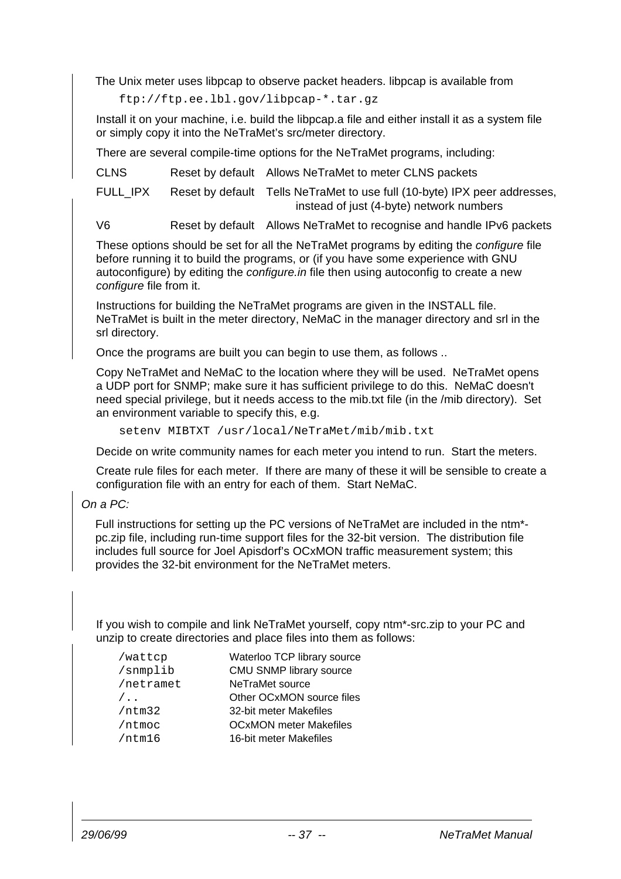The Unix meter uses libpcap to observe packet headers. libpcap is available from

```
ftp://ftp.ee.lbl.gov/libpcap-*.tar.gz
```

Install it on your machine, i.e. build the libpcap.a file and either install it as a system file or simply copy it into the NeTraMet's src/meter directory.

There are several compile-time options for the NeTraMet programs, including:

| | | |
|---|---|---|
| CLNS | Reset by default | Allows NeTraMet to meter CLNS packets |
| FULL_IPX | Reset by default | Tells NeTraMet to use full (10-byte) IPX peer addresses, instead of just (4-byte) network numbers |
| V6 | Reset by default | Allows NeTraMet to recognise and handle IPv6 packets |

These options should be set for all the NeTraMet programs by editing the *configure* file before running it to build the programs, or (if you have some experience with GNU autoconfigure) by editing the *configure.in* file then using autoconfig to create a new *configure* file from it.

Instructions for building the NeTraMet programs are given in the INSTALL file. NeTraMet is built in the meter directory, NeMaC in the manager directory and srl in the srl directory.

Once the programs are built you can begin to use them, as follows ..

Copy NeTraMet and NeMaC to the location where they will be used. NeTraMet opens a UDP port for SNMP; make sure it has sufficient privilege to do this. NeMaC doesn't need special privilege, but it needs access to the mib.txt file (in the /mib directory). Set an environment variable to specify this, e.g.

```
setenv MIBTXT /usr/local/NeTraMet/mib/mib.txt
```

Decide on write community names for each meter you intend to run. Start the meters.

Create rule files for each meter. If there are many of these it will be sensible to create a configuration file with an entry for each of them. Start NeMaC.

*On a PC:*

Full instructions for setting up the PC versions of NeTraMet are included in the ntm*-pc.zip file, including run-time support files for the 32-bit version. The distribution file includes full source for Joel Apisdorf's OCxMON traffic measurement system; this provides the 32-bit environment for the NeTraMet meters.

If you wish to compile and link NeTraMet yourself, copy ntm*-src.zip to your PC and unzip to create directories and place files into them as follows:

| | |
|---|---|
| `/wattcp` | Waterloo TCP library source |
| `/snmplib` | CMU SNMP library source |
| `/netramet` | NeTraMet source |
| `/..` | Other OCxMON source files |
| `/ntm32` | 32-bit meter Makefiles |
| `/ntmoc` | OCxMON meter Makefiles |
| `/ntm16` | 16-bit meter Makefiles |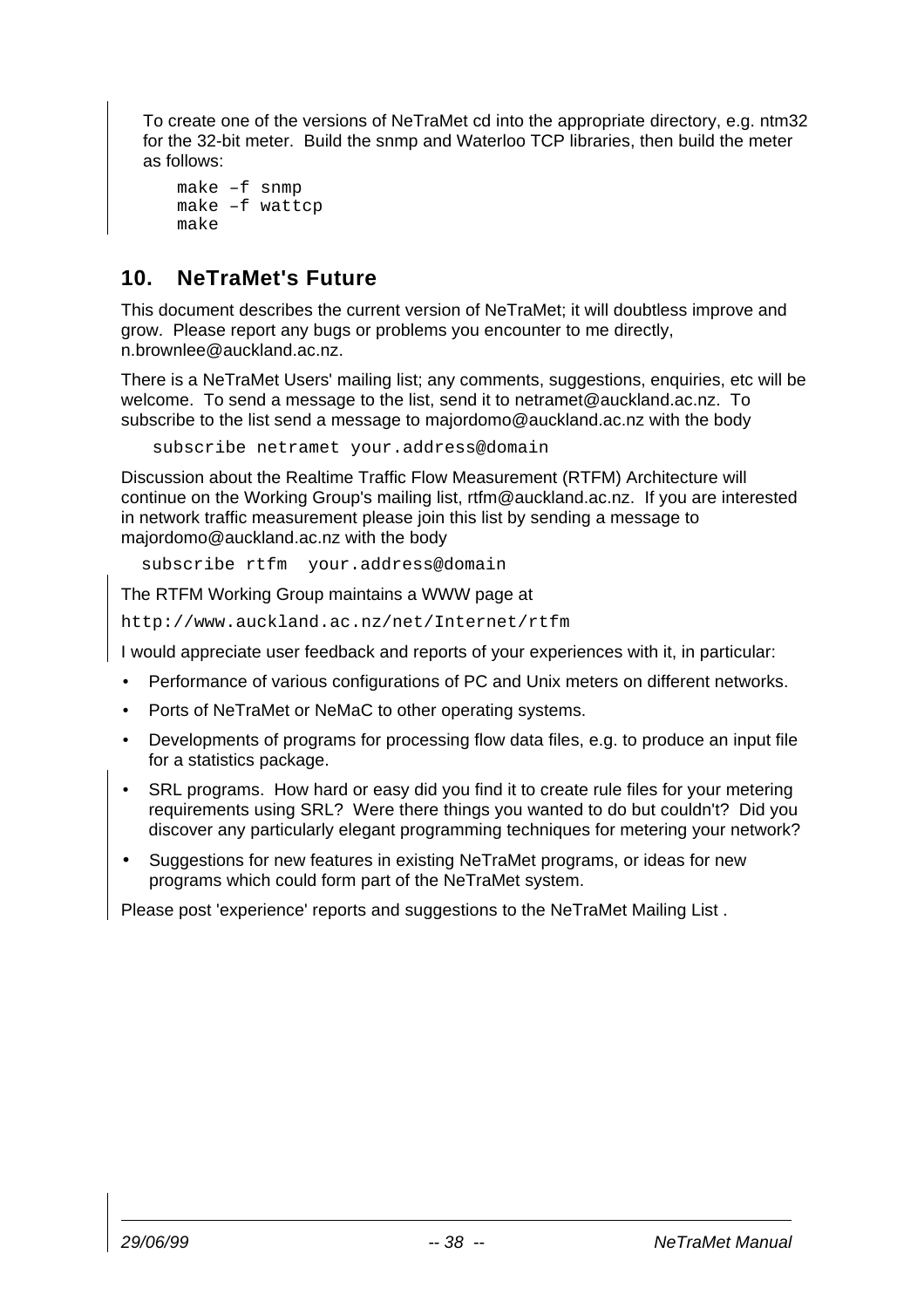To create one of the versions of NeTraMet cd into the appropriate directory, e.g. ntm32 for the 32-bit meter. Build the snmp and Waterloo TCP libraries, then build the meter as follows:

```
make –f snmp
make –f wattcp
make
```

## 10. NeTraMet's Future

This document describes the current version of NeTraMet; it will doubtless improve and grow. Please report any bugs or problems you encounter to me directly, n.brownlee@auckland.ac.nz.

There is a NeTraMet Users' mailing list; any comments, suggestions, enquiries, etc will be welcome. To send a message to the list, send it to netramet@auckland.ac.nz. To subscribe to the list send a message to majordomo@auckland.ac.nz with the body

```
subscribe netramet your.address@domain
```

Discussion about the Realtime Traffic Flow Measurement (RTFM) Architecture will continue on the Working Group's mailing list, rtfm@auckland.ac.nz. If you are interested in network traffic measurement please join this list by sending a message to majordomo@auckland.ac.nz with the body

```
subscribe rtfm  your.address@domain
```

The RTFM Working Group maintains a WWW page at

`http://www.auckland.ac.nz/net/Internet/rtfm`

I would appreciate user feedback and reports of your experiences with it, in particular:

- Performance of various configurations of PC and Unix meters on different networks.
- Ports of NeTraMet or NeMaC to other operating systems.
- Developments of programs for processing flow data files, e.g. to produce an input file for a statistics package.
- SRL programs. How hard or easy did you find it to create rule files for your metering requirements using SRL? Were there things you wanted to do but couldn't? Did you discover any particularly elegant programming techniques for metering your network?
- Suggestions for new features in existing NeTraMet programs, or ideas for new programs which could form part of the NeTraMet system.

Please post 'experience' reports and suggestions to the NeTraMet Mailing List .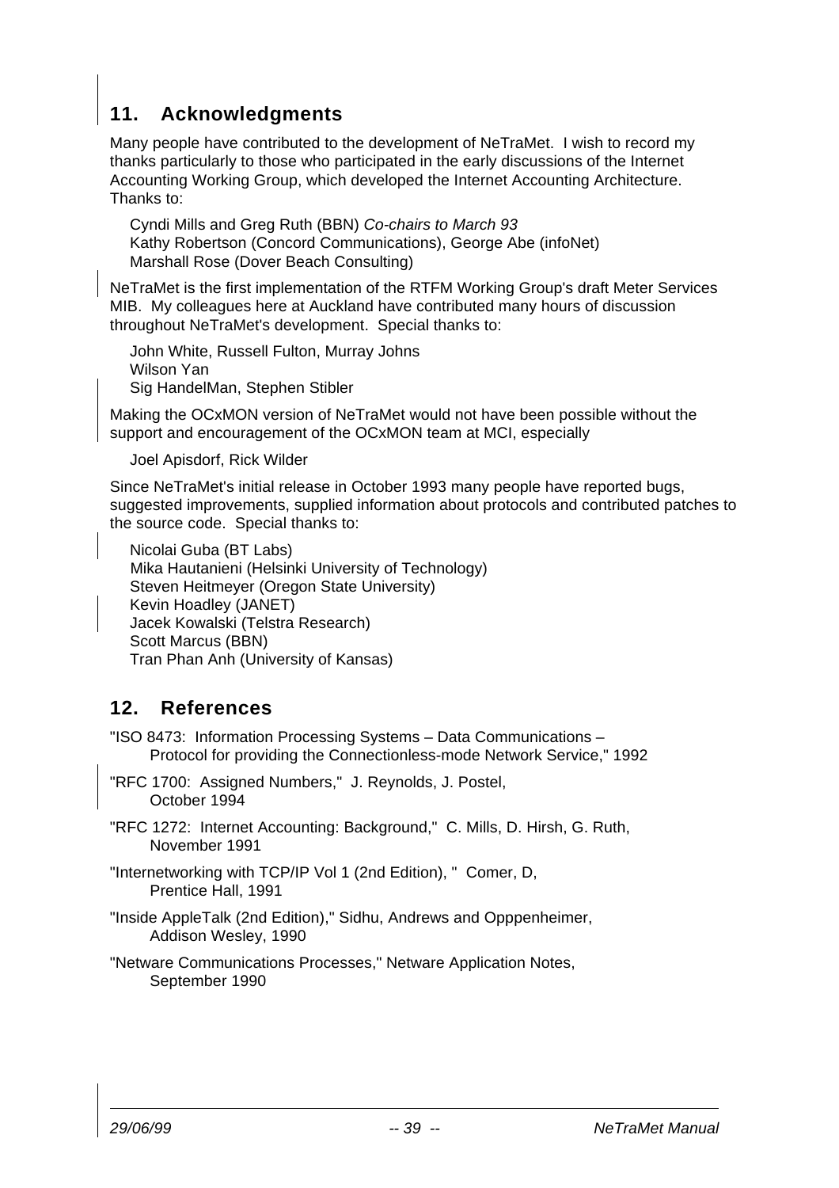## 11. Acknowledgments

Many people have contributed to the development of NeTraMet. I wish to record my thanks particularly to those who participated in the early discussions of the Internet Accounting Working Group, which developed the Internet Accounting Architecture. Thanks to:

Cyndi Mills and Greg Ruth (BBN) *Co-chairs to March 93*
Kathy Robertson (Concord Communications), George Abe (infoNet)
Marshall Rose (Dover Beach Consulting)

NeTraMet is the first implementation of the RTFM Working Group's draft Meter Services MIB. My colleagues here at Auckland have contributed many hours of discussion throughout NeTraMet's development. Special thanks to:

John White, Russell Fulton, Murray Johns
Wilson Yan
Sig HandelMan, Stephen Stibler

Making the OCxMON version of NeTraMet would not have been possible without the support and encouragement of the OCxMON team at MCI, especially

Joel Apisdorf, Rick Wilder

Since NeTraMet's initial release in October 1993 many people have reported bugs, suggested improvements, supplied information about protocols and contributed patches to the source code. Special thanks to:

Nicolai Guba (BT Labs)
Mika Hautanieni (Helsinki University of Technology)
Steven Heitmeyer (Oregon State University)
Kevin Hoadley (JANET)
Jacek Kowalski (Telstra Research)
Scott Marcus (BBN)
Tran Phan Anh (University of Kansas)

## 12. References

"ISO 8473: Information Processing Systems – Data Communications – Protocol for providing the Connectionless-mode Network Service," 1992

"RFC 1700: Assigned Numbers," J. Reynolds, J. Postel, October 1994

"RFC 1272: Internet Accounting: Background," C. Mills, D. Hirsh, G. Ruth, November 1991

"Internetworking with TCP/IP Vol 1 (2nd Edition), " Comer, D, Prentice Hall, 1991

"Inside AppleTalk (2nd Edition)," Sidhu, Andrews and Opppenheimer, Addison Wesley, 1990

"Netware Communications Processes," Netware Application Notes, September 1990